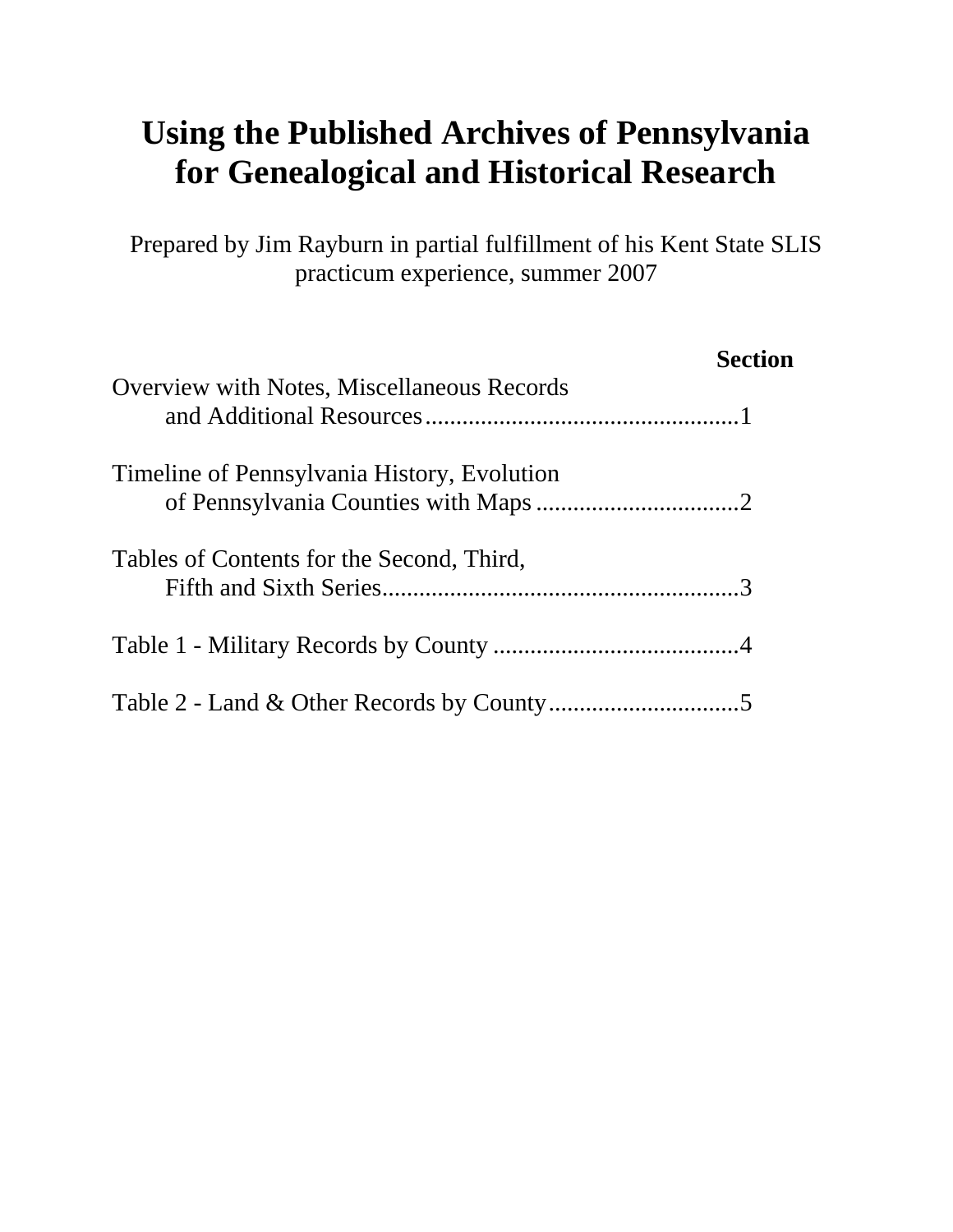# Using the Published Archives of Pennsylvania for Genealogical and Historical Research

Prepared by Jim Rayburn in partial fulfillment of his Kent State SLIS practicum experience, summer 2007

| | Section |
|---|---|
| Overview with Notes, Miscellaneous Records and Additional Resources | 1 |
| Timeline of Pennsylvania History, Evolution of Pennsylvania Counties with Maps | 2 |
| Tables of Contents for the Second, Third, Fifth and Sixth Series | 3 |
| Table 1 - Military Records by County | 4 |
| Table 2 - Land & Other Records by County | 5 |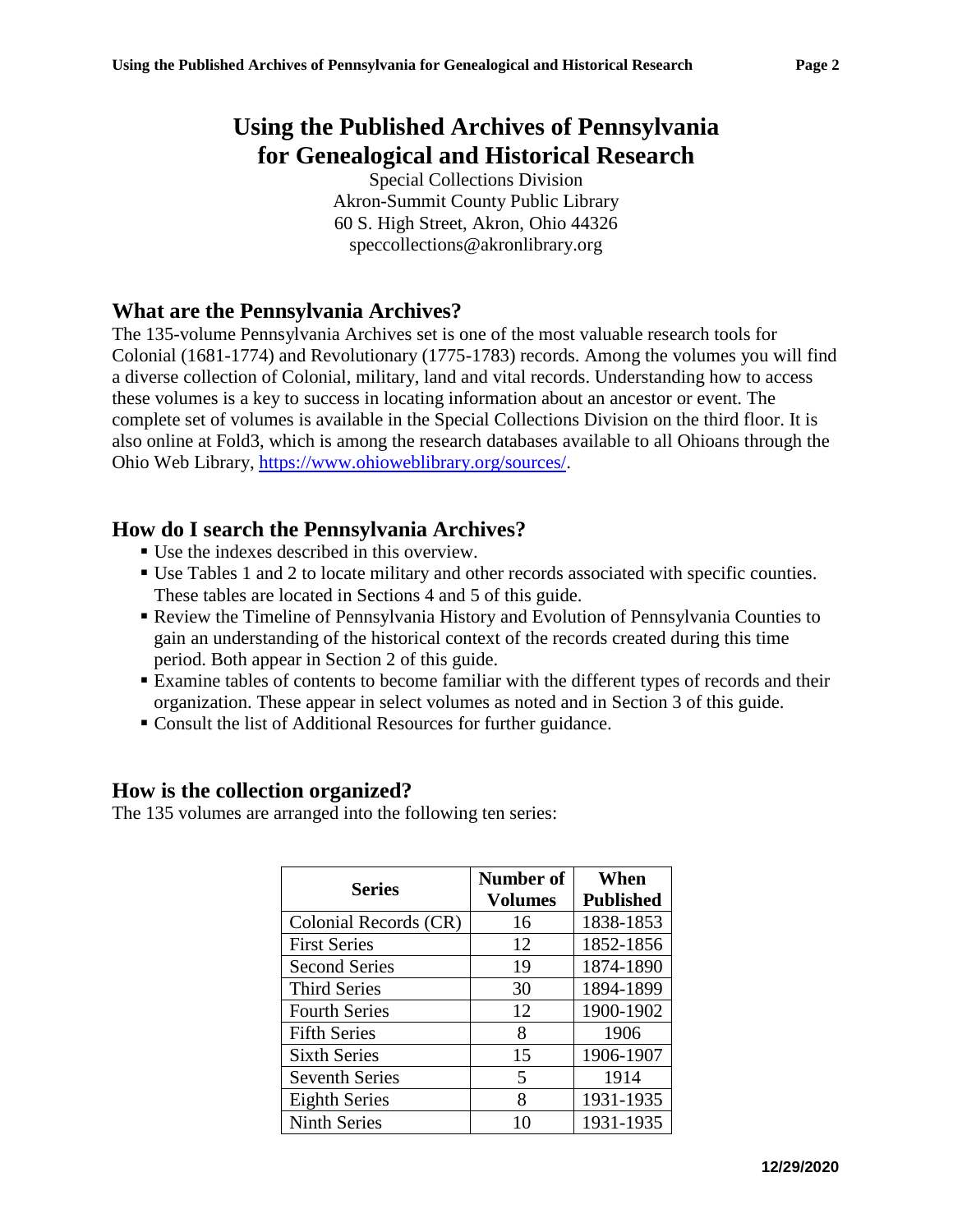# Using the Published Archives of Pennsylvania for Genealogical and Historical Research

Special Collections Division
Akron-Summit County Public Library
60 S. High Street, Akron, Ohio 44326
speccollections@akronlibrary.org

## What are the Pennsylvania Archives?

The 135-volume Pennsylvania Archives set is one of the most valuable research tools for Colonial (1681-1774) and Revolutionary (1775-1783) records. Among the volumes you will find a diverse collection of Colonial, military, land and vital records. Understanding how to access these volumes is a key to success in locating information about an ancestor or event. The complete set of volumes is available in the Special Collections Division on the third floor. It is also online at Fold3, which is among the research databases available to all Ohioans through the Ohio Web Library, https://www.ohioweblibrary.org/sources/.

## How do I search the Pennsylvania Archives?

- Use the indexes described in this overview.
- Use Tables 1 and 2 to locate military and other records associated with specific counties. These tables are located in Sections 4 and 5 of this guide.
- Review the Timeline of Pennsylvania History and Evolution of Pennsylvania Counties to gain an understanding of the historical context of the records created during this time period. Both appear in Section 2 of this guide.
- Examine tables of contents to become familiar with the different types of records and their organization. These appear in select volumes as noted and in Section 3 of this guide.
- Consult the list of Additional Resources for further guidance.

## How is the collection organized?

The 135 volumes are arranged into the following ten series:

| Series | Number of Volumes | When Published |
|---|---|---|
| Colonial Records (CR) | 16 | 1838-1853 |
| First Series | 12 | 1852-1856 |
| Second Series | 19 | 1874-1890 |
| Third Series | 30 | 1894-1899 |
| Fourth Series | 12 | 1900-1902 |
| Fifth Series | 8 | 1906 |
| Sixth Series | 15 | 1906-1907 |
| Seventh Series | 5 | 1914 |
| Eighth Series | 8 | 1931-1935 |
| Ninth Series | 10 | 1931-1935 |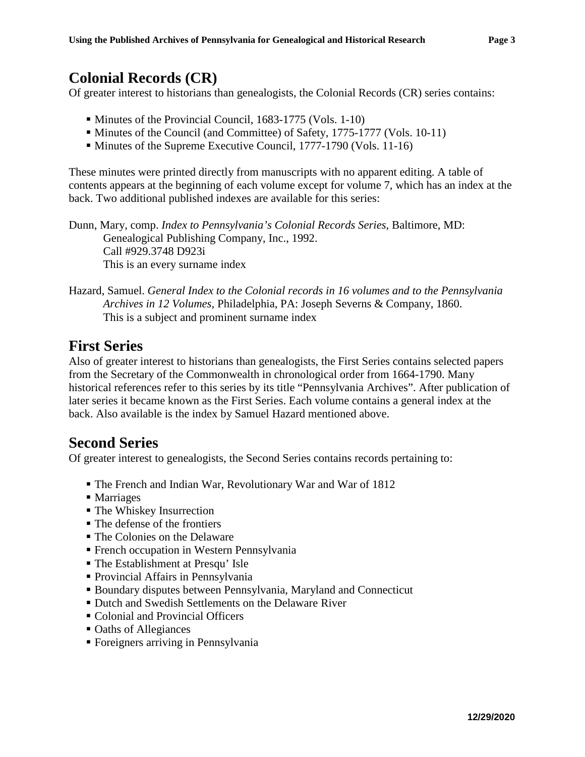## Colonial Records (CR)

Of greater interest to historians than genealogists, the Colonial Records (CR) series contains:

- Minutes of the Provincial Council, 1683-1775 (Vols. 1-10)
- Minutes of the Council (and Committee) of Safety, 1775-1777 (Vols. 10-11)
- Minutes of the Supreme Executive Council, 1777-1790 (Vols. 11-16)

These minutes were printed directly from manuscripts with no apparent editing. A table of contents appears at the beginning of each volume except for volume 7, which has an index at the back. Two additional published indexes are available for this series:

Dunn, Mary, comp. *Index to Pennsylvania's Colonial Records Series*, Baltimore, MD: Genealogical Publishing Company, Inc., 1992.
Call #929.3748 D923i
This is an every surname index

Hazard, Samuel. *General Index to the Colonial records in 16 volumes and to the Pennsylvania Archives in 12 Volumes*, Philadelphia, PA: Joseph Severns & Company, 1860.
This is a subject and prominent surname index

## First Series

Also of greater interest to historians than genealogists, the First Series contains selected papers from the Secretary of the Commonwealth in chronological order from 1664-1790. Many historical references refer to this series by its title "Pennsylvania Archives". After publication of later series it became known as the First Series. Each volume contains a general index at the back. Also available is the index by Samuel Hazard mentioned above.

## Second Series

Of greater interest to genealogists, the Second Series contains records pertaining to:

- The French and Indian War, Revolutionary War and War of 1812
- Marriages
- The Whiskey Insurrection
- The defense of the frontiers
- The Colonies on the Delaware
- French occupation in Western Pennsylvania
- The Establishment at Presqu' Isle
- Provincial Affairs in Pennsylvania
- Boundary disputes between Pennsylvania, Maryland and Connecticut
- Dutch and Swedish Settlements on the Delaware River
- Colonial and Provincial Officers
- Oaths of Allegiances
- Foreigners arriving in Pennsylvania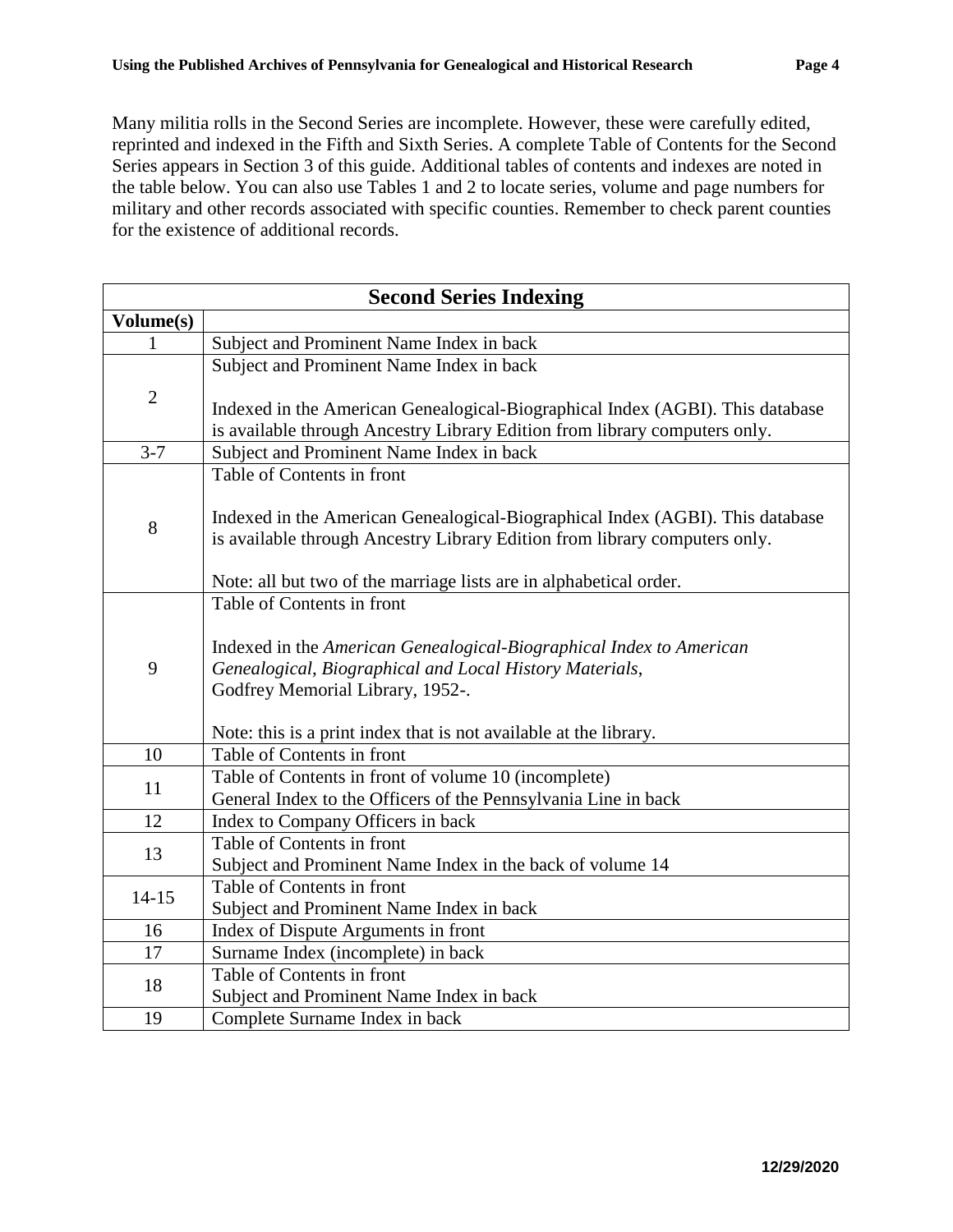Many militia rolls in the Second Series are incomplete. However, these were carefully edited, reprinted and indexed in the Fifth and Sixth Series. A complete Table of Contents for the Second Series appears in Section 3 of this guide. Additional tables of contents and indexes are noted in the table below. You can also use Tables 1 and 2 to locate series, volume and page numbers for military and other records associated with specific counties. Remember to check parent counties for the existence of additional records.

| **Second Series Indexing** | |
|---|---|
| **Volume(s)** | |
| 1 | Subject and Prominent Name Index in back |
| 2 | Subject and Prominent Name Index in back<br><br>Indexed in the American Genealogical-Biographical Index (AGBI). This database is available through Ancestry Library Edition from library computers only. |
| 3-7 | Subject and Prominent Name Index in back |
| 8 | Table of Contents in front<br><br>Indexed in the American Genealogical-Biographical Index (AGBI). This database is available through Ancestry Library Edition from library computers only.<br><br>Note: all but two of the marriage lists are in alphabetical order. |
| 9 | Table of Contents in front<br><br>Indexed in the *American Genealogical-Biographical Index to American Genealogical, Biographical and Local History Materials*, Godfrey Memorial Library, 1952-.<br><br>Note: this is a print index that is not available at the library. |
| 10 | Table of Contents in front |
| 11 | Table of Contents in front of volume 10 (incomplete)<br>General Index to the Officers of the Pennsylvania Line in back |
| 12 | Index to Company Officers in back |
| 13 | Table of Contents in front<br>Subject and Prominent Name Index in the back of volume 14 |
| 14-15 | Table of Contents in front<br>Subject and Prominent Name Index in back |
| 16 | Index of Dispute Arguments in front |
| 17 | Surname Index (incomplete) in back |
| 18 | Table of Contents in front<br>Subject and Prominent Name Index in back |
| 19 | Complete Surname Index in back |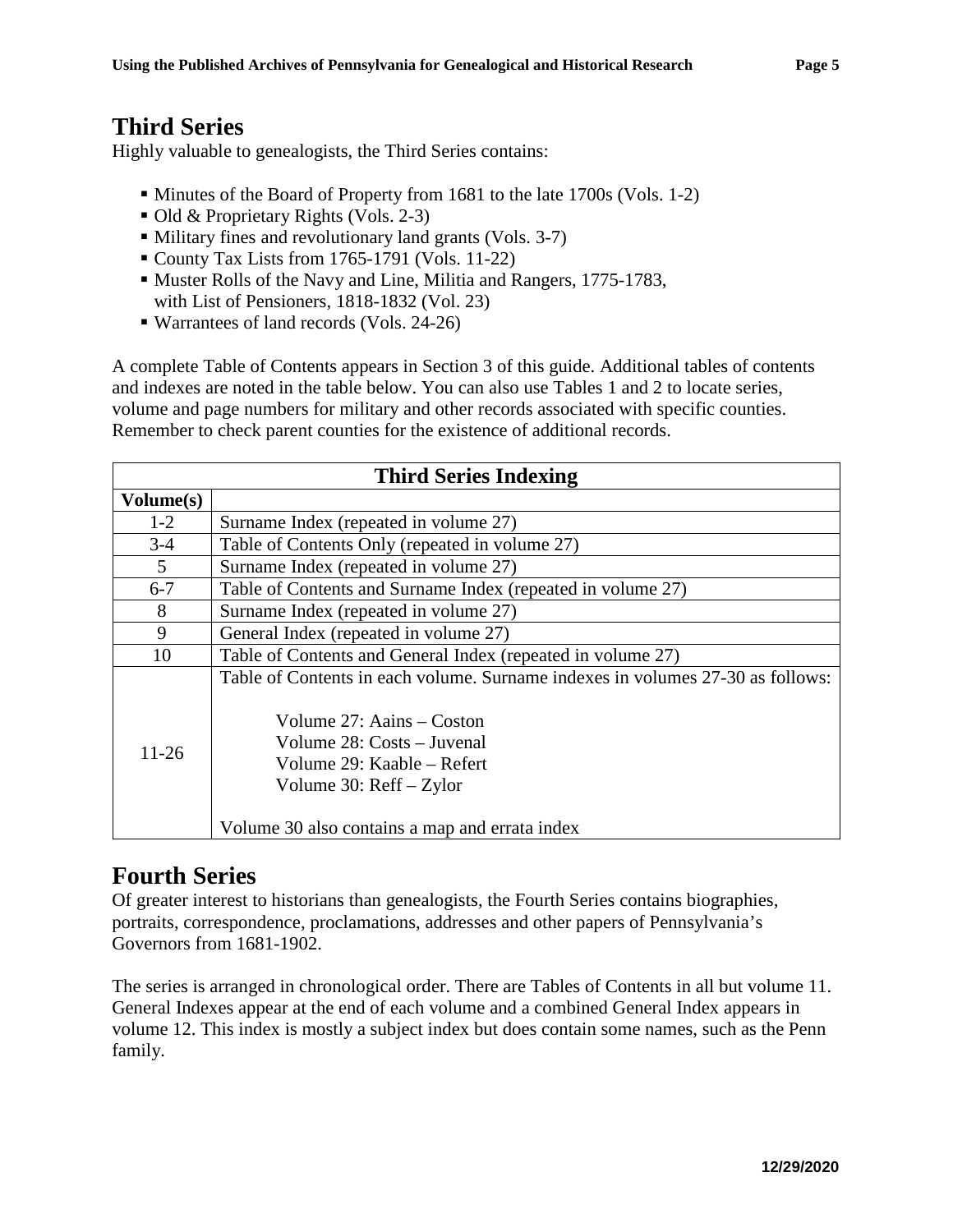## Third Series

Highly valuable to genealogists, the Third Series contains:

- Minutes of the Board of Property from 1681 to the late 1700s (Vols. 1-2)
- Old & Proprietary Rights (Vols. 2-3)
- Military fines and revolutionary land grants (Vols. 3-7)
- County Tax Lists from 1765-1791 (Vols. 11-22)
- Muster Rolls of the Navy and Line, Militia and Rangers, 1775-1783, with List of Pensioners, 1818-1832 (Vol. 23)
- Warrantees of land records (Vols. 24-26)

A complete Table of Contents appears in Section 3 of this guide. Additional tables of contents and indexes are noted in the table below. You can also use Tables 1 and 2 to locate series, volume and page numbers for military and other records associated with specific counties. Remember to check parent counties for the existence of additional records.

| Third Series Indexing | |
|---|---|
| **Volume(s)** | |
| 1-2 | Surname Index (repeated in volume 27) |
| 3-4 | Table of Contents Only (repeated in volume 27) |
| 5 | Surname Index (repeated in volume 27) |
| 6-7 | Table of Contents and Surname Index (repeated in volume 27) |
| 8 | Surname Index (repeated in volume 27) |
| 9 | General Index (repeated in volume 27) |
| 10 | Table of Contents and General Index (repeated in volume 27) |
| 11-26 | Table of Contents in each volume. Surname indexes in volumes 27-30 as follows:<br><br>Volume 27: Aains – Coston<br>Volume 28: Costs – Juvenal<br>Volume 29: Kaable – Refert<br>Volume 30: Reff – Zylor<br><br>Volume 30 also contains a map and errata index |

## Fourth Series

Of greater interest to historians than genealogists, the Fourth Series contains biographies, portraits, correspondence, proclamations, addresses and other papers of Pennsylvania's Governors from 1681-1902.

The series is arranged in chronological order. There are Tables of Contents in all but volume 11. General Indexes appear at the end of each volume and a combined General Index appears in volume 12. This index is mostly a subject index but does contain some names, such as the Penn family.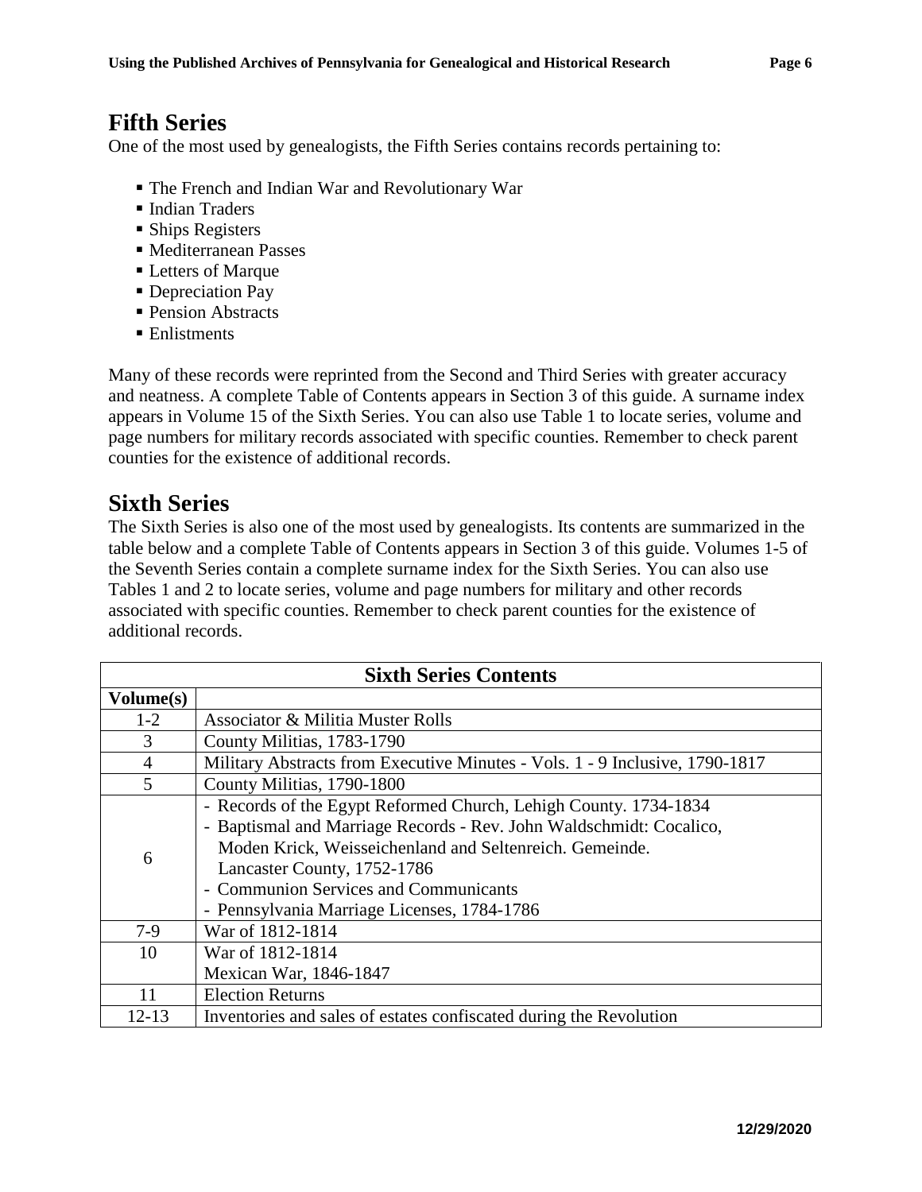## Fifth Series

One of the most used by genealogists, the Fifth Series contains records pertaining to:

- The French and Indian War and Revolutionary War
- Indian Traders
- Ships Registers
- Mediterranean Passes
- Letters of Marque
- Depreciation Pay
- Pension Abstracts
- Enlistments

Many of these records were reprinted from the Second and Third Series with greater accuracy and neatness. A complete Table of Contents appears in Section 3 of this guide. A surname index appears in Volume 15 of the Sixth Series. You can also use Table 1 to locate series, volume and page numbers for military records associated with specific counties. Remember to check parent counties for the existence of additional records.

## Sixth Series

The Sixth Series is also one of the most used by genealogists. Its contents are summarized in the table below and a complete Table of Contents appears in Section 3 of this guide. Volumes 1-5 of the Seventh Series contain a complete surname index for the Sixth Series. You can also use Tables 1 and 2 to locate series, volume and page numbers for military and other records associated with specific counties. Remember to check parent counties for the existence of additional records.

| Sixth Series Contents | |
|---|---|
| **Volume(s)** | |
| 1-2 | Associator & Militia Muster Rolls |
| 3 | County Militias, 1783-1790 |
| 4 | Military Abstracts from Executive Minutes - Vols. 1 - 9 Inclusive, 1790-1817 |
| 5 | County Militias, 1790-1800 |
| 6 | - Records of the Egypt Reformed Church, Lehigh County. 1734-1834<br>- Baptismal and Marriage Records - Rev. John Waldschmidt: Cocalico, Moden Krick, Weisseichenland and Seltenreich. Gemeinde. Lancaster County, 1752-1786<br>- Communion Services and Communicants<br>- Pennsylvania Marriage Licenses, 1784-1786 |
| 7-9 | War of 1812-1814 |
| 10 | War of 1812-1814<br>Mexican War, 1846-1847 |
| 11 | Election Returns |
| 12-13 | Inventories and sales of estates confiscated during the Revolution |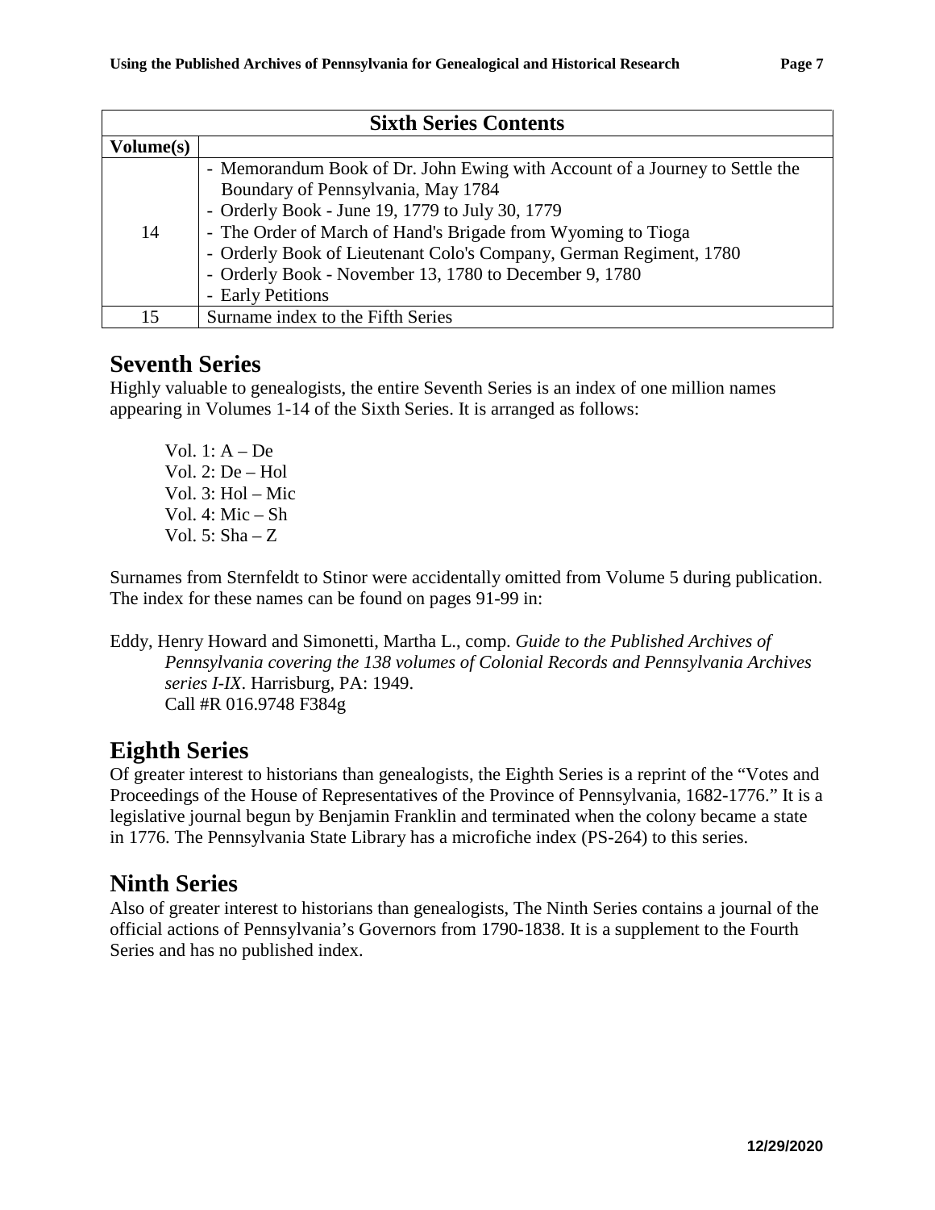| Sixth Series Contents | |
|---|---|
| Volume(s) | |
| 14 | - Memorandum Book of Dr. John Ewing with Account of a Journey to Settle the Boundary of Pennsylvania, May 1784<br>- Orderly Book - June 19, 1779 to July 30, 1779<br>- The Order of March of Hand's Brigade from Wyoming to Tioga<br>- Orderly Book of Lieutenant Colo's Company, German Regiment, 1780<br>- Orderly Book - November 13, 1780 to December 9, 1780<br>- Early Petitions |
| 15 | Surname index to the Fifth Series |

## Seventh Series

Highly valuable to genealogists, the entire Seventh Series is an index of one million names appearing in Volumes 1-14 of the Sixth Series. It is arranged as follows:

Vol. 1: A – De
Vol. 2: De – Hol
Vol. 3: Hol – Mic
Vol. 4: Mic – Sh
Vol. 5: Sha – Z

Surnames from Sternfeldt to Stinor were accidentally omitted from Volume 5 during publication. The index for these names can be found on pages 91-99 in:

Eddy, Henry Howard and Simonetti, Martha L., comp. *Guide to the Published Archives of Pennsylvania covering the 138 volumes of Colonial Records and Pennsylvania Archives series I-IX*. Harrisburg, PA: 1949.
Call #R 016.9748 F384g

## Eighth Series

Of greater interest to historians than genealogists, the Eighth Series is a reprint of the "Votes and Proceedings of the House of Representatives of the Province of Pennsylvania, 1682-1776." It is a legislative journal begun by Benjamin Franklin and terminated when the colony became a state in 1776. The Pennsylvania State Library has a microfiche index (PS-264) to this series.

## Ninth Series

Also of greater interest to historians than genealogists, The Ninth Series contains a journal of the official actions of Pennsylvania's Governors from 1790-1838. It is a supplement to the Fourth Series and has no published index.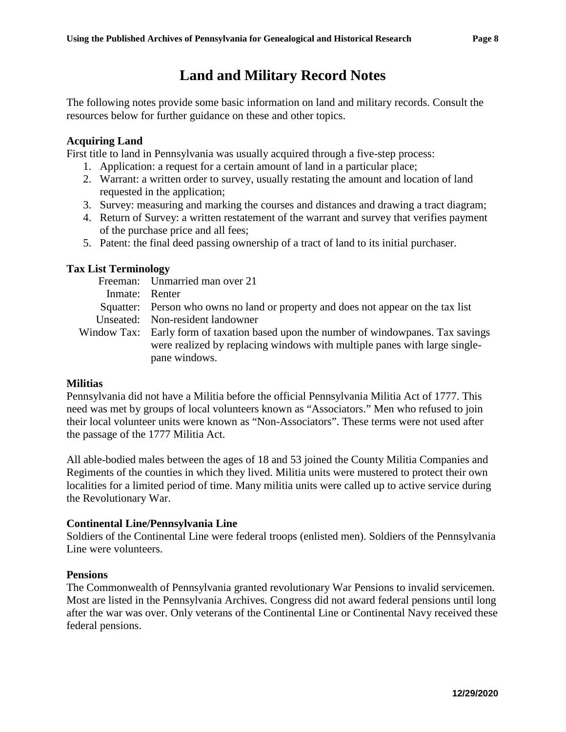# Land and Military Record Notes

The following notes provide some basic information on land and military records. Consult the resources below for further guidance on these and other topics.

**Acquiring Land**

First title to land in Pennsylvania was usually acquired through a five-step process:

1. Application: a request for a certain amount of land in a particular place;
2. Warrant: a written order to survey, usually restating the amount and location of land requested in the application;
3. Survey: measuring and marking the courses and distances and drawing a tract diagram;
4. Return of Survey: a written restatement of the warrant and survey that verifies payment of the purchase price and all fees;
5. Patent: the final deed passing ownership of a tract of land to its initial purchaser.

**Tax List Terminology**

| | |
|---|---|
| Freeman: | Unmarried man over 21 |
| Inmate: | Renter |
| Squatter: | Person who owns no land or property and does not appear on the tax list |
| Unseated: | Non-resident landowner |
| Window Tax: | Early form of taxation based upon the number of windowpanes. Tax savings were realized by replacing windows with multiple panes with large single-pane windows. |

**Militias**

Pennsylvania did not have a Militia before the official Pennsylvania Militia Act of 1777. This need was met by groups of local volunteers known as "Associators." Men who refused to join their local volunteer units were known as "Non-Associators". These terms were not used after the passage of the 1777 Militia Act.

All able-bodied males between the ages of 18 and 53 joined the County Militia Companies and Regiments of the counties in which they lived. Militia units were mustered to protect their own localities for a limited period of time. Many militia units were called up to active service during the Revolutionary War.

**Continental Line/Pennsylvania Line**

Soldiers of the Continental Line were federal troops (enlisted men). Soldiers of the Pennsylvania Line were volunteers.

**Pensions**

The Commonwealth of Pennsylvania granted revolutionary War Pensions to invalid servicemen. Most are listed in the Pennsylvania Archives. Congress did not award federal pensions until long after the war was over. Only veterans of the Continental Line or Continental Navy received these federal pensions.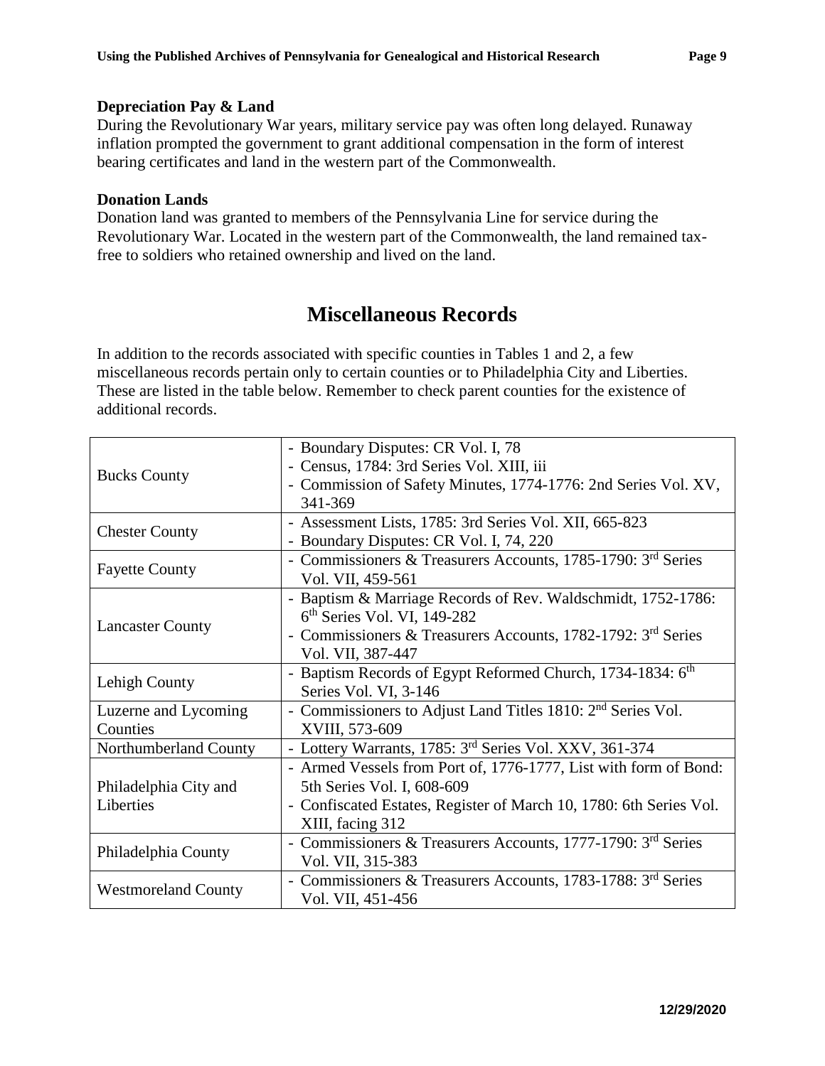**Depreciation Pay & Land**

During the Revolutionary War years, military service pay was often long delayed. Runaway inflation prompted the government to grant additional compensation in the form of interest bearing certificates and land in the western part of the Commonwealth.

**Donation Lands**

Donation land was granted to members of the Pennsylvania Line for service during the Revolutionary War. Located in the western part of the Commonwealth, the land remained tax-free to soldiers who retained ownership and lived on the land.

# Miscellaneous Records

In addition to the records associated with specific counties in Tables 1 and 2, a few miscellaneous records pertain only to certain counties or to Philadelphia City and Liberties. These are listed in the table below. Remember to check parent counties for the existence of additional records.

| County | Records |
|---|---|
| Bucks County | - Boundary Disputes: CR Vol. I, 78<br>- Census, 1784: 3rd Series Vol. XIII, iii<br>- Commission of Safety Minutes, 1774-1776: 2nd Series Vol. XV, 341-369 |
| Chester County | - Assessment Lists, 1785: 3rd Series Vol. XII, 665-823<br>- Boundary Disputes: CR Vol. I, 74, 220 |
| Fayette County | - Commissioners & Treasurers Accounts, 1785-1790: 3rd Series Vol. VII, 459-561 |
| Lancaster County | - Baptism & Marriage Records of Rev. Waldschmidt, 1752-1786: 6th Series Vol. VI, 149-282<br>- Commissioners & Treasurers Accounts, 1782-1792: 3rd Series Vol. VII, 387-447 |
| Lehigh County | - Baptism Records of Egypt Reformed Church, 1734-1834: 6th Series Vol. VI, 3-146 |
| Luzerne and Lycoming Counties | - Commissioners to Adjust Land Titles 1810: 2nd Series Vol. XVIII, 573-609 |
| Northumberland County | - Lottery Warrants, 1785: 3rd Series Vol. XXV, 361-374 |
| Philadelphia City and Liberties | - Armed Vessels from Port of, 1776-1777, List with form of Bond: 5th Series Vol. I, 608-609<br>- Confiscated Estates, Register of March 10, 1780: 6th Series Vol. XIII, facing 312 |
| Philadelphia County | - Commissioners & Treasurers Accounts, 1777-1790: 3rd Series Vol. VII, 315-383 |
| Westmoreland County | - Commissioners & Treasurers Accounts, 1783-1788: 3rd Series Vol. VII, 451-456 |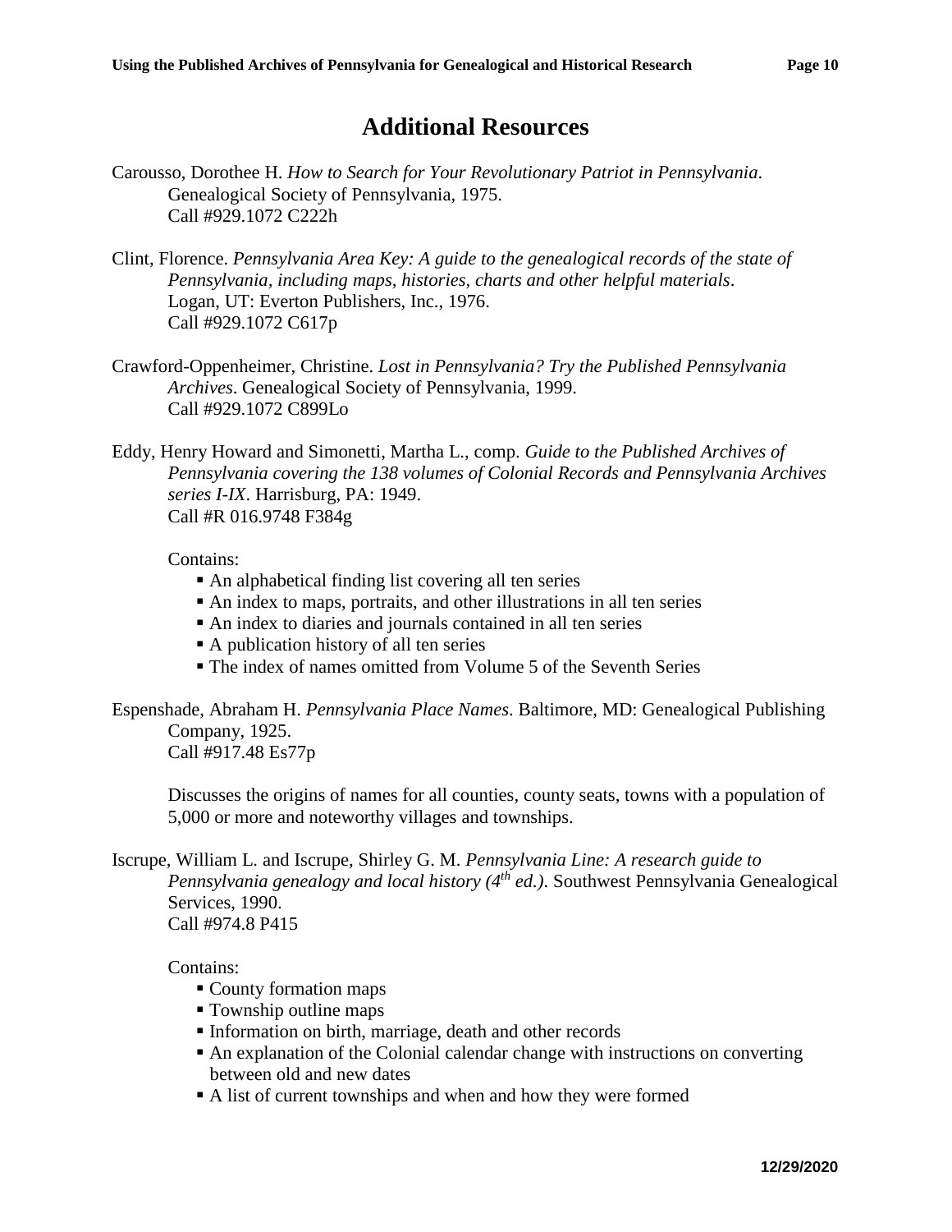## Additional Resources

Carousso, Dorothee H. *How to Search for Your Revolutionary Patriot in Pennsylvania*. Genealogical Society of Pennsylvania, 1975.
Call #929.1072 C222h

Clint, Florence. *Pennsylvania Area Key: A guide to the genealogical records of the state of Pennsylvania, including maps, histories, charts and other helpful materials*. Logan, UT: Everton Publishers, Inc., 1976.
Call #929.1072 C617p

Crawford-Oppenheimer, Christine. *Lost in Pennsylvania? Try the Published Pennsylvania Archives*. Genealogical Society of Pennsylvania, 1999.
Call #929.1072 C899Lo

Eddy, Henry Howard and Simonetti, Martha L., comp. *Guide to the Published Archives of Pennsylvania covering the 138 volumes of Colonial Records and Pennsylvania Archives series I-IX*. Harrisburg, PA: 1949.
Call #R 016.9748 F384g

Contains:

- An alphabetical finding list covering all ten series
- An index to maps, portraits, and other illustrations in all ten series
- An index to diaries and journals contained in all ten series
- A publication history of all ten series
- The index of names omitted from Volume 5 of the Seventh Series

Espenshade, Abraham H. *Pennsylvania Place Names*. Baltimore, MD: Genealogical Publishing Company, 1925.
Call #917.48 Es77p

Discusses the origins of names for all counties, county seats, towns with a population of 5,000 or more and noteworthy villages and townships.

Iscrupe, William L. and Iscrupe, Shirley G. M. *Pennsylvania Line: A research guide to Pennsylvania genealogy and local history (4th ed.)*. Southwest Pennsylvania Genealogical Services, 1990.
Call #974.8 P415

Contains:

- County formation maps
- Township outline maps
- Information on birth, marriage, death and other records
- An explanation of the Colonial calendar change with instructions on converting between old and new dates
- A list of current townships and when and how they were formed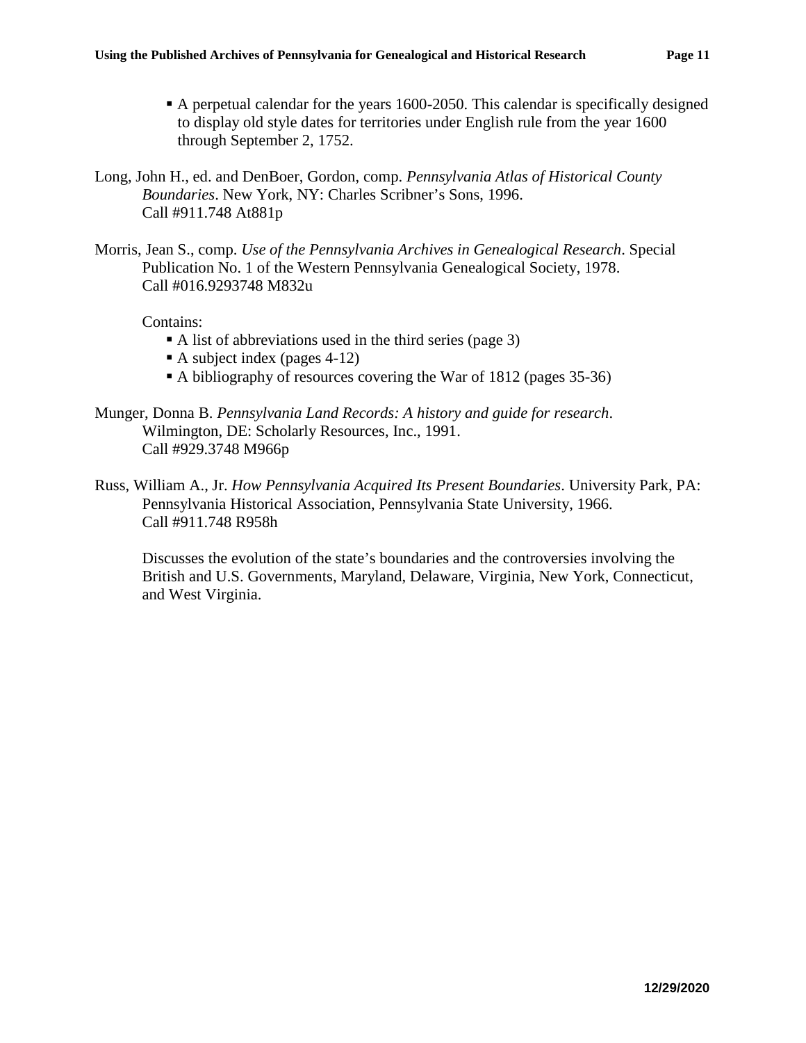- A perpetual calendar for the years 1600-2050. This calendar is specifically designed to display old style dates for territories under English rule from the year 1600 through September 2, 1752.

Long, John H., ed. and DenBoer, Gordon, comp. *Pennsylvania Atlas of Historical County Boundaries*. New York, NY: Charles Scribner's Sons, 1996.
Call #911.748 At881p

Morris, Jean S., comp. *Use of the Pennsylvania Archives in Genealogical Research*. Special Publication No. 1 of the Western Pennsylvania Genealogical Society, 1978.
Call #016.9293748 M832u

Contains:

- A list of abbreviations used in the third series (page 3)
- A subject index (pages 4-12)
- A bibliography of resources covering the War of 1812 (pages 35-36)

Munger, Donna B. *Pennsylvania Land Records: A history and guide for research*. Wilmington, DE: Scholarly Resources, Inc., 1991.
Call #929.3748 M966p

Russ, William A., Jr. *How Pennsylvania Acquired Its Present Boundaries*. University Park, PA: Pennsylvania Historical Association, Pennsylvania State University, 1966.
Call #911.748 R958h

Discusses the evolution of the state's boundaries and the controversies involving the British and U.S. Governments, Maryland, Delaware, Virginia, New York, Connecticut, and West Virginia.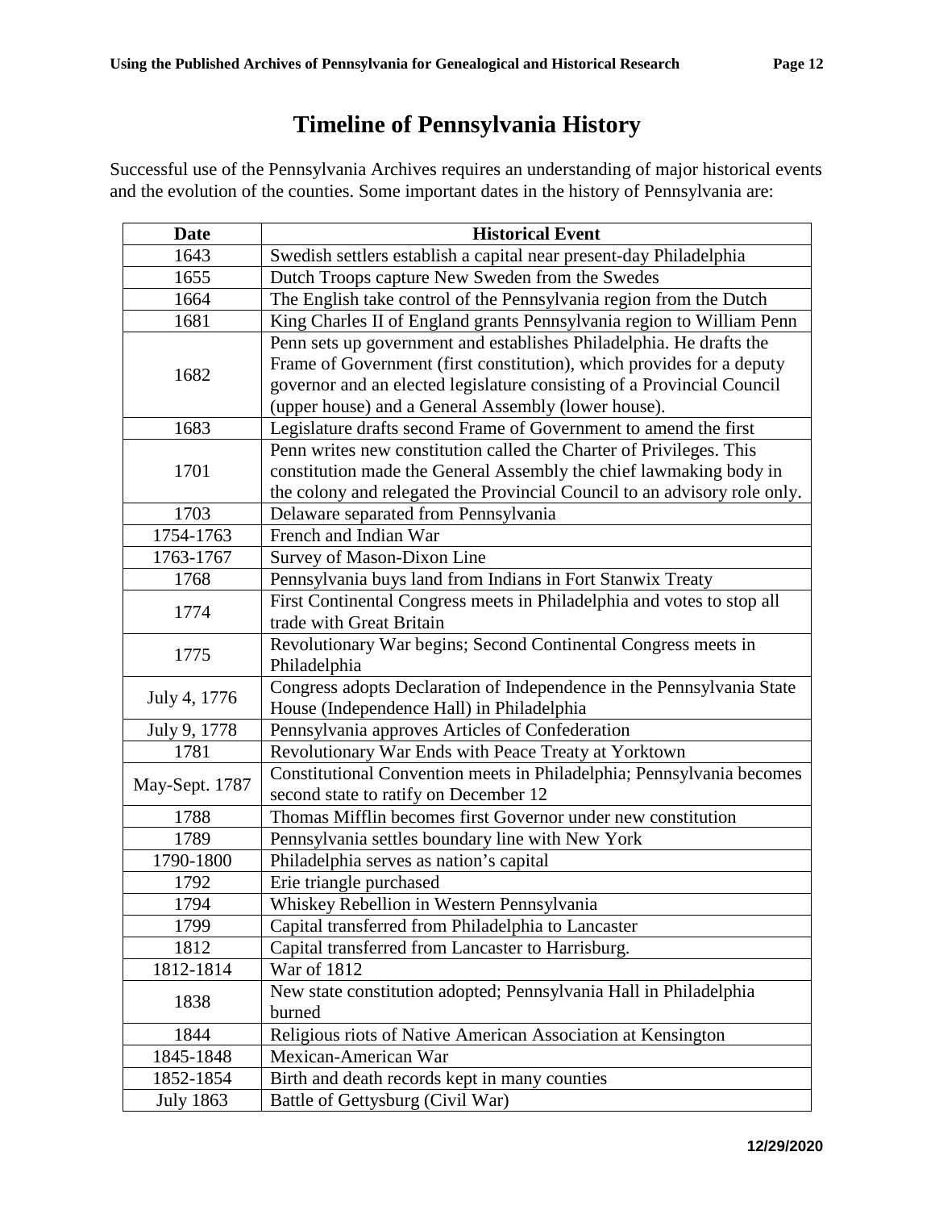# Timeline of Pennsylvania History

Successful use of the Pennsylvania Archives requires an understanding of major historical events and the evolution of the counties. Some important dates in the history of Pennsylvania are:

| Date | Historical Event |
|---|---|
| 1643 | Swedish settlers establish a capital near present-day Philadelphia |
| 1655 | Dutch Troops capture New Sweden from the Swedes |
| 1664 | The English take control of the Pennsylvania region from the Dutch |
| 1681 | King Charles II of England grants Pennsylvania region to William Penn |
| 1682 | Penn sets up government and establishes Philadelphia. He drafts the Frame of Government (first constitution), which provides for a deputy governor and an elected legislature consisting of a Provincial Council (upper house) and a General Assembly (lower house). |
| 1683 | Legislature drafts second Frame of Government to amend the first |
| 1701 | Penn writes new constitution called the Charter of Privileges. This constitution made the General Assembly the chief lawmaking body in the colony and relegated the Provincial Council to an advisory role only. |
| 1703 | Delaware separated from Pennsylvania |
| 1754-1763 | French and Indian War |
| 1763-1767 | Survey of Mason-Dixon Line |
| 1768 | Pennsylvania buys land from Indians in Fort Stanwix Treaty |
| 1774 | First Continental Congress meets in Philadelphia and votes to stop all trade with Great Britain |
| 1775 | Revolutionary War begins; Second Continental Congress meets in Philadelphia |
| July 4, 1776 | Congress adopts Declaration of Independence in the Pennsylvania State House (Independence Hall) in Philadelphia |
| July 9, 1778 | Pennsylvania approves Articles of Confederation |
| 1781 | Revolutionary War Ends with Peace Treaty at Yorktown |
| May-Sept. 1787 | Constitutional Convention meets in Philadelphia; Pennsylvania becomes second state to ratify on December 12 |
| 1788 | Thomas Mifflin becomes first Governor under new constitution |
| 1789 | Pennsylvania settles boundary line with New York |
| 1790-1800 | Philadelphia serves as nation's capital |
| 1792 | Erie triangle purchased |
| 1794 | Whiskey Rebellion in Western Pennsylvania |
| 1799 | Capital transferred from Philadelphia to Lancaster |
| 1812 | Capital transferred from Lancaster to Harrisburg. |
| 1812-1814 | War of 1812 |
| 1838 | New state constitution adopted; Pennsylvania Hall in Philadelphia burned |
| 1844 | Religious riots of Native American Association at Kensington |
| 1845-1848 | Mexican-American War |
| 1852-1854 | Birth and death records kept in many counties |
| July 1863 | Battle of Gettysburg (Civil War) |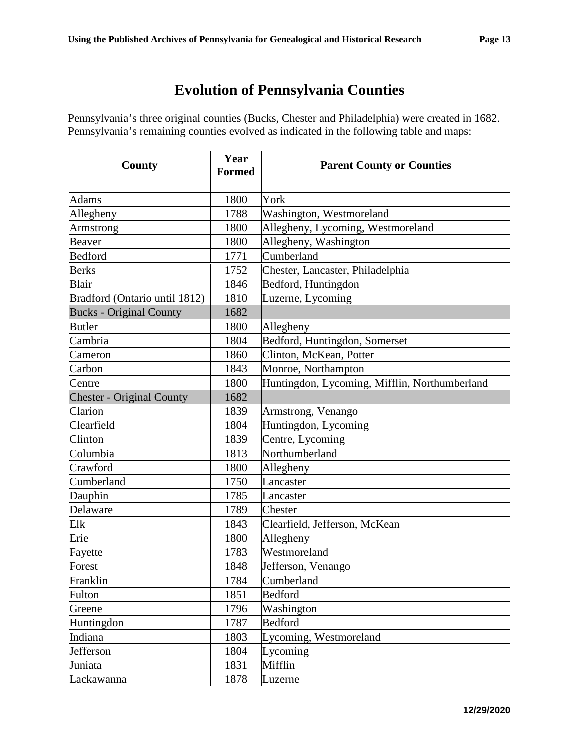# Evolution of Pennsylvania Counties

Pennsylvania's three original counties (Bucks, Chester and Philadelphia) were created in 1682. Pennsylvania's remaining counties evolved as indicated in the following table and maps:

| County | Year Formed | Parent County or Counties |
|---|---|---|
| | | |
| Adams | 1800 | York |
| Allegheny | 1788 | Washington, Westmoreland |
| Armstrong | 1800 | Allegheny, Lycoming, Westmoreland |
| Beaver | 1800 | Allegheny, Washington |
| Bedford | 1771 | Cumberland |
| Berks | 1752 | Chester, Lancaster, Philadelphia |
| Blair | 1846 | Bedford, Huntingdon |
| Bradford (Ontario until 1812) | 1810 | Luzerne, Lycoming |
| Bucks - Original County | 1682 | |
| Butler | 1800 | Allegheny |
| Cambria | 1804 | Bedford, Huntingdon, Somerset |
| Cameron | 1860 | Clinton, McKean, Potter |
| Carbon | 1843 | Monroe, Northampton |
| Centre | 1800 | Huntingdon, Lycoming, Mifflin, Northumberland |
| Chester - Original County | 1682 | |
| Clarion | 1839 | Armstrong, Venango |
| Clearfield | 1804 | Huntingdon, Lycoming |
| Clinton | 1839 | Centre, Lycoming |
| Columbia | 1813 | Northumberland |
| Crawford | 1800 | Allegheny |
| Cumberland | 1750 | Lancaster |
| Dauphin | 1785 | Lancaster |
| Delaware | 1789 | Chester |
| Elk | 1843 | Clearfield, Jefferson, McKean |
| Erie | 1800 | Allegheny |
| Fayette | 1783 | Westmoreland |
| Forest | 1848 | Jefferson, Venango |
| Franklin | 1784 | Cumberland |
| Fulton | 1851 | Bedford |
| Greene | 1796 | Washington |
| Huntingdon | 1787 | Bedford |
| Indiana | 1803 | Lycoming, Westmoreland |
| Jefferson | 1804 | Lycoming |
| Juniata | 1831 | Mifflin |
| Lackawanna | 1878 | Luzerne |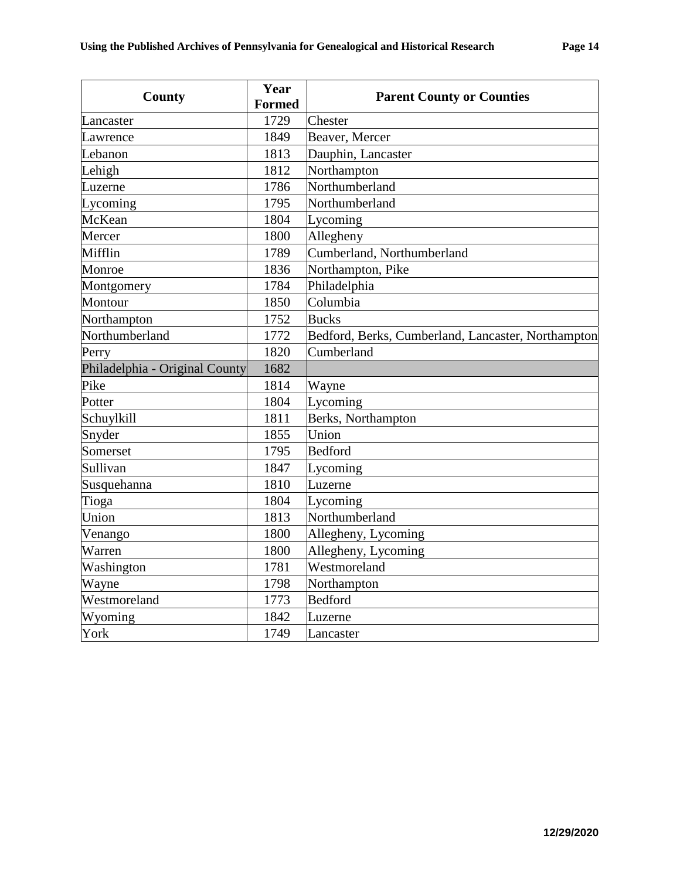| County | Year Formed | Parent County or Counties |
| --- | --- | --- |
| Lancaster | 1729 | Chester |
| Lawrence | 1849 | Beaver, Mercer |
| Lebanon | 1813 | Dauphin, Lancaster |
| Lehigh | 1812 | Northampton |
| Luzerne | 1786 | Northumberland |
| Lycoming | 1795 | Northumberland |
| McKean | 1804 | Lycoming |
| Mercer | 1800 | Allegheny |
| Mifflin | 1789 | Cumberland, Northumberland |
| Monroe | 1836 | Northampton, Pike |
| Montgomery | 1784 | Philadelphia |
| Montour | 1850 | Columbia |
| Northampton | 1752 | Bucks |
| Northumberland | 1772 | Bedford, Berks, Cumberland, Lancaster, Northampton |
| Perry | 1820 | Cumberland |
| Philadelphia - Original County | 1682 | |
| Pike | 1814 | Wayne |
| Potter | 1804 | Lycoming |
| Schuylkill | 1811 | Berks, Northampton |
| Snyder | 1855 | Union |
| Somerset | 1795 | Bedford |
| Sullivan | 1847 | Lycoming |
| Susquehanna | 1810 | Luzerne |
| Tioga | 1804 | Lycoming |
| Union | 1813 | Northumberland |
| Venango | 1800 | Allegheny, Lycoming |
| Warren | 1800 | Allegheny, Lycoming |
| Washington | 1781 | Westmoreland |
| Wayne | 1798 | Northampton |
| Westmoreland | 1773 | Bedford |
| Wyoming | 1842 | Luzerne |
| York | 1749 | Lancaster |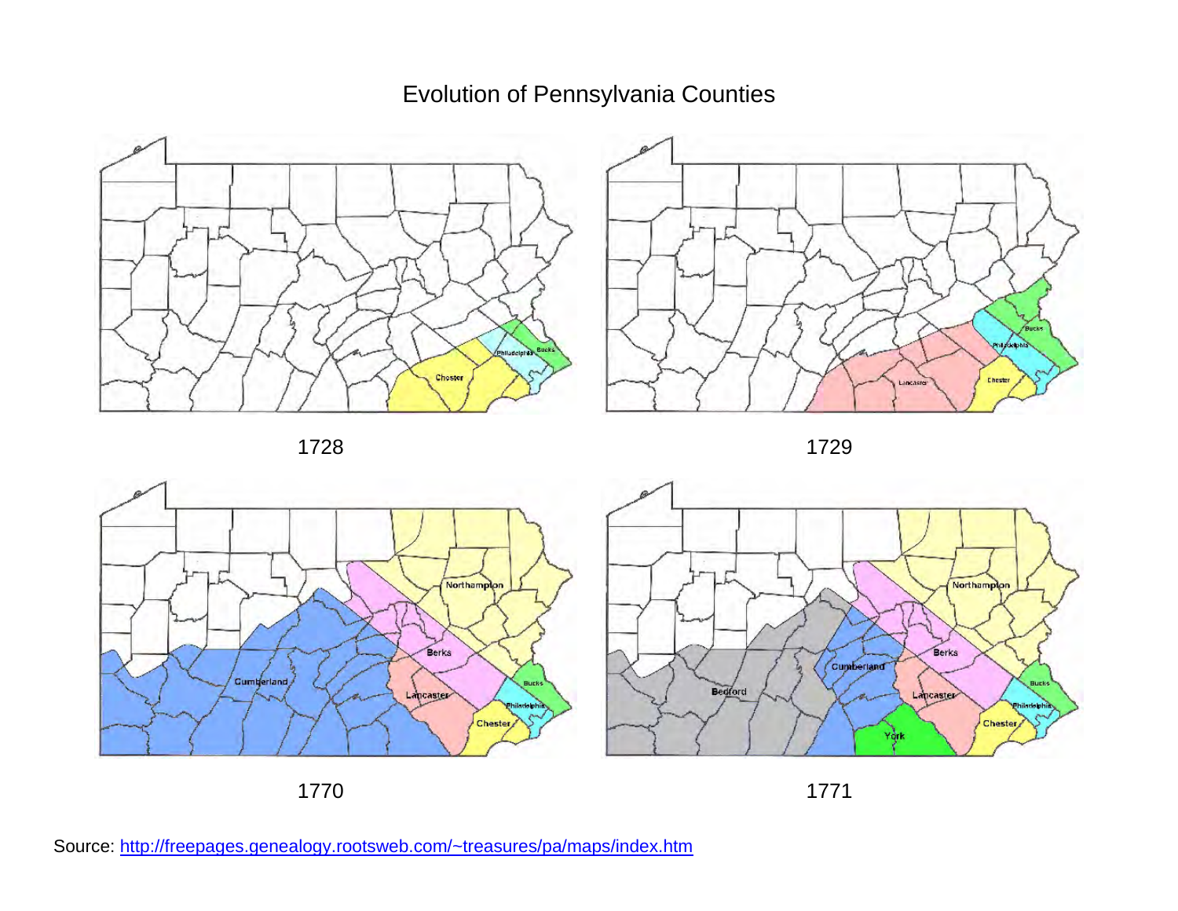# Evolution of Pennsylvania Counties

1728

1729

1770

1771

Source: http://freepages.genealogy.rootsweb.com/~treasures/pa/maps/index.htm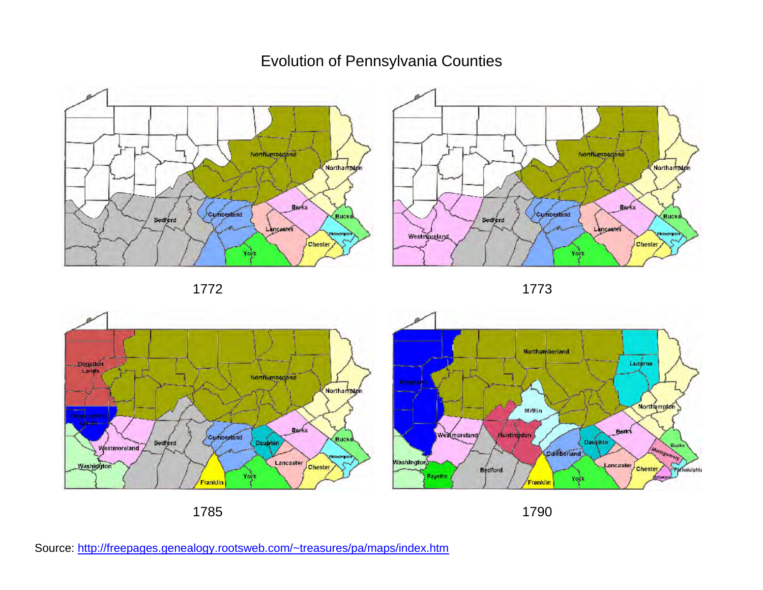# Evolution of Pennsylvania Counties

1772

1773

1785

1790

Source: http://freepages.genealogy.rootsweb.com/~treasures/pa/maps/index.htm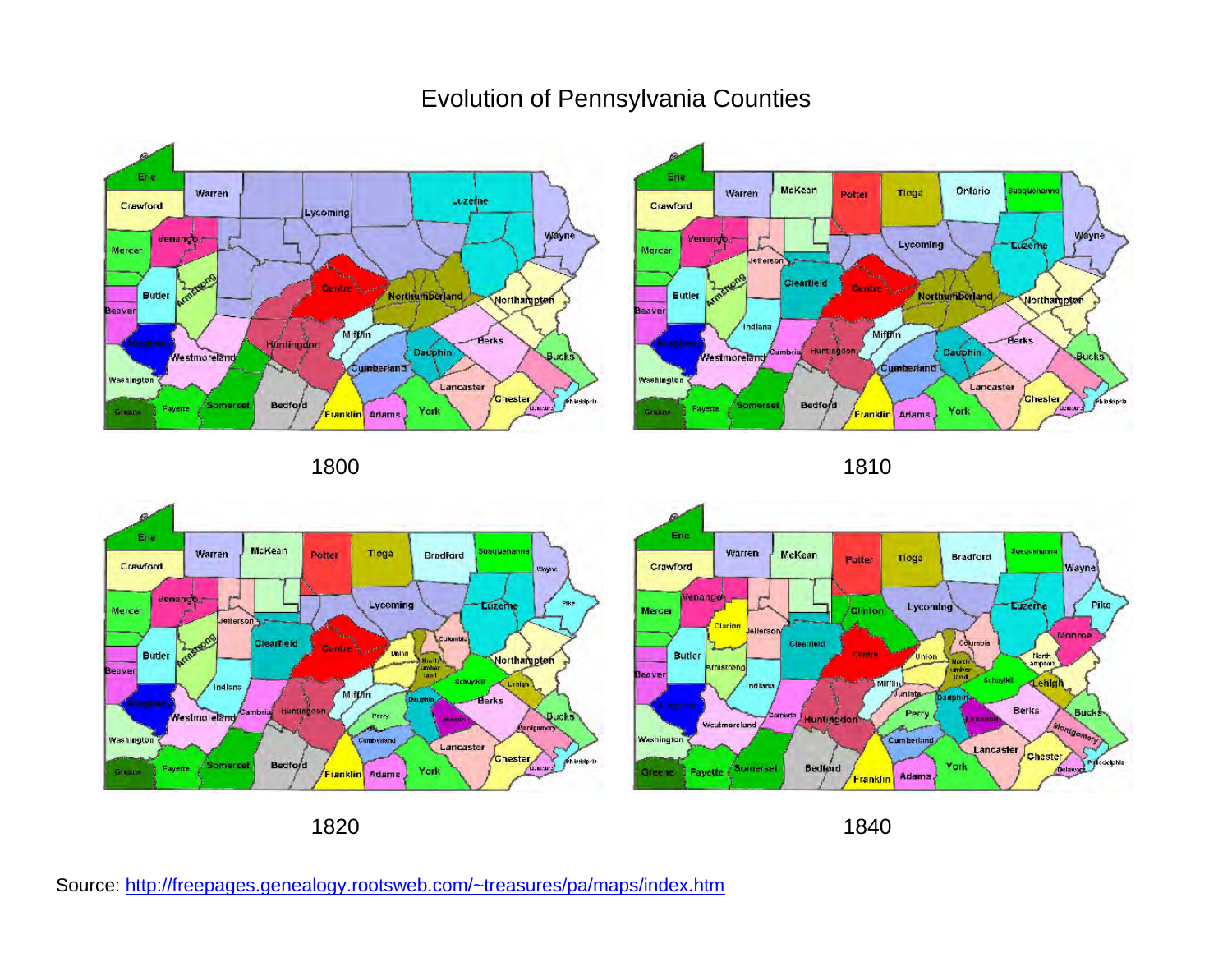# Evolution of Pennsylvania Counties

1800

1810

1820

1840

Source: http://freepages.genealogy.rootsweb.com/~treasures/pa/maps/index.htm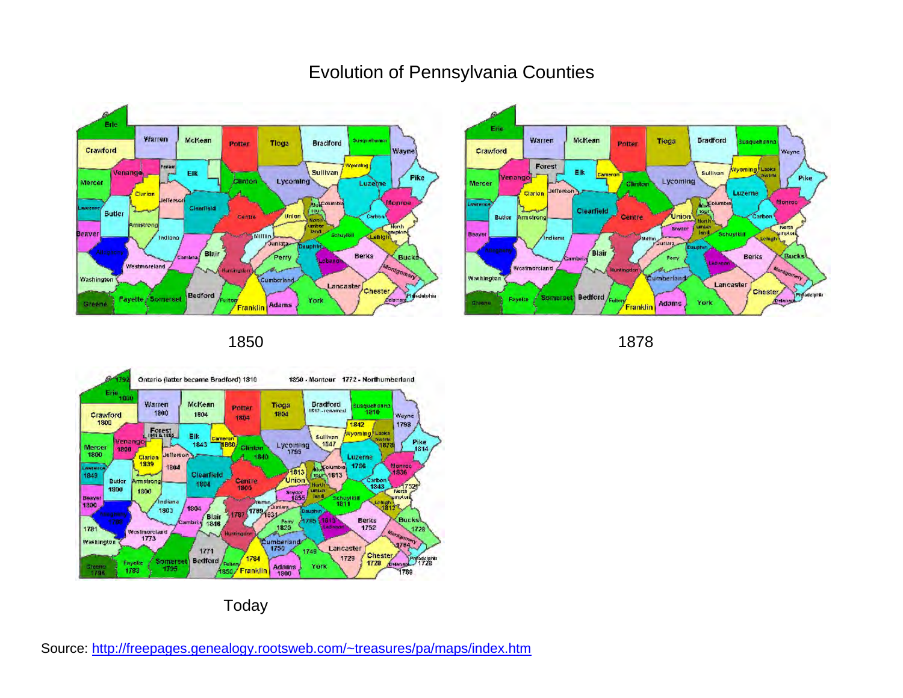# Evolution of Pennsylvania Counties

1850

1878

Today

Source: http://freepages.genealogy.rootsweb.com/~treasures/pa/maps/index.htm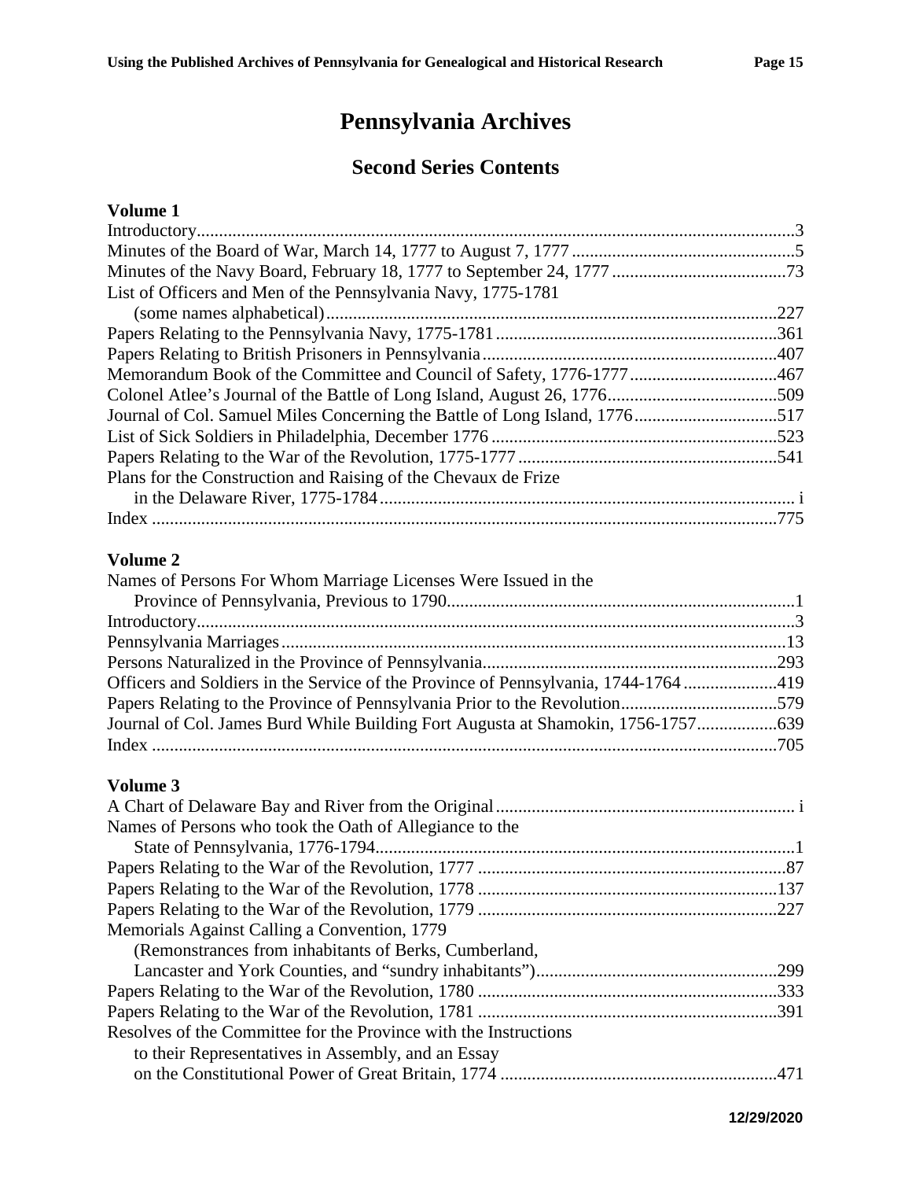# Pennsylvania Archives

## Second Series Contents

**Volume 1**

Introductory....3
Minutes of the Board of War, March 14, 1777 to August 7, 1777....5
Minutes of the Navy Board, February 18, 1777 to September 24, 1777....73
List of Officers and Men of the Pennsylvania Navy, 1775-1781
(some names alphabetical)....227
Papers Relating to the Pennsylvania Navy, 1775-1781....361
Papers Relating to British Prisoners in Pennsylvania....407
Memorandum Book of the Committee and Council of Safety, 1776-1777....467
Colonel Atlee's Journal of the Battle of Long Island, August 26, 1776....509
Journal of Col. Samuel Miles Concerning the Battle of Long Island, 1776....517
List of Sick Soldiers in Philadelphia, December 1776....523
Papers Relating to the War of the Revolution, 1775-1777....541
Plans for the Construction and Raising of the Chevaux de Frize
in the Delaware River, 1775-1784.... i
Index....775

**Volume 2**

Names of Persons For Whom Marriage Licenses Were Issued in the
Province of Pennsylvania, Previous to 1790....1
Introductory....3
Pennsylvania Marriages....13
Persons Naturalized in the Province of Pennsylvania....293
Officers and Soldiers in the Service of the Province of Pennsylvania, 1744-1764....419
Papers Relating to the Province of Pennsylvania Prior to the Revolution....579
Journal of Col. James Burd While Building Fort Augusta at Shamokin, 1756-1757....639
Index....705

**Volume 3**

A Chart of Delaware Bay and River from the Original.... i
Names of Persons who took the Oath of Allegiance to the
State of Pennsylvania, 1776-1794....1
Papers Relating to the War of the Revolution, 1777....87
Papers Relating to the War of the Revolution, 1778....137
Papers Relating to the War of the Revolution, 1779....227
Memorials Against Calling a Convention, 1779
(Remonstrances from inhabitants of Berks, Cumberland,
Lancaster and York Counties, and "sundry inhabitants")....299
Papers Relating to the War of the Revolution, 1780....333
Papers Relating to the War of the Revolution, 1781....391
Resolves of the Committee for the Province with the Instructions
to their Representatives in Assembly, and an Essay
on the Constitutional Power of Great Britain, 1774....471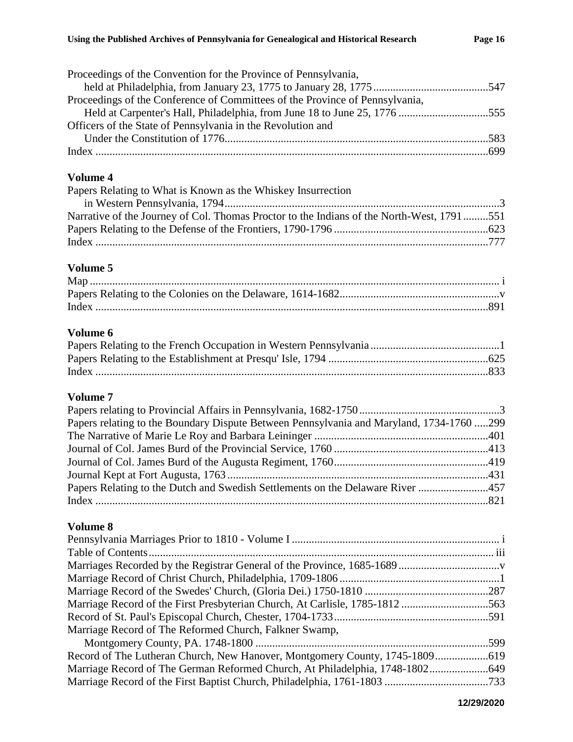Proceedings of the Convention for the Province of Pennsylvania,
    held at Philadelphia, from January 23, 1775 to January 28, 1775 ........................................547
Proceedings of the Conference of Committees of the Province of Pennsylvania,
    Held at Carpenter's Hall, Philadelphia, from June 18 to June 25, 1776 ...............................555
Officers of the State of Pennsylvania in the Revolution and
    Under the Constitution of 1776...........................................................................................583
Index ..........................................................................................................................................699

### Volume 4

Papers Relating to What is Known as the Whiskey Insurrection
    in Western Pennsylvania, 1794................................................................................................3
Narrative of the Journey of Col. Thomas Proctor to the Indians of the North-West, 1791.........551
Papers Relating to the Defense of the Frontiers, 1790-1796 .....................................................623
Index ..........................................................................................................................................777

### Volume 5

Map ................................................................................................................................................ i
Papers Relating to the Colonies on the Delaware, 1614-1682........................................................v
Index ..........................................................................................................................................891

### Volume 6

Papers Relating to the French Occupation in Western Pennsylvania .............................................1
Papers Relating to the Establishment at Presqu' Isle, 1794 ........................................................625
Index ..........................................................................................................................................833

### Volume 7

Papers relating to Provincial Affairs in Pennsylvania, 1682-1750 .................................................3
Papers relating to the Boundary Dispute Between Pennsylvania and Maryland, 1734-1760 .....299
The Narrative of Marie Le Roy and Barbara Leininger .............................................................401
Journal of Col. James Burd of the Provincial Service, 1760 ......................................................413
Journal of Col. James Burd of the Augusta Regiment, 1760......................................................419
Journal Kept at Fort Augusta, 1763 ............................................................................................431
Papers Relating to the Dutch and Swedish Settlements on the Delaware River .........................457
Index ..........................................................................................................................................821

### Volume 8

Pennsylvania Marriages Prior to 1810 - Volume I ......................................................................... i
Table of Contents......................................................................................................................... iii
Marriages Recorded by the Registrar General of the Province, 1685-1689 ...................................v
Marriage Record of Christ Church, Philadelphia, 1709-1806 ........................................................1
Marriage Record of the Swedes' Church, (Gloria Dei.) 1750-1810 ...........................................287
Marriage Record of the First Presbyterian Church, At Carlisle, 1785-1812 ..............................563
Record of St. Paul's Episcopal Church, Chester, 1704-1733......................................................591
Marriage Record of The Reformed Church, Falkner Swamp,
    Montgomery County, PA. 1748-1800 .................................................................................599
Record of The Lutheran Church, New Hanover, Montgomery County, 1745-1809..................619
Marriage Record of The German Reformed Church, At Philadelphia, 1748-1802....................649
Marriage Record of the First Baptist Church, Philadelphia, 1761-1803 ....................................733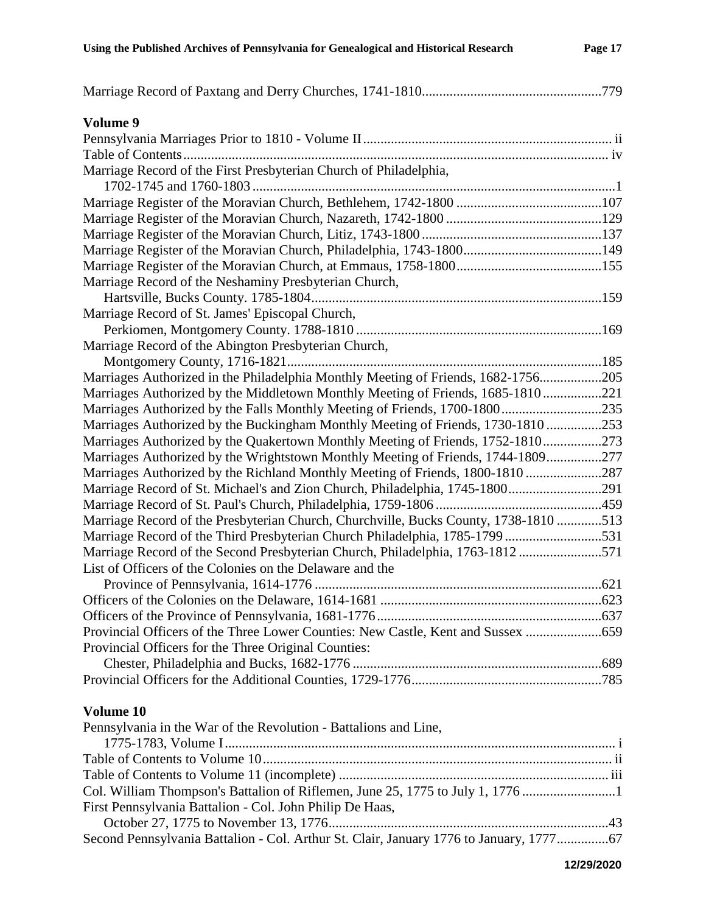Marriage Record of Paxtang and Derry Churches, 1741-1810....................................................779

### Volume 9

Pennsylvania Marriages Prior to 1810 - Volume II........................................................................ ii
Table of Contents........................................................................................................................... iv
Marriage Record of the First Presbyterian Church of Philadelphia,
  1702-1745 and 1760-1803.........................................................................................................1
Marriage Register of the Moravian Church, Bethlehem, 1742-1800 ..........................................107
Marriage Register of the Moravian Church, Nazareth, 1742-1800 .............................................129
Marriage Register of the Moravian Church, Litiz, 1743-1800 ....................................................137
Marriage Register of the Moravian Church, Philadelphia, 1743-1800........................................149
Marriage Register of the Moravian Church, at Emmaus, 1758-1800..........................................155
Marriage Record of the Neshaminy Presbyterian Church,
  Hartsville, Bucks County. 1785-1804....................................................................................159
Marriage Record of St. James' Episcopal Church,
  Perkiomen, Montgomery County. 1788-1810 .......................................................................169
Marriage Record of the Abington Presbyterian Church,
  Montgomery County, 1716-1821............................................................................................185
Marriages Authorized in the Philadelphia Monthly Meeting of Friends, 1682-1756..................205
Marriages Authorized by the Middletown Monthly Meeting of Friends, 1685-1810 .................221
Marriages Authorized by the Falls Monthly Meeting of Friends, 1700-1800.............................235
Marriages Authorized by the Buckingham Monthly Meeting of Friends, 1730-1810 ................253
Marriages Authorized by the Quakertown Monthly Meeting of Friends, 1752-1810.................273
Marriages Authorized by the Wrightstown Monthly Meeting of Friends, 1744-1809................277
Marriages Authorized by the Richland Monthly Meeting of Friends, 1800-1810 ......................287
Marriage Record of St. Michael's and Zion Church, Philadelphia, 1745-1800...........................291
Marriage Record of St. Paul's Church, Philadelphia, 1759-1806 ................................................459
Marriage Record of the Presbyterian Church, Churchville, Bucks County, 1738-1810 .............513
Marriage Record of the Third Presbyterian Church Philadelphia, 1785-1799 ............................531
Marriage Record of the Second Presbyterian Church, Philadelphia, 1763-1812 ........................571
List of Officers of the Colonies on the Delaware and the
  Province of Pennsylvania, 1614-1776 ...................................................................................621
Officers of the Colonies on the Delaware, 1614-1681 ................................................................623
Officers of the Province of Pennsylvania, 1681-1776.................................................................637
Provincial Officers of the Three Lower Counties: New Castle, Kent and Sussex ......................659
Provincial Officers for the Three Original Counties:
  Chester, Philadelphia and Bucks, 1682-1776 ........................................................................689
Provincial Officers for the Additional Counties, 1729-1776.......................................................785

### Volume 10

Pennsylvania in the War of the Revolution - Battalions and Line,
  1775-1783, Volume I................................................................................................................ i
Table of Contents to Volume 10.................................................................................................... ii
Table of Contents to Volume 11 (incomplete) ............................................................................. iii
Col. William Thompson's Battalion of Riflemen, June 25, 1775 to July 1, 1776 ...........................1
First Pennsylvania Battalion - Col. John Philip De Haas,
  October 27, 1775 to November 13, 1776................................................................................43
Second Pennsylvania Battalion - Col. Arthur St. Clair, January 1776 to January, 1777...............67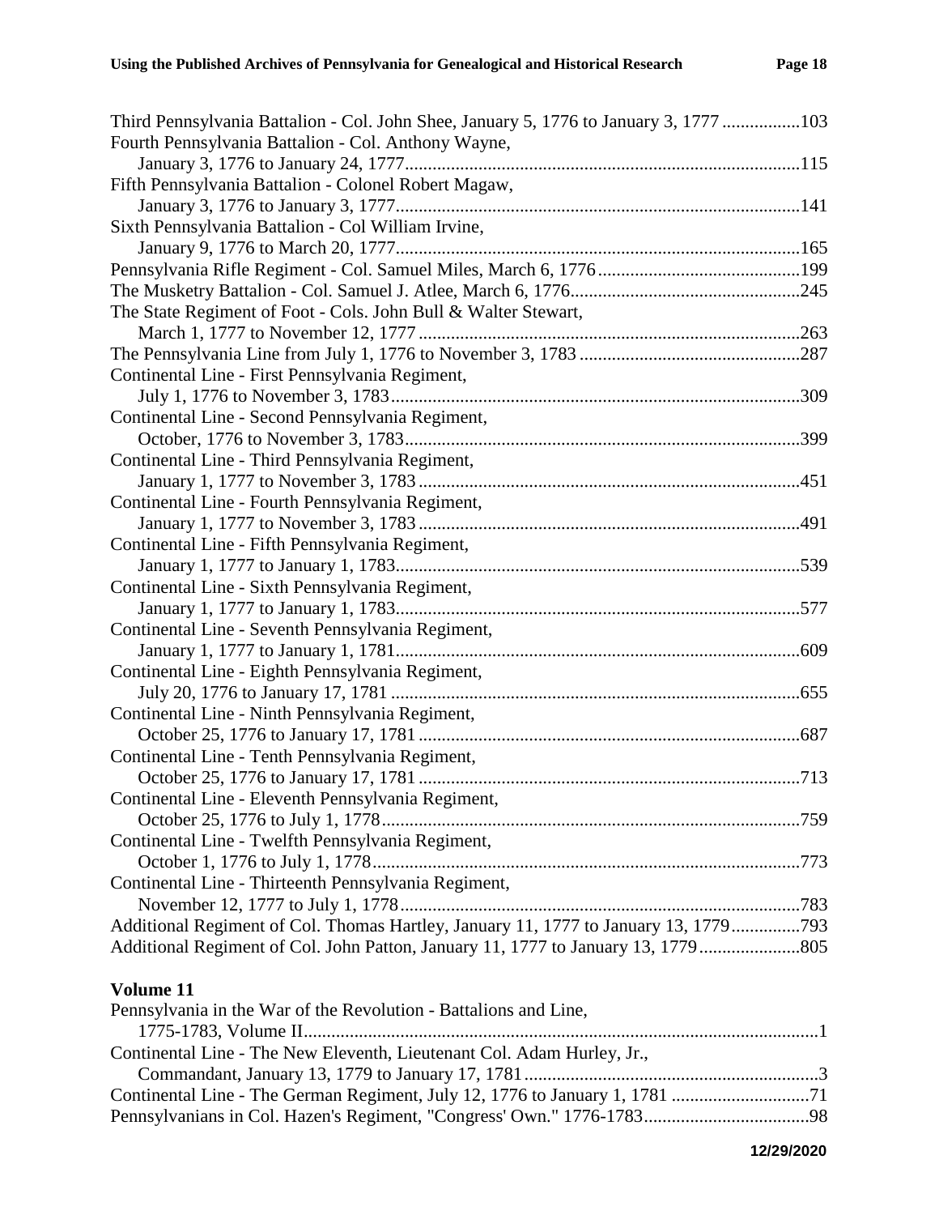Third Pennsylvania Battalion - Col. John Shee, January 5, 1776 to January 3, 1777 .................103
Fourth Pennsylvania Battalion - Col. Anthony Wayne,
    January 3, 1776 to January 24, 1777......................................................................................115
Fifth Pennsylvania Battalion - Colonel Robert Magaw,
    January 3, 1776 to January 3, 1777........................................................................................141
Sixth Pennsylvania Battalion - Col William Irvine,
    January 9, 1776 to March 20, 1777........................................................................................165
Pennsylvania Rifle Regiment - Col. Samuel Miles, March 6, 1776............................................199
The Musketry Battalion - Col. Samuel J. Atlee, March 6, 1776..................................................245
The State Regiment of Foot - Cols. John Bull & Walter Stewart,
    March 1, 1777 to November 12, 1777 ...................................................................................263
The Pennsylvania Line from July 1, 1776 to November 3, 1783 ................................................287
Continental Line - First Pennsylvania Regiment,
    July 1, 1776 to November 3, 1783.........................................................................................309
Continental Line - Second Pennsylvania Regiment,
    October, 1776 to November 3, 1783......................................................................................399
Continental Line - Third Pennsylvania Regiment,
    January 1, 1777 to November 3, 1783...................................................................................451
Continental Line - Fourth Pennsylvania Regiment,
    January 1, 1777 to November 3, 1783...................................................................................491
Continental Line - Fifth Pennsylvania Regiment,
    January 1, 1777 to January 1, 1783........................................................................................539
Continental Line - Sixth Pennsylvania Regiment,
    January 1, 1777 to January 1, 1783........................................................................................577
Continental Line - Seventh Pennsylvania Regiment,
    January 1, 1777 to January 1, 1781........................................................................................609
Continental Line - Eighth Pennsylvania Regiment,
    July 20, 1776 to January 17, 1781 .........................................................................................655
Continental Line - Ninth Pennsylvania Regiment,
    October 25, 1776 to January 17, 1781 ...................................................................................687
Continental Line - Tenth Pennsylvania Regiment,
    October 25, 1776 to January 17, 1781 ...................................................................................713
Continental Line - Eleventh Pennsylvania Regiment,
    October 25, 1776 to July 1, 1778...........................................................................................759
Continental Line - Twelfth Pennsylvania Regiment,
    October 1, 1776 to July 1, 1778.............................................................................................773
Continental Line - Thirteenth Pennsylvania Regiment,
    November 12, 1777 to July 1, 1778.......................................................................................783
Additional Regiment of Col. Thomas Hartley, January 11, 1777 to January 13, 1779...............793
Additional Regiment of Col. John Patton, January 11, 1777 to January 13, 1779......................805

**Volume 11**

Pennsylvania in the War of the Revolution - Battalions and Line,
    1775-1783, Volume II...............................................................................................................1
Continental Line - The New Eleventh, Lieutenant Col. Adam Hurley, Jr.,
    Commandant, January 13, 1779 to January 17, 1781................................................................3
Continental Line - The German Regiment, July 12, 1776 to January 1, 1781 ..............................71
Pennsylvanians in Col. Hazen's Regiment, "Congress' Own." 1776-1783....................................98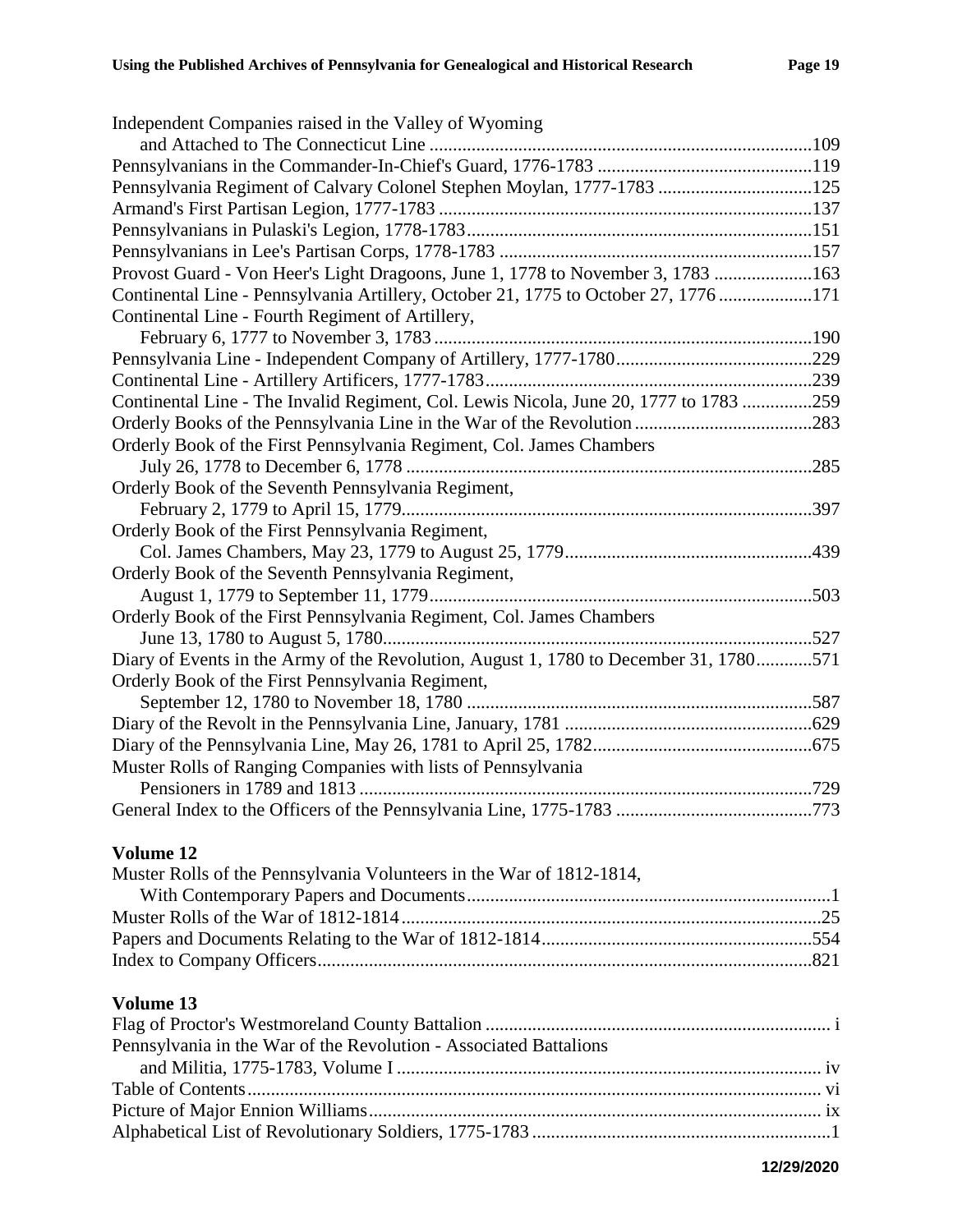Independent Companies raised in the Valley of Wyoming
  and Attached to The Connecticut Line ....................................................................................109
Pennsylvanians in the Commander-In-Chief's Guard, 1776-1783 ..............................................119
Pennsylvania Regiment of Calvary Colonel Stephen Moylan, 1777-1783 .................................125
Armand's First Partisan Legion, 1777-1783 ................................................................................137
Pennsylvanians in Pulaski's Legion, 1778-1783...........................................................................151
Pennsylvanians in Lee's Partisan Corps, 1778-1783 ...................................................................157
Provost Guard - Von Heer's Light Dragoons, June 1, 1778 to November 3, 1783 .....................163
Continental Line - Pennsylvania Artillery, October 21, 1775 to October 27, 1776 ....................171
Continental Line - Fourth Regiment of Artillery,
  February 6, 1777 to November 3, 1783 .................................................................................190
Pennsylvania Line - Independent Company of Artillery, 1777-1780..........................................229
Continental Line - Artillery Artificers, 1777-1783......................................................................239
Continental Line - The Invalid Regiment, Col. Lewis Nicola, June 20, 1777 to 1783 ...............259
Orderly Books of the Pennsylvania Line in the War of the Revolution ......................................283
Orderly Book of the First Pennsylvania Regiment, Col. James Chambers
  July 26, 1778 to December 6, 1778 .......................................................................................285
Orderly Book of the Seventh Pennsylvania Regiment,
  February 2, 1779 to April 15, 1779........................................................................................397
Orderly Book of the First Pennsylvania Regiment,
  Col. James Chambers, May 23, 1779 to August 25, 1779.....................................................439
Orderly Book of the Seventh Pennsylvania Regiment,
  August 1, 1779 to September 11, 1779..................................................................................503
Orderly Book of the First Pennsylvania Regiment, Col. James Chambers
  June 13, 1780 to August 5, 1780............................................................................................527
Diary of Events in the Army of the Revolution, August 1, 1780 to December 31, 1780............571
Orderly Book of the First Pennsylvania Regiment,
  September 12, 1780 to November 18, 1780 ..........................................................................587
Diary of the Revolt in the Pennsylvania Line, January, 1781 .....................................................629
Diary of the Pennsylvania Line, May 26, 1781 to April 25, 1782...............................................675
Muster Rolls of Ranging Companies with lists of Pennsylvania
  Pensioners in 1789 and 1813 .................................................................................................729
General Index to the Officers of the Pennsylvania Line, 1775-1783 ..........................................773

**Volume 12**

Muster Rolls of the Pennsylvania Volunteers in the War of 1812-1814,
  With Contemporary Papers and Documents..............................................................................1
Muster Rolls of the War of 1812-1814..........................................................................................25
Papers and Documents Relating to the War of 1812-1814..........................................................554
Index to Company Officers..........................................................................................................821

**Volume 13**

Flag of Proctor's Westmoreland County Battalion ......................................................................... i
Pennsylvania in the War of the Revolution - Associated Battalions
  and Militia, 1775-1783, Volume I .......................................................................................... iv
Table of Contents.......................................................................................................................... vi
Picture of Major Ennion Williams................................................................................................. ix
Alphabetical List of Revolutionary Soldiers, 1775-1783 ................................................................1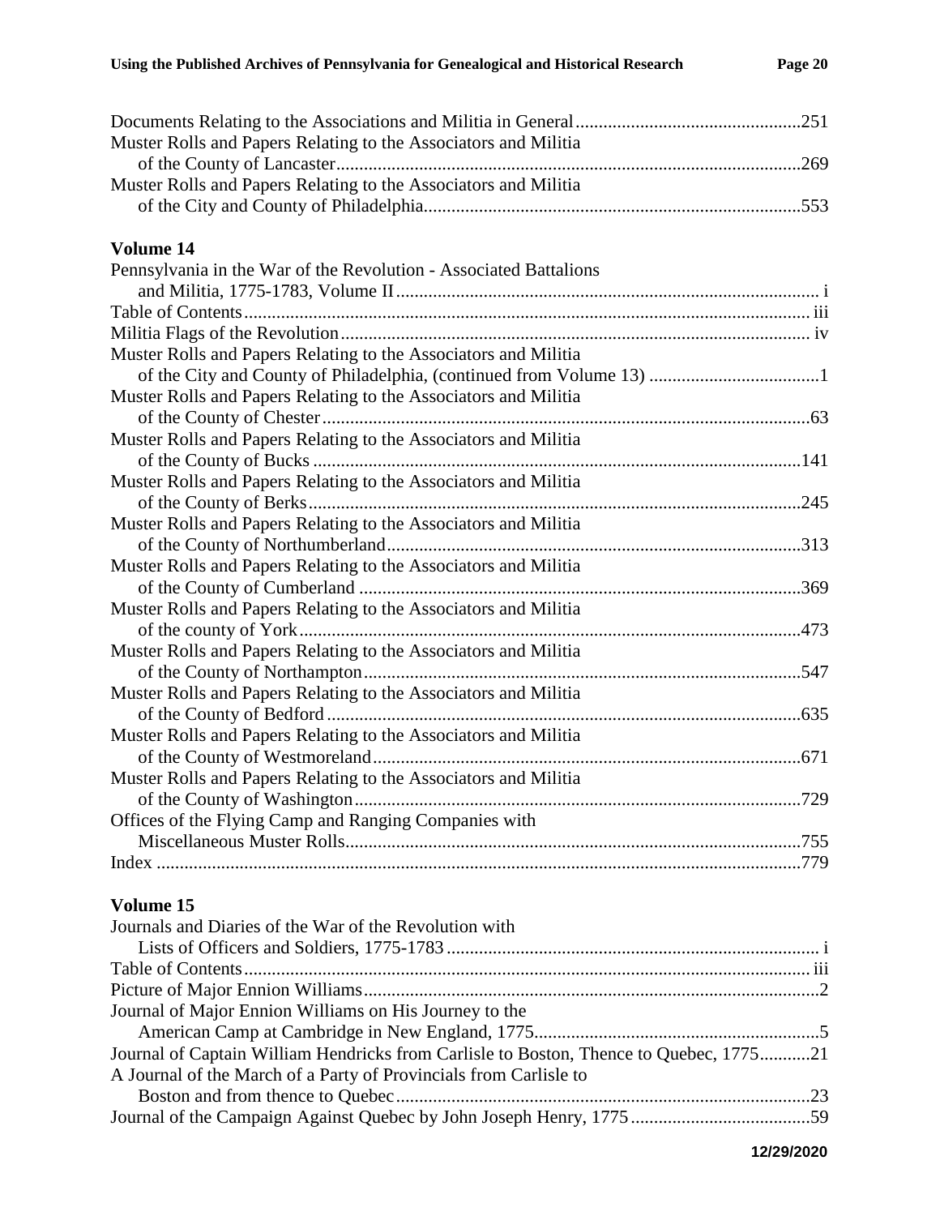Documents Relating to the Associations and Militia in General.....251
Muster Rolls and Papers Relating to the Associators and Militia of the County of Lancaster.....269
Muster Rolls and Papers Relating to the Associators and Militia of the City and County of Philadelphia.....553

### Volume 14

Pennsylvania in the War of the Revolution - Associated Battalions and Militia, 1775-1783, Volume II..... i
Table of Contents..... iii
Militia Flags of the Revolution..... iv
Muster Rolls and Papers Relating to the Associators and Militia of the City and County of Philadelphia, (continued from Volume 13) .....1
Muster Rolls and Papers Relating to the Associators and Militia of the County of Chester.....63
Muster Rolls and Papers Relating to the Associators and Militia of the County of Bucks .....141
Muster Rolls and Papers Relating to the Associators and Militia of the County of Berks.....245
Muster Rolls and Papers Relating to the Associators and Militia of the County of Northumberland.....313
Muster Rolls and Papers Relating to the Associators and Militia of the County of Cumberland .....369
Muster Rolls and Papers Relating to the Associators and Militia of the county of York.....473
Muster Rolls and Papers Relating to the Associators and Militia of the County of Northampton.....547
Muster Rolls and Papers Relating to the Associators and Militia of the County of Bedford.....635
Muster Rolls and Papers Relating to the Associators and Militia of the County of Westmoreland.....671
Muster Rolls and Papers Relating to the Associators and Militia of the County of Washington.....729
Offices of the Flying Camp and Ranging Companies with Miscellaneous Muster Rolls.....755
Index .....779

### Volume 15

Journals and Diaries of the War of the Revolution with Lists of Officers and Soldiers, 1775-1783..... i
Table of Contents..... iii
Picture of Major Ennion Williams.....2
Journal of Major Ennion Williams on His Journey to the American Camp at Cambridge in New England, 1775.....5
Journal of Captain William Hendricks from Carlisle to Boston, Thence to Quebec, 1775.....21
A Journal of the March of a Party of Provincials from Carlisle to Boston and from thence to Quebec.....23
Journal of the Campaign Against Quebec by John Joseph Henry, 1775.....59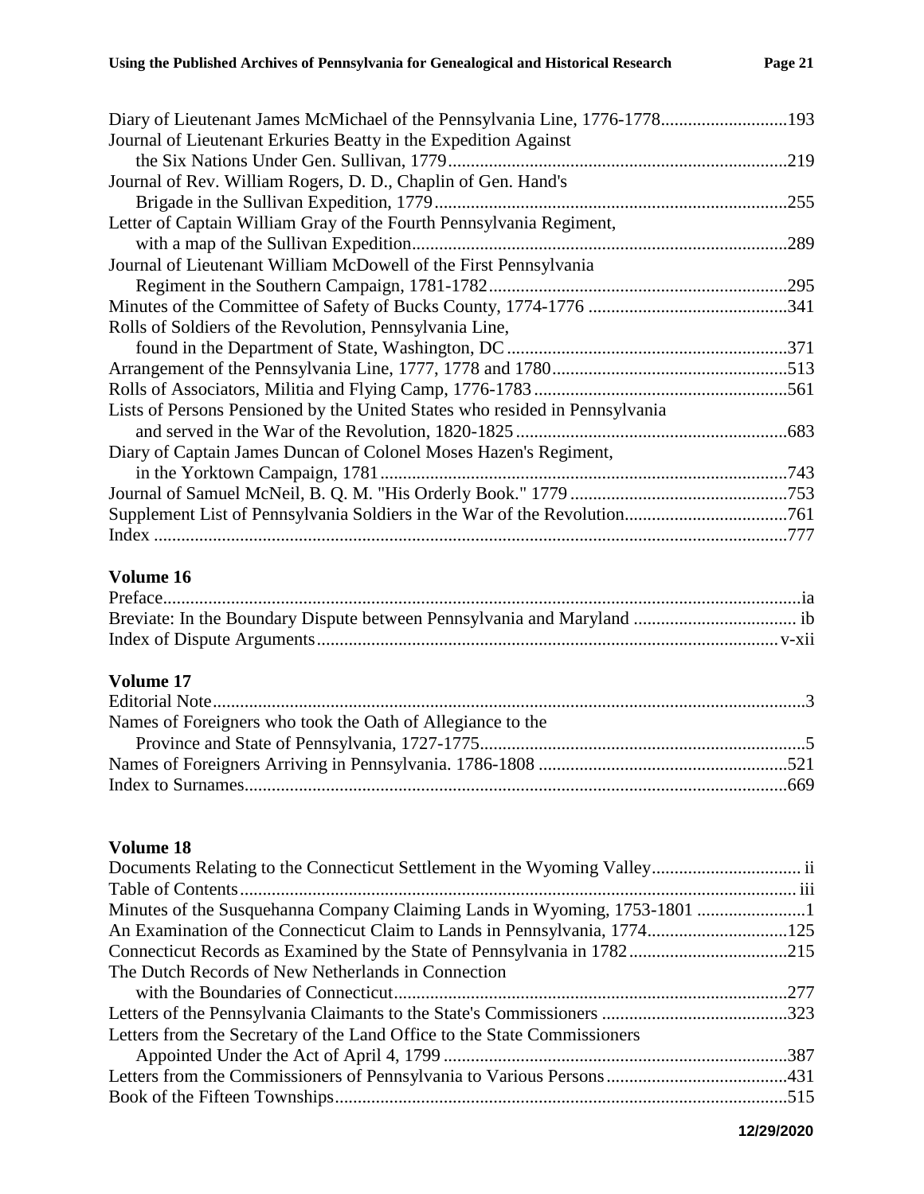Diary of Lieutenant James McMichael of the Pennsylvania Line, 1776-1778............................193
Journal of Lieutenant Erkuries Beatty in the Expedition Against
    the Six Nations Under Gen. Sullivan, 1779...........................................................................219
Journal of Rev. William Rogers, D. D., Chaplin of Gen. Hand's
    Brigade in the Sullivan Expedition, 1779..............................................................................255
Letter of Captain William Gray of the Fourth Pennsylvania Regiment,
    with a map of the Sullivan Expedition...................................................................................289
Journal of Lieutenant William McDowell of the First Pennsylvania
    Regiment in the Southern Campaign, 1781-1782..................................................................295
Minutes of the Committee of Safety of Bucks County, 1774-1776 ............................................341
Rolls of Soldiers of the Revolution, Pennsylvania Line,
    found in the Department of State, Washington, DC..............................................................371
Arrangement of the Pennsylvania Line, 1777, 1778 and 1780....................................................513
Rolls of Associators, Militia and Flying Camp, 1776-1783........................................................561
Lists of Persons Pensioned by the United States who resided in Pennsylvania
    and served in the War of the Revolution, 1820-1825............................................................683
Diary of Captain James Duncan of Colonel Moses Hazen's Regiment,
    in the Yorktown Campaign, 1781..........................................................................................743
Journal of Samuel McNeil, B. Q. M. "His Orderly Book." 1779................................................753
Supplement List of Pennsylvania Soldiers in the War of the Revolution....................................761
Index ............................................................................................................................................777

## Volume 16

Preface.............................................................................................................................................ia
Breviate: In the Boundary Dispute between Pennsylvania and Maryland .................................... ib
Index of Dispute Arguments......................................................................................................v-xii

## Volume 17

Editorial Note..................................................................................................................................3
Names of Foreigners who took the Oath of Allegiance to the
    Province and State of Pennsylvania, 1727-1775........................................................................5
Names of Foreigners Arriving in Pennsylvania. 1786-1808 ........................................................521
Index to Surnames........................................................................................................................669

## Volume 18

Documents Relating to the Connecticut Settlement in the Wyoming Valley................................. ii
Table of Contents.......................................................................................................................... iii
Minutes of the Susquehanna Company Claiming Lands in Wyoming, 1753-1801 ........................1
An Examination of the Connecticut Claim to Lands in Pennsylvania, 1774...............................125
Connecticut Records as Examined by the State of Pennsylvania in 1782...................................215
The Dutch Records of New Netherlands in Connection
    with the Boundaries of Connecticut.......................................................................................277
Letters of the Pennsylvania Claimants to the State's Commissioners .........................................323
Letters from the Secretary of the Land Office to the State Commissioners
    Appointed Under the Act of April 4, 1799 ............................................................................387
Letters from the Commissioners of Pennsylvania to Various Persons........................................431
Book of the Fifteen Townships....................................................................................................515

12/29/2020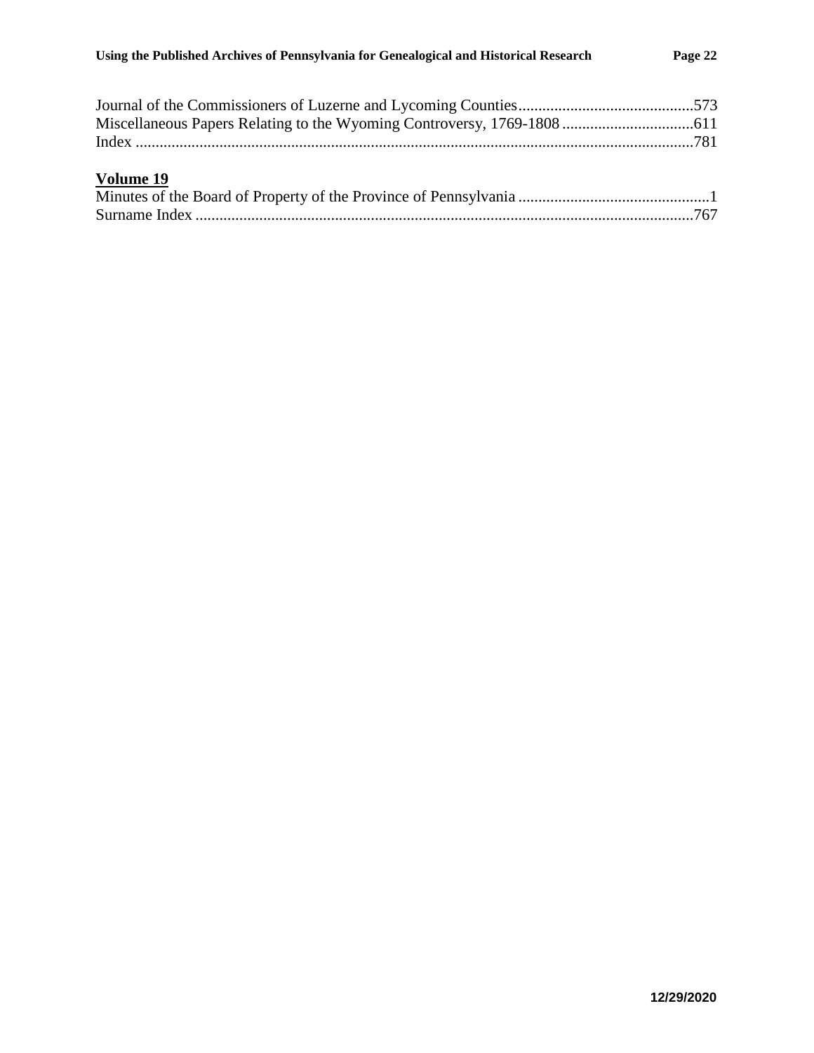Journal of the Commissioners of Luzerne and Lycoming Counties............................................573
Miscellaneous Papers Relating to the Wyoming Controversy, 1769-1808.................................611
Index ...........................................................................................................................781

**Volume 19**

Minutes of the Board of Property of the Province of Pennsylvania ................................................1
Surname Index ............................................................................................................767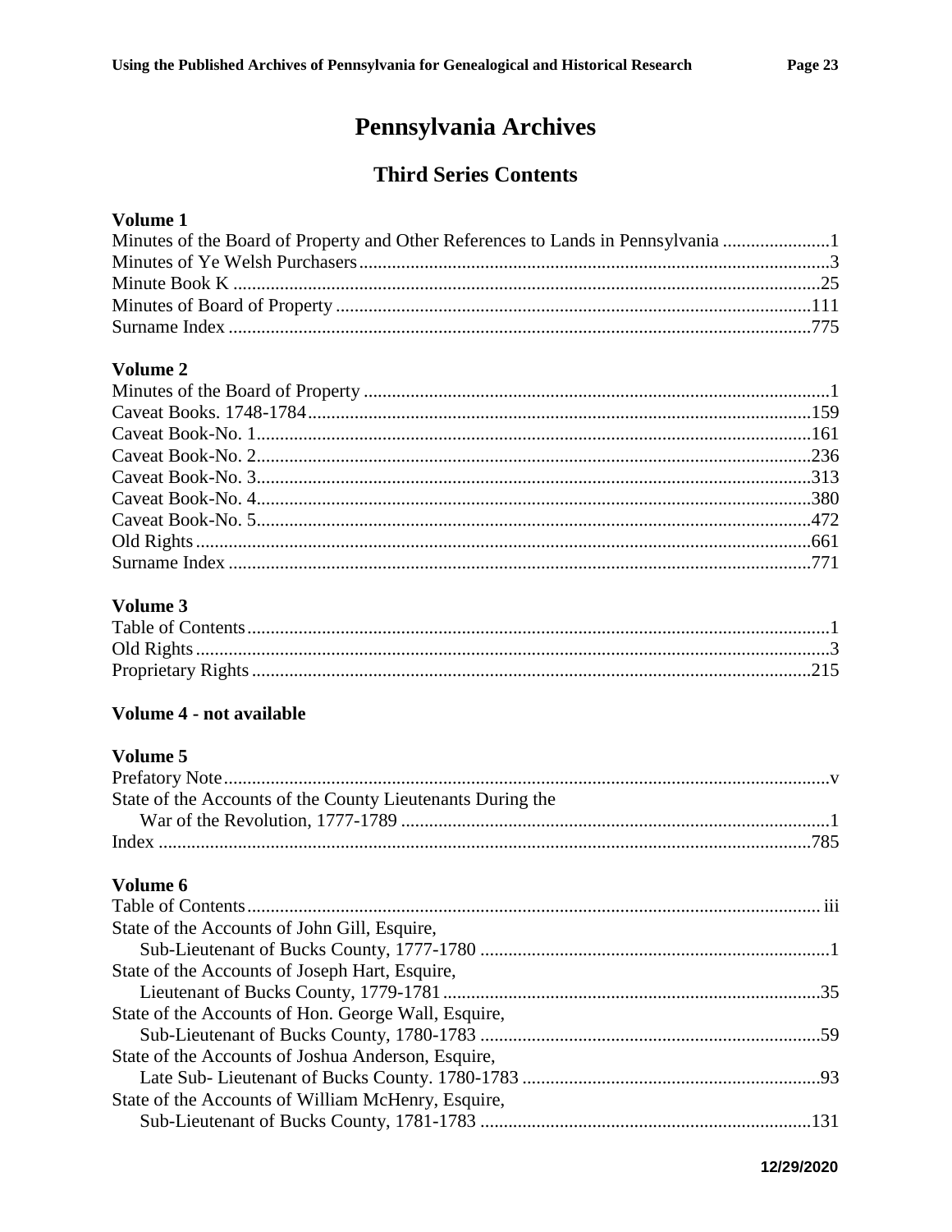# Pennsylvania Archives

## Third Series Contents

### Volume 1

Minutes of the Board of Property and Other References to Lands in Pennsylvania ....................... 1
Minutes of Ye Welsh Purchasers ........................................................................................... 3
Minute Book K ........................................................................................................................ 25
Minutes of Board of Property .............................................................................................. 111
Surname Index ..................................................................................................................... 775

### Volume 2

Minutes of the Board of Property .............................................................................................. 1
Caveat Books. 1748-1784 ..................................................................................................... 159
Caveat Book-No. 1 ............................................................................................................... 161
Caveat Book-No. 2 ............................................................................................................... 236
Caveat Book-No. 3 ............................................................................................................... 313
Caveat Book-No. 4 ............................................................................................................... 380
Caveat Book-No. 5 ............................................................................................................... 472
Old Rights ............................................................................................................................. 661
Surname Index ..................................................................................................................... 771

### Volume 3

Table of Contents ...................................................................................................................... 1
Old Rights ................................................................................................................................. 3
Proprietary Rights ................................................................................................................. 215

### Volume 4 - not available

### Volume 5

Prefatory Note .......................................................................................................................... v
State of the Accounts of the County Lieutenants During the War of the Revolution, 1777-1789 ........................................................................................... 1
Index .................................................................................................................................... 785

### Volume 6

Table of Contents ................................................................................................................... iii
State of the Accounts of John Gill, Esquire, Sub-Lieutenant of Bucks County, 1777-1780 ........................................................................... 1
State of the Accounts of Joseph Hart, Esquire, Lieutenant of Bucks County, 1779-1781 ................................................................................. 35
State of the Accounts of Hon. George Wall, Esquire, Sub-Lieutenant of Bucks County, 1780-1783 ......................................................................... 59
State of the Accounts of Joshua Anderson, Esquire, Late Sub- Lieutenant of Bucks County. 1780-1783 ............................................................... 93
State of the Accounts of William McHenry, Esquire, Sub-Lieutenant of Bucks County, 1781-1783 ....................................................................... 131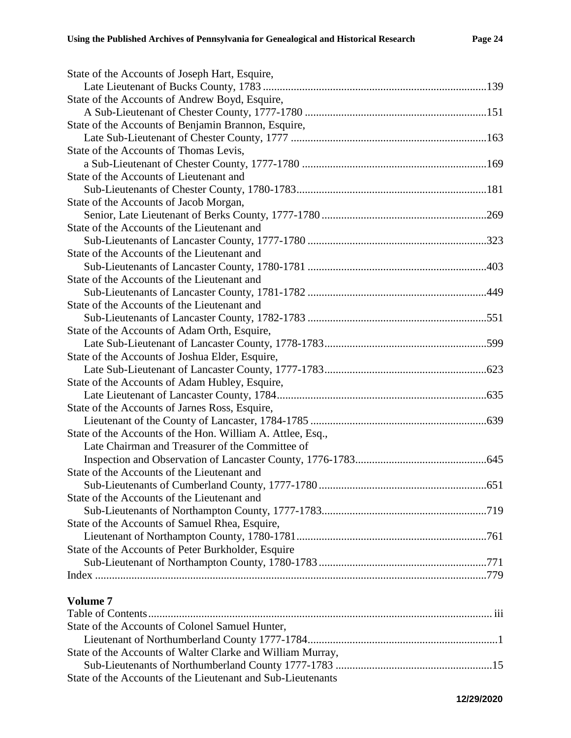State of the Accounts of Joseph Hart, Esquire,
    Late Lieutenant of Bucks County, 1783 ................................................................................139
State of the Accounts of Andrew Boyd, Esquire,
    A Sub-Lieutenant of Chester County, 1777-1780 .................................................................151
State of the Accounts of Benjamin Brannon, Esquire,
    Late Sub-Lieutenant of Chester County, 1777 ......................................................................163
State of the Accounts of Thomas Levis,
    a Sub-Lieutenant of Chester County, 1777-1780 ..................................................................169
State of the Accounts of Lieutenant and
    Sub-Lieutenants of Chester County, 1780-1783....................................................................181
State of the Accounts of Jacob Morgan,
    Senior, Late Lieutenant of Berks County, 1777-1780 ...........................................................269
State of the Accounts of the Lieutenant and
    Sub-Lieutenants of Lancaster County, 1777-1780 ................................................................323
State of the Accounts of the Lieutenant and
    Sub-Lieutenants of Lancaster County, 1780-1781 ................................................................403
State of the Accounts of the Lieutenant and
    Sub-Lieutenants of Lancaster County, 1781-1782 ................................................................449
State of the Accounts of the Lieutenant and
    Sub-Lieutenants of Lancaster County, 1782-1783 ................................................................551
State of the Accounts of Adam Orth, Esquire,
    Late Sub-Lieutenant of Lancaster County, 1778-1783...........................................................599
State of the Accounts of Joshua Elder, Esquire,
    Late Sub-Lieutenant of Lancaster County, 1777-1783...........................................................623
State of the Accounts of Adam Hubley, Esquire,
    Late Lieutenant of Lancaster County, 1784...........................................................................635
State of the Accounts of Jarnes Ross, Esquire,
    Lieutenant of the County of Lancaster, 1784-1785 ...............................................................639
State of the Accounts of the Hon. William A. Attlee, Esq.,
    Late Chairman and Treasurer of the Committee of
    Inspection and Observation of Lancaster County, 1776-1783...............................................645
State of the Accounts of the Lieutenant and
    Sub-Lieutenants of Cumberland County, 1777-1780............................................................651
State of the Accounts of the Lieutenant and
    Sub-Lieutenants of Northampton County, 1777-1783...........................................................719
State of the Accounts of Samuel Rhea, Esquire,
    Lieutenant of Northampton County, 1780-1781....................................................................761
State of the Accounts of Peter Burkholder, Esquire
    Sub-Lieutenant of Northampton County, 1780-1783............................................................771
Index ............................................................................................................................779

**Volume 7**

Table of Contents......................................................................................................... iii
State of the Accounts of Colonel Samuel Hunter,
    Lieutenant of Northumberland County 1777-1784....................................................................1
State of the Accounts of Walter Clarke and William Murray,
    Sub-Lieutenants of Northumberland County 1777-1783 ........................................................15
State of the Accounts of the Lieutenant and Sub-Lieutenants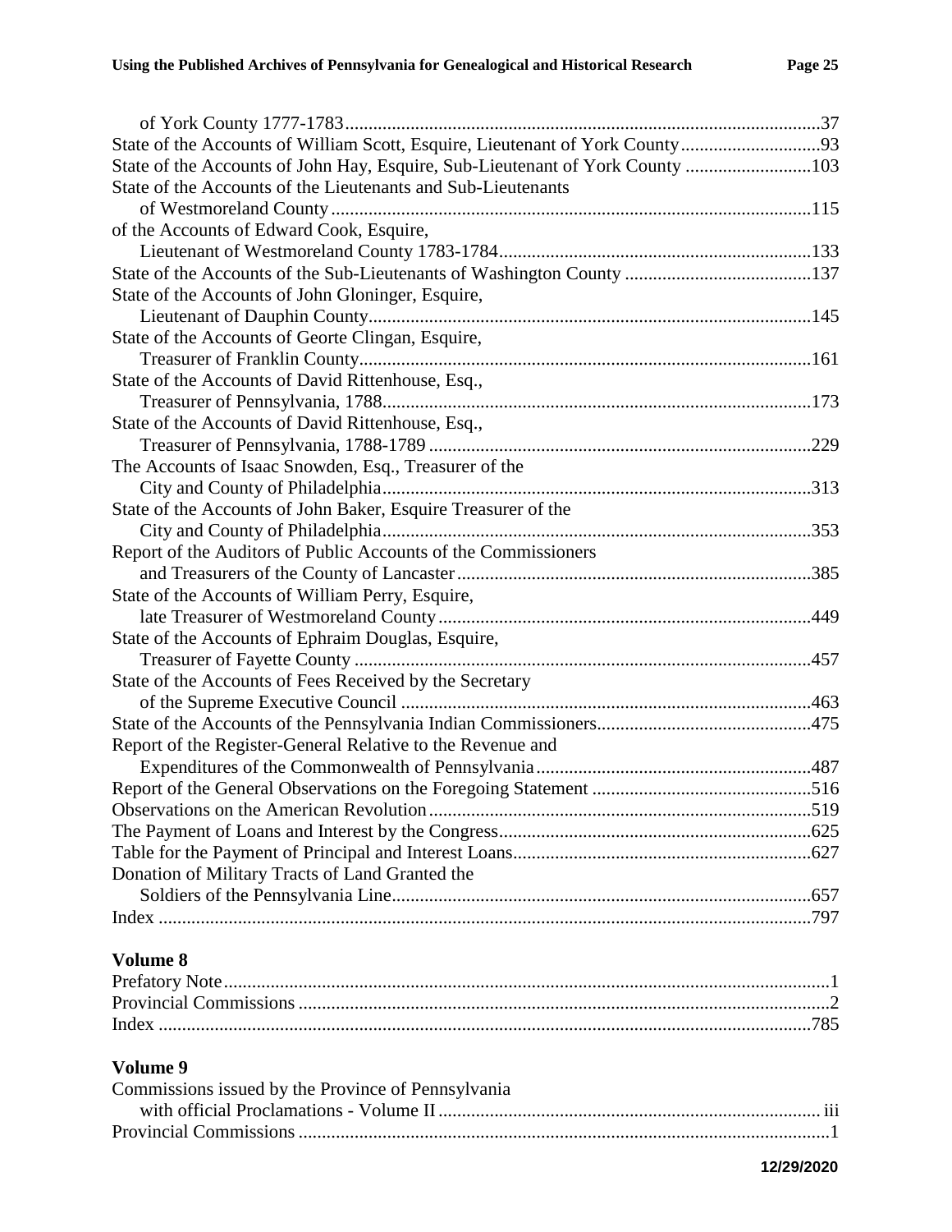of York County 1777-1783 .....37
State of the Accounts of William Scott, Esquire, Lieutenant of York County .....93
State of the Accounts of John Hay, Esquire, Sub-Lieutenant of York County .....103
State of the Accounts of the Lieutenants and Sub-Lieutenants
of Westmoreland County .....115
of the Accounts of Edward Cook, Esquire,
Lieutenant of Westmoreland County 1783-1784 .....133
State of the Accounts of the Sub-Lieutenants of Washington County .....137
State of the Accounts of John Gloninger, Esquire,
Lieutenant of Dauphin County .....145
State of the Accounts of Georte Clingan, Esquire,
Treasurer of Franklin County .....161
State of the Accounts of David Rittenhouse, Esq.,
Treasurer of Pennsylvania, 1788 .....173
State of the Accounts of David Rittenhouse, Esq.,
Treasurer of Pennsylvania, 1788-1789 .....229
The Accounts of Isaac Snowden, Esq., Treasurer of the
City and County of Philadelphia .....313
State of the Accounts of John Baker, Esquire Treasurer of the
City and County of Philadelphia .....353
Report of the Auditors of Public Accounts of the Commissioners
and Treasurers of the County of Lancaster .....385
State of the Accounts of William Perry, Esquire,
late Treasurer of Westmoreland County .....449
State of the Accounts of Ephraim Douglas, Esquire,
Treasurer of Fayette County .....457
State of the Accounts of Fees Received by the Secretary
of the Supreme Executive Council .....463
State of the Accounts of the Pennsylvania Indian Commissioners .....475
Report of the Register-General Relative to the Revenue and
Expenditures of the Commonwealth of Pennsylvania .....487
Report of the General Observations on the Foregoing Statement .....516
Observations on the American Revolution .....519
The Payment of Loans and Interest by the Congress .....625
Table for the Payment of Principal and Interest Loans .....627
Donation of Military Tracts of Land Granted the
Soldiers of the Pennsylvania Line .....657
Index .....797

**Volume 8**

Prefatory Note .....1
Provincial Commissions .....2
Index .....785

**Volume 9**

Commissions issued by the Province of Pennsylvania
with official Proclamations - Volume II .....iii
Provincial Commissions .....1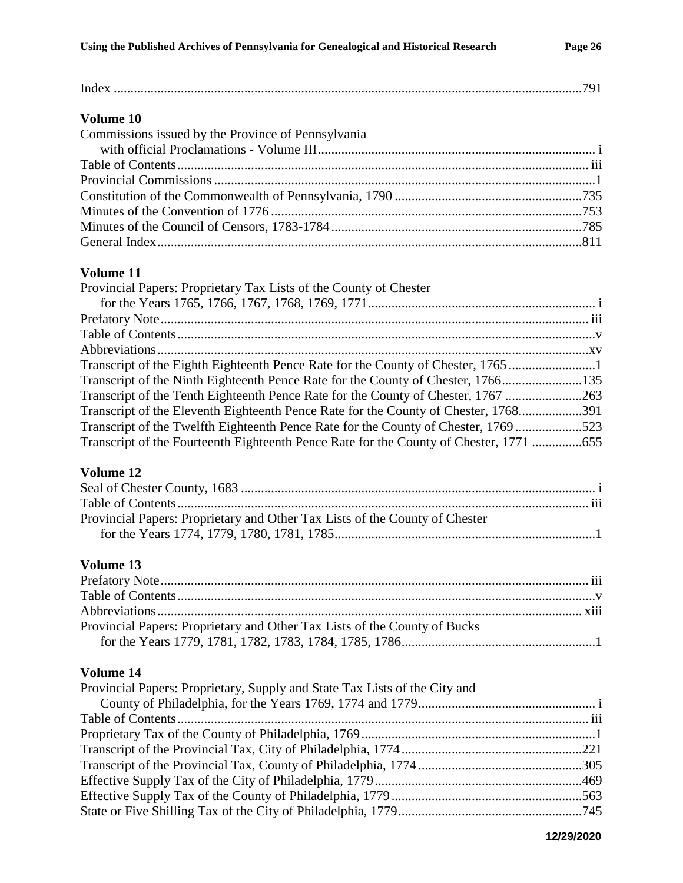Index ....................................................................................................................................791

### Volume 10

Commissions issued by the Province of Pennsylvania
with official Proclamations - Volume III.................................................................................. i
Table of Contents......................................................................................................................... iii
Provincial Commissions ..................................................................................................................1
Constitution of the Commonwealth of Pennsylvania, 1790 ........................................................735
Minutes of the Convention of 1776 ............................................................................................753
Minutes of the Council of Censors, 1783-1784 ...........................................................................785
General Index...............................................................................................................................811

### Volume 11

Provincial Papers: Proprietary Tax Lists of the County of Chester
for the Years 1765, 1766, 1767, 1768, 1769, 1771................................................................... i
Prefatory Note............................................................................................................................... iii
Table of Contents............................................................................................................................v
Abbreviations................................................................................................................................xv
Transcript of the Eighth Eighteenth Pence Rate for the County of Chester, 1765 ..........................1
Transcript of the Ninth Eighteenth Pence Rate for the County of Chester, 1766........................135
Transcript of the Tenth Eighteenth Pence Rate for the County of Chester, 1767 .......................263
Transcript of the Eleventh Eighteenth Pence Rate for the County of Chester, 1768...................391
Transcript of the Twelfth Eighteenth Pence Rate for the County of Chester, 1769 ....................523
Transcript of the Fourteenth Eighteenth Pence Rate for the County of Chester, 1771 ...............655

### Volume 12

Seal of Chester County, 1683 ......................................................................................................... i
Table of Contents......................................................................................................................... iii
Provincial Papers: Proprietary and Other Tax Lists of the County of Chester
for the Years 1774, 1779, 1780, 1781, 1785.............................................................................1

### Volume 13

Prefatory Note............................................................................................................................... iii
Table of Contents............................................................................................................................v
Abbreviations.............................................................................................................................. xiii
Provincial Papers: Proprietary and Other Tax Lists of the County of Bucks
for the Years 1779, 1781, 1782, 1783, 1784, 1785, 1786..........................................................1

### Volume 14

Provincial Papers: Proprietary, Supply and State Tax Lists of the City and
County of Philadelphia, for the Years 1769, 1774 and 1779..................................................... i
Table of Contents......................................................................................................................... iii
Proprietary Tax of the County of Philadelphia, 1769.....................................................................1
Transcript of the Provincial Tax, City of Philadelphia, 1774......................................................221
Transcript of the Provincial Tax, County of Philadelphia, 1774 .................................................305
Effective Supply Tax of the City of Philadelphia, 1779..............................................................469
Effective Supply Tax of the County of Philadelphia, 1779 .........................................................563
State or Five Shilling Tax of the City of Philadelphia, 1779.......................................................745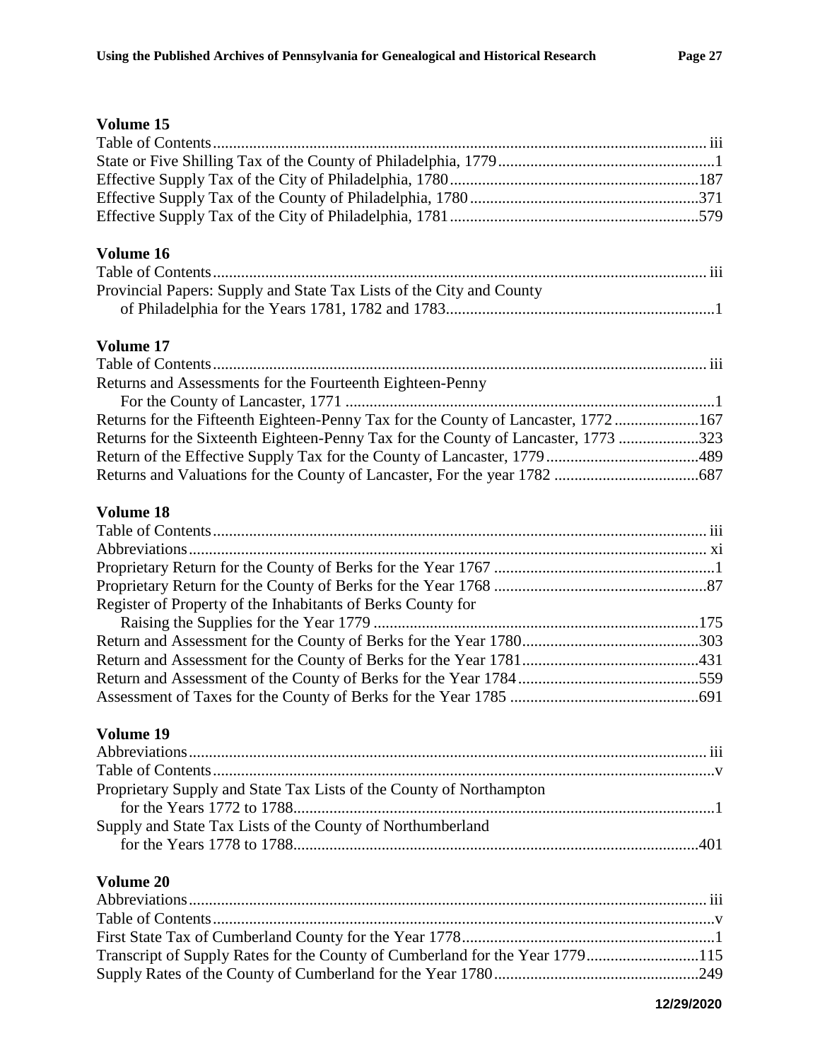### Volume 15

Table of Contents ........ iii
State or Five Shilling Tax of the County of Philadelphia, 1779 ........ 1
Effective Supply Tax of the City of Philadelphia, 1780 ........ 187
Effective Supply Tax of the County of Philadelphia, 1780 ........ 371
Effective Supply Tax of the City of Philadelphia, 1781 ........ 579

### Volume 16

Table of Contents ........ iii
Provincial Papers: Supply and State Tax Lists of the City and County of Philadelphia for the Years 1781, 1782 and 1783 ........ 1

### Volume 17

Table of Contents ........ iii
Returns and Assessments for the Fourteenth Eighteen-Penny For the County of Lancaster, 1771 ........ 1
Returns for the Fifteenth Eighteen-Penny Tax for the County of Lancaster, 1772 ........ 167
Returns for the Sixteenth Eighteen-Penny Tax for the County of Lancaster, 1773 ........ 323
Return of the Effective Supply Tax for the County of Lancaster, 1779 ........ 489
Returns and Valuations for the County of Lancaster, For the year 1782 ........ 687

### Volume 18

Table of Contents ........ iii
Abbreviations ........ xi
Proprietary Return for the County of Berks for the Year 1767 ........ 1
Proprietary Return for the County of Berks for the Year 1768 ........ 87
Register of Property of the Inhabitants of Berks County for Raising the Supplies for the Year 1779 ........ 175
Return and Assessment for the County of Berks for the Year 1780 ........ 303
Return and Assessment for the County of Berks for the Year 1781 ........ 431
Return and Assessment of the County of Berks for the Year 1784 ........ 559
Assessment of Taxes for the County of Berks for the Year 1785 ........ 691

### Volume 19

Abbreviations ........ iii
Table of Contents ........ v
Proprietary Supply and State Tax Lists of the County of Northampton for the Years 1772 to 1788 ........ 1
Supply and State Tax Lists of the County of Northumberland for the Years 1778 to 1788 ........ 401

### Volume 20

Abbreviations ........ iii
Table of Contents ........ v
First State Tax of Cumberland County for the Year 1778 ........ 1
Transcript of Supply Rates for the County of Cumberland for the Year 1779 ........ 115
Supply Rates of the County of Cumberland for the Year 1780 ........ 249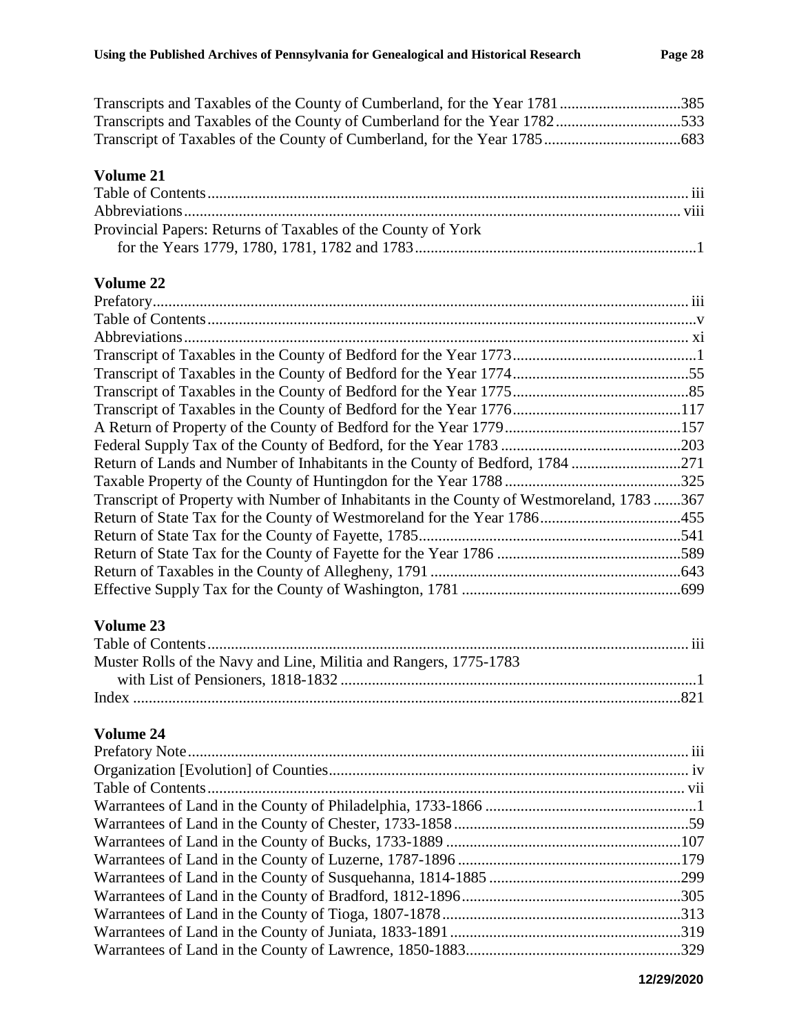Transcripts and Taxables of the County of Cumberland, for the Year 1781...............................385
Transcripts and Taxables of the County of Cumberland for the Year 1782................................533
Transcript of Taxables of the County of Cumberland, for the Year 1785..................................683

### Volume 21

Table of Contents.......................................................................................................................... iii
Abbreviations.............................................................................................................................. viii
Provincial Papers: Returns of Taxables of the County of York
for the Years 1779, 1780, 1781, 1782 and 1783........................................................................1

### Volume 22

Prefatory........................................................................................................................................ iii
Table of Contents...........................................................................................................................v
Abbreviations................................................................................................................................ xi
Transcript of Taxables in the County of Bedford for the Year 1773..............................................1
Transcript of Taxables in the County of Bedford for the Year 1774.............................................55
Transcript of Taxables in the County of Bedford for the Year 1775.............................................85
Transcript of Taxables in the County of Bedford for the Year 1776...........................................117
A Return of Property of the County of Bedford for the Year 1779.............................................157
Federal Supply Tax of the County of Bedford, for the Year 1783 ..............................................203
Return of Lands and Number of Inhabitants in the County of Bedford, 1784 ............................271
Taxable Property of the County of Huntingdon for the Year 1788 .............................................325
Transcript of Property with Number of Inhabitants in the County of Westmoreland, 1783 .......367
Return of State Tax for the County of Westmoreland for the Year 1786....................................455
Return of State Tax for the County of Fayette, 1785..................................................................541
Return of State Tax for the County of Fayette for the Year 1786 ...............................................589
Return of Taxables in the County of Allegheny, 1791 ................................................................643
Effective Supply Tax for the County of Washington, 1781 ........................................................699

### Volume 23

Table of Contents.......................................................................................................................... iii
Muster Rolls of the Navy and Line, Militia and Rangers, 1775-1783
with List of Pensioners, 1818-1832 ..........................................................................................1
Index ...........................................................................................................................................821

### Volume 24

Prefatory Note.............................................................................................................................. iii
Organization [Evolution] of Counties........................................................................................... iv
Table of Contents......................................................................................................................... vii
Warrantees of Land in the County of Philadelphia, 1733-1866 ......................................................1
Warrantees of Land in the County of Chester, 1733-1858............................................................59
Warrantees of Land in the County of Bucks, 1733-1889 ............................................................107
Warrantees of Land in the County of Luzerne, 1787-1896 .........................................................179
Warrantees of Land in the County of Susquehanna, 1814-1885 .................................................299
Warrantees of Land in the County of Bradford, 1812-1896........................................................305
Warrantees of Land in the County of Tioga, 1807-1878.............................................................313
Warrantees of Land in the County of Juniata, 1833-1891...........................................................319
Warrantees of Land in the County of Lawrence, 1850-1883.......................................................329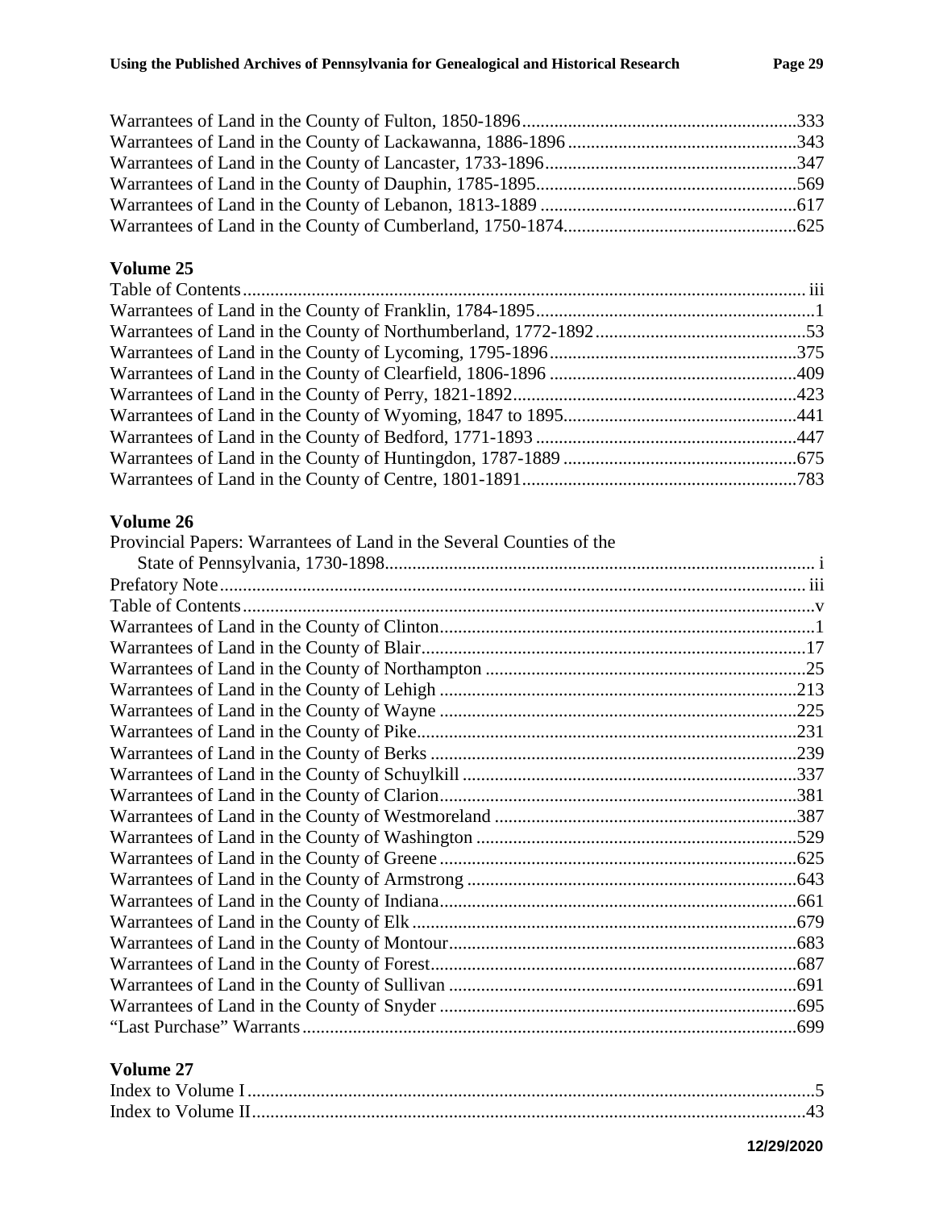Warrantees of Land in the County of Fulton, 1850-1896 ... 333
Warrantees of Land in the County of Lackawanna, 1886-1896 ... 343
Warrantees of Land in the County of Lancaster, 1733-1896 ... 347
Warrantees of Land in the County of Dauphin, 1785-1895 ... 569
Warrantees of Land in the County of Lebanon, 1813-1889 ... 617
Warrantees of Land in the County of Cumberland, 1750-1874 ... 625

## Volume 25

Table of Contents ... iii
Warrantees of Land in the County of Franklin, 1784-1895 ... 1
Warrantees of Land in the County of Northumberland, 1772-1892 ... 53
Warrantees of Land in the County of Lycoming, 1795-1896 ... 375
Warrantees of Land in the County of Clearfield, 1806-1896 ... 409
Warrantees of Land in the County of Perry, 1821-1892 ... 423
Warrantees of Land in the County of Wyoming, 1847 to 1895 ... 441
Warrantees of Land in the County of Bedford, 1771-1893 ... 447
Warrantees of Land in the County of Huntingdon, 1787-1889 ... 675
Warrantees of Land in the County of Centre, 1801-1891 ... 783

## Volume 26

Provincial Papers: Warrantees of Land in the Several Counties of the State of Pennsylvania, 1730-1898 ... i
Prefatory Note ... iii
Table of Contents ... v
Warrantees of Land in the County of Clinton ... 1
Warrantees of Land in the County of Blair ... 17
Warrantees of Land in the County of Northampton ... 25
Warrantees of Land in the County of Lehigh ... 213
Warrantees of Land in the County of Wayne ... 225
Warrantees of Land in the County of Pike ... 231
Warrantees of Land in the County of Berks ... 239
Warrantees of Land in the County of Schuylkill ... 337
Warrantees of Land in the County of Clarion ... 381
Warrantees of Land in the County of Westmoreland ... 387
Warrantees of Land in the County of Washington ... 529
Warrantees of Land in the County of Greene ... 625
Warrantees of Land in the County of Armstrong ... 643
Warrantees of Land in the County of Indiana ... 661
Warrantees of Land in the County of Elk ... 679
Warrantees of Land in the County of Montour ... 683
Warrantees of Land in the County of Forest ... 687
Warrantees of Land in the County of Sullivan ... 691
Warrantees of Land in the County of Snyder ... 695
"Last Purchase" Warrants ... 699

## Volume 27

Index to Volume I ... 5
Index to Volume II ... 43

12/29/2020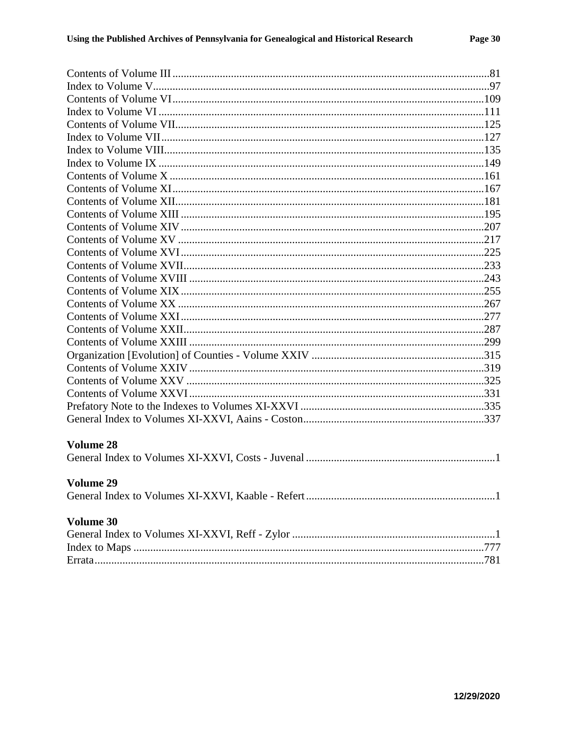Contents of Volume III ....................................................................................................81
Index to Volume V...........................................................................................................97
Contents of Volume VI...................................................................................................109
Index to Volume VI ........................................................................................................111
Contents of Volume VII..................................................................................................125
Index to Volume VII.......................................................................................................127
Index to Volume VIII......................................................................................................135
Index to Volume IX ........................................................................................................149
Contents of Volume X ....................................................................................................161
Contents of Volume XI ...................................................................................................167
Contents of Volume XII..................................................................................................181
Contents of Volume XIII ................................................................................................195
Contents of Volume XIV ................................................................................................207
Contents of Volume XV .................................................................................................217
Contents of Volume XVI ................................................................................................225
Contents of Volume XVII...............................................................................................233
Contents of Volume XVIII .............................................................................................243
Contents of Volume XIX ................................................................................................255
Contents of Volume XX .................................................................................................267
Contents of Volume XXI ................................................................................................277
Contents of Volume XXII...............................................................................................287
Contents of Volume XXIII .............................................................................................299
Organization [Evolution] of Counties - Volume XXIV .................................................315
Contents of Volume XXIV .............................................................................................319
Contents of Volume XXV ..............................................................................................325
Contents of Volume XXVI .............................................................................................331
Prefatory Note to the Indexes to Volumes XI-XXVI .....................................................335
General Index to Volumes XI-XXVI, Aains - Coston....................................................337

### Volume 28

General Index to Volumes XI-XXVI, Costs - Juvenal ......................................................1

### Volume 29

General Index to Volumes XI-XXVI, Kaable - Refert ......................................................1

### Volume 30

General Index to Volumes XI-XXVI, Reff - Zylor ...........................................................1
Index to Maps ................................................................................................................777
Errata..............................................................................................................................781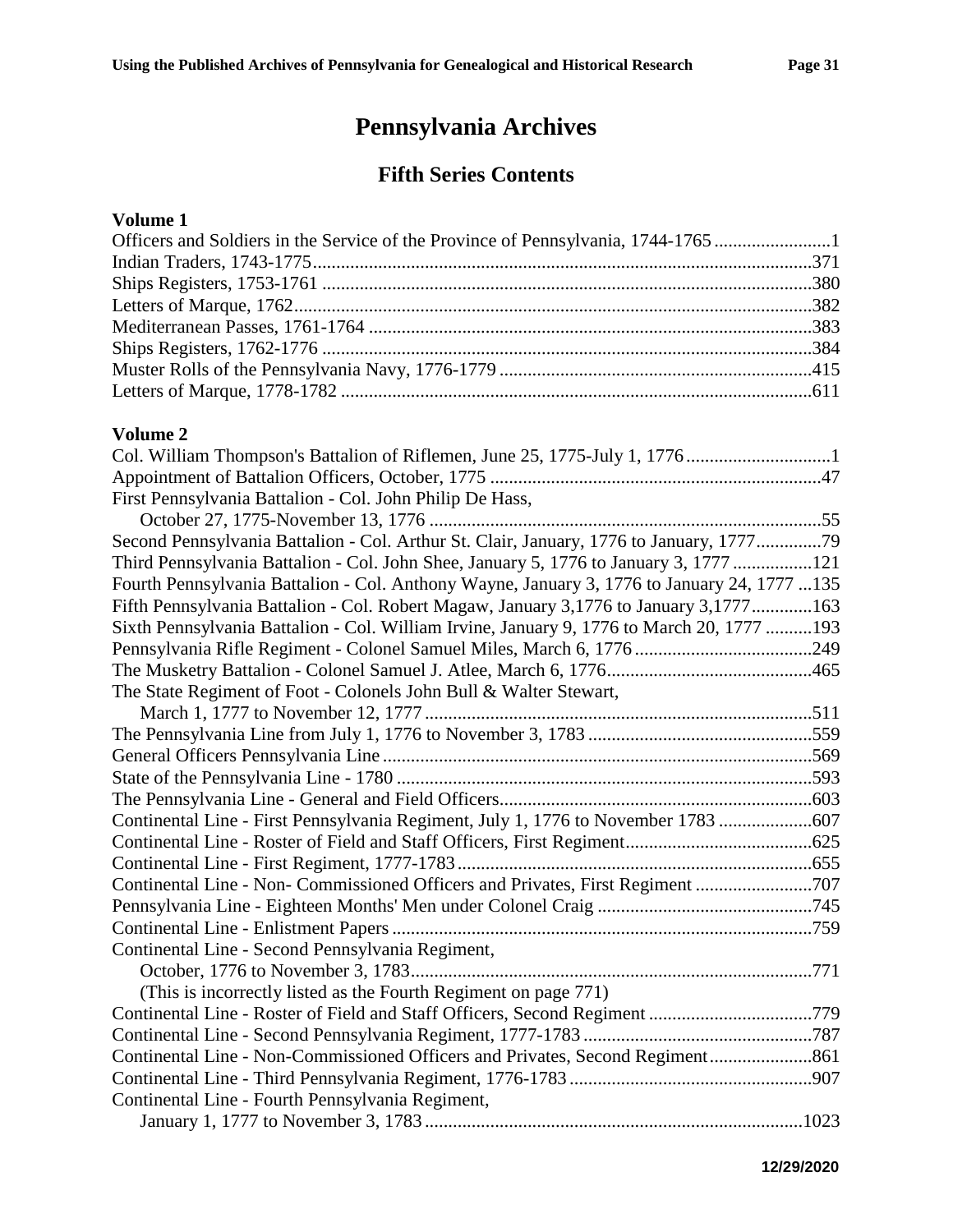# Pennsylvania Archives

## Fifth Series Contents

**Volume 1**

Officers and Soldiers in the Service of the Province of Pennsylvania, 1744-1765 .........................1
Indian Traders, 1743-1775..........................................................................................................371
Ships Registers, 1753-1761 ........................................................................................................380
Letters of Marque, 1762..............................................................................................................382
Mediterranean Passes, 1761-1764 ..............................................................................................383
Ships Registers, 1762-1776 ........................................................................................................384
Muster Rolls of the Pennsylvania Navy, 1776-1779 .................................................................415
Letters of Marque, 1778-1782 ....................................................................................................611

**Volume 2**

Col. William Thompson's Battalion of Riflemen, June 25, 1775-July 1, 1776 ...............................1
Appointment of Battalion Officers, October, 1775 ......................................................................47
First Pennsylvania Battalion - Col. John Philip De Hass,
  October 27, 1775-November 13, 1776 ...................................................................................55
Second Pennsylvania Battalion - Col. Arthur St. Clair, January, 1776 to January, 1777..............79
Third Pennsylvania Battalion - Col. John Shee, January 5, 1776 to January 3, 1777 ................121
Fourth Pennsylvania Battalion - Col. Anthony Wayne, January 3, 1776 to January 24, 1777 ...135
Fifth Pennsylvania Battalion - Col. Robert Magaw, January 3,1776 to January 3,1777.............163
Sixth Pennsylvania Battalion - Col. William Irvine, January 9, 1776 to March 20, 1777 ..........193
Pennsylvania Rifle Regiment - Colonel Samuel Miles, March 6, 1776 ......................................249
The Musketry Battalion - Colonel Samuel J. Atlee, March 6, 1776............................................465
The State Regiment of Foot - Colonels John Bull & Walter Stewart,
  March 1, 1777 to November 12, 1777 ...................................................................................511
The Pennsylvania Line from July 1, 1776 to November 3, 1783 ................................................559
General Officers Pennsylvania Line ...........................................................................................569
State of the Pennsylvania Line - 1780 .........................................................................................593
The Pennsylvania Line - General and Field Officers..................................................................603
Continental Line - First Pennsylvania Regiment, July 1, 1776 to November 1783 ....................607
Continental Line - Roster of Field and Staff Officers, First Regiment........................................625
Continental Line - First Regiment, 1777-1783...........................................................................655
Continental Line - Non- Commissioned Officers and Privates, First Regiment .........................707
Pennsylvania Line - Eighteen Months' Men under Colonel Craig ..............................................745
Continental Line - Enlistment Papers .........................................................................................759
Continental Line - Second Pennsylvania Regiment,
  October, 1776 to November 3, 1783......................................................................................771
  (This is incorrectly listed as the Fourth Regiment on page 771)
Continental Line - Roster of Field and Staff Officers, Second Regiment ...................................779
Continental Line - Second Pennsylvania Regiment, 1777-1783 .................................................787
Continental Line - Non-Commissioned Officers and Privates, Second Regiment......................861
Continental Line - Third Pennsylvania Regiment, 1776-1783 ....................................................907
Continental Line - Fourth Pennsylvania Regiment,
  January 1, 1777 to November 3, 1783 ................................................................................1023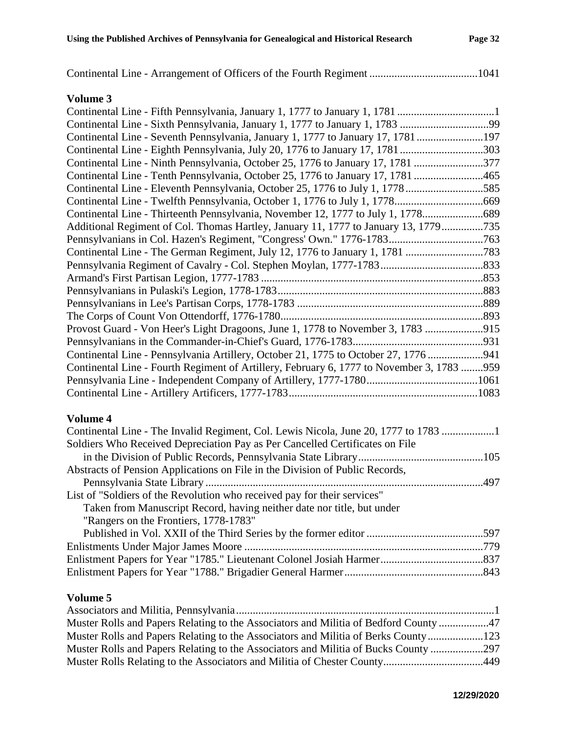Continental Line - Arrangement of Officers of the Fourth Regiment .......................................1041

### Volume 3

Continental Line - Fifth Pennsylvania, January 1, 1777 to January 1, 1781 ...................................1
Continental Line - Sixth Pennsylvania, January 1, 1777 to January 1, 1783 ................................99
Continental Line - Seventh Pennsylvania, January 1, 1777 to January 17, 1781 ........................197
Continental Line - Eighth Pennsylvania, July 20, 1776 to January 17, 1781 ..............................303
Continental Line - Ninth Pennsylvania, October 25, 1776 to January 17, 1781 .........................377
Continental Line - Tenth Pennsylvania, October 25, 1776 to January 17, 1781 .........................465
Continental Line - Eleventh Pennsylvania, October 25, 1776 to July 1, 1778 ............................585
Continental Line - Twelfth Pennsylvania, October 1, 1776 to July 1, 1778................................669
Continental Line - Thirteenth Pennsylvania, November 12, 1777 to July 1, 1778......................689
Additional Regiment of Col. Thomas Hartley, January 11, 1777 to January 13, 1779..............735
Pennsylvanians in Col. Hazen's Regiment, "Congress' Own." 1776-1783..................................763
Continental Line - The German Regiment, July 12, 1776 to January 1, 1781 ............................783
Pennsylvania Regiment of Cavalry - Col. Stephen Moylan, 1777-1783.....................................833
Armand's First Partisan Legion, 1777-1783 ................................................................................853
Pennsylvanians in Pulaski's Legion, 1778-1783..........................................................................883
Pennsylvanians in Lee's Partisan Corps, 1778-1783 ...................................................................889
The Corps of Count Von Ottendorff, 1776-1780.........................................................................893
Provost Guard - Von Heer's Light Dragoons, June 1, 1778 to November 3, 1783 .....................915
Pennsylvanians in the Commander-in-Chief's Guard, 1776-1783...............................................931
Continental Line - Pennsylvania Artillery, October 21, 1775 to October 27, 1776 ....................941
Continental Line - Fourth Regiment of Artillery, February 6, 1777 to November 3, 1783 ........959
Pennsylvania Line - Independent Company of Artillery, 1777-1780........................................1061
Continental Line - Artillery Artificers, 1777-1783....................................................................1083

### Volume 4

Continental Line - The Invalid Regiment, Col. Lewis Nicola, June 20, 1777 to 1783 ...................1
Soldiers Who Received Depreciation Pay as Per Cancelled Certificates on File
in the Division of Public Records, Pennsylvania State Library............................................105
Abstracts of Pension Applications on File in the Division of Public Records,
Pennsylvania State Library ...................................................................................................497
List of "Soldiers of the Revolution who received pay for their services"
Taken from Manuscript Record, having neither date nor title, but under
"Rangers on the Frontiers, 1778-1783"
Published in Vol. XXII of the Third Series by the former editor ..........................................597
Enlistments Under Major James Moore .....................................................................................779
Enlistment Papers for Year "1785." Lieutenant Colonel Josiah Harmer.....................................837
Enlistment Papers for Year "1788." Brigadier General Harmer..................................................843

### Volume 5

Associators and Militia, Pennsylvania............................................................................................1
Muster Rolls and Papers Relating to the Associators and Militia of Bedford County ..................47
Muster Rolls and Papers Relating to the Associators and Militia of Berks County....................123
Muster Rolls and Papers Relating to the Associators and Militia of Bucks County ...................297
Muster Rolls Relating to the Associators and Militia of Chester County....................................449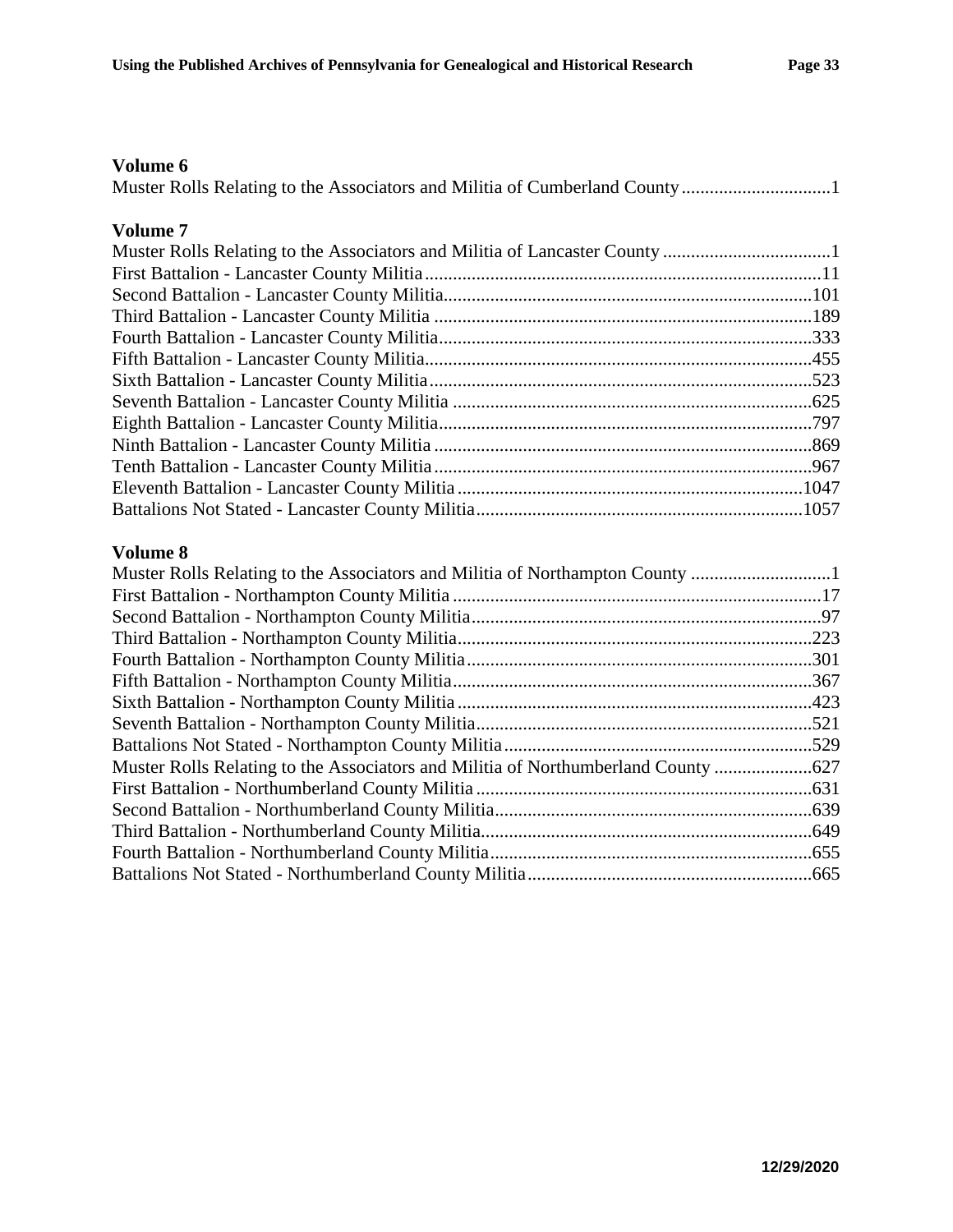### Volume 6

Muster Rolls Relating to the Associators and Militia of Cumberland County................................1

### Volume 7

Muster Rolls Relating to the Associators and Militia of Lancaster County ....................................1
First Battalion - Lancaster County Militia....................................................................................11
Second Battalion - Lancaster County Militia...............................................................................101
Third Battalion - Lancaster County Militia .................................................................................189
Fourth Battalion - Lancaster County Militia................................................................................333
Fifth Battalion - Lancaster County Militia...................................................................................455
Sixth Battalion - Lancaster County Militia..................................................................................523
Seventh Battalion - Lancaster County Militia .............................................................................625
Eighth Battalion - Lancaster County Militia................................................................................797
Ninth Battalion - Lancaster County Militia .................................................................................869
Tenth Battalion - Lancaster County Militia..................................................................................967
Eleventh Battalion - Lancaster County Militia ..........................................................................1047
Battalions Not Stated - Lancaster County Militia......................................................................1057

### Volume 8

Muster Rolls Relating to the Associators and Militia of Northampton County ..............................1
First Battalion - Northampton County Militia ..............................................................................17
Second Battalion - Northampton County Militia...........................................................................97
Third Battalion - Northampton County Militia............................................................................223
Fourth Battalion - Northampton County Militia..........................................................................301
Fifth Battalion - Northampton County Militia.............................................................................367
Sixth Battalion - Northampton County Militia............................................................................423
Seventh Battalion - Northampton County Militia........................................................................521
Battalions Not Stated - Northampton County Militia..................................................................529
Muster Rolls Relating to the Associators and Militia of Northumberland County .....................627
First Battalion - Northumberland County Militia........................................................................631
Second Battalion - Northumberland County Militia....................................................................639
Third Battalion - Northumberland County Militia.......................................................................649
Fourth Battalion - Northumberland County Militia.....................................................................655
Battalions Not Stated - Northumberland County Militia.............................................................665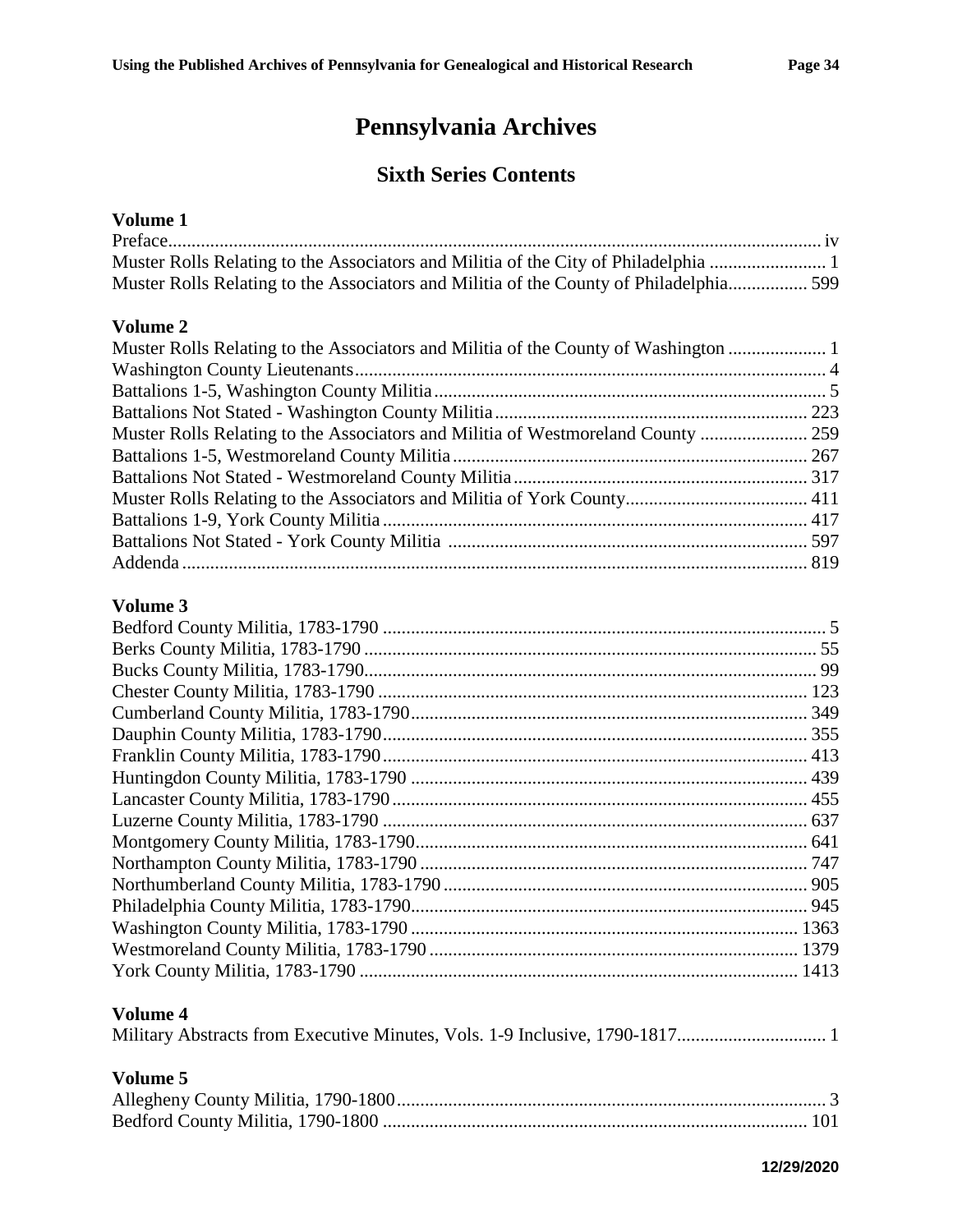# Pennsylvania Archives

## Sixth Series Contents

**Volume 1**

Preface.......... iv
Muster Rolls Relating to the Associators and Militia of the City of Philadelphia .......... 1
Muster Rolls Relating to the Associators and Militia of the County of Philadelphia.......... 599

**Volume 2**

Muster Rolls Relating to the Associators and Militia of the County of Washington .......... 1
Washington County Lieutenants.......... 4
Battalions 1-5, Washington County Militia.......... 5
Battalions Not Stated - Washington County Militia.......... 223
Muster Rolls Relating to the Associators and Militia of Westmoreland County .......... 259
Battalions 1-5, Westmoreland County Militia.......... 267
Battalions Not Stated - Westmoreland County Militia.......... 317
Muster Rolls Relating to the Associators and Militia of York County.......... 411
Battalions 1-9, York County Militia.......... 417
Battalions Not Stated - York County Militia .......... 597
Addenda.......... 819

**Volume 3**

Bedford County Militia, 1783-1790 .......... 5
Berks County Militia, 1783-1790 .......... 55
Bucks County Militia, 1783-1790.......... 99
Chester County Militia, 1783-1790 .......... 123
Cumberland County Militia, 1783-1790.......... 349
Dauphin County Militia, 1783-1790.......... 355
Franklin County Militia, 1783-1790.......... 413
Huntingdon County Militia, 1783-1790 .......... 439
Lancaster County Militia, 1783-1790.......... 455
Luzerne County Militia, 1783-1790 .......... 637
Montgomery County Militia, 1783-1790.......... 641
Northampton County Militia, 1783-1790 .......... 747
Northumberland County Militia, 1783-1790.......... 905
Philadelphia County Militia, 1783-1790.......... 945
Washington County Militia, 1783-1790 .......... 1363
Westmoreland County Militia, 1783-1790 .......... 1379
York County Militia, 1783-1790 .......... 1413

**Volume 4**

Military Abstracts from Executive Minutes, Vols. 1-9 Inclusive, 1790-1817.......... 1

**Volume 5**

Allegheny County Militia, 1790-1800.......... 3
Bedford County Militia, 1790-1800 .......... 101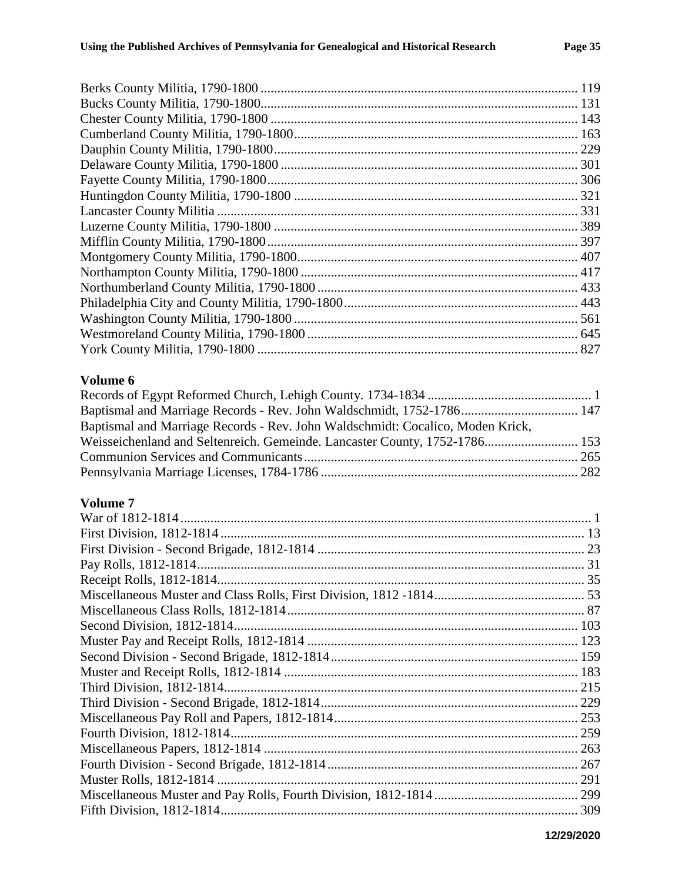Berks County Militia, 1790-1800 .............................................................................................. 119
Bucks County Militia, 1790-1800.............................................................................................. 131
Chester County Militia, 1790-1800 ............................................................................................ 143
Cumberland County Militia, 1790-1800..................................................................................... 163
Dauphin County Militia, 1790-1800........................................................................................... 229
Delaware County Militia, 1790-1800 ......................................................................................... 301
Fayette County Militia, 1790-1800............................................................................................. 306
Huntingdon County Militia, 1790-1800 ..................................................................................... 321
Lancaster County Militia ............................................................................................................ 331
Luzerne County Militia, 1790-1800 ........................................................................................... 389
Mifflin County Militia, 1790-1800............................................................................................. 397
Montgomery County Militia, 1790-1800.................................................................................... 407
Northampton County Militia, 1790-1800 ................................................................................... 417
Northumberland County Militia, 1790-1800 .............................................................................. 433
Philadelphia City and County Militia, 1790-1800...................................................................... 443
Washington County Militia, 1790-1800 ..................................................................................... 561
Westmoreland County Militia, 1790-1800 ................................................................................. 645
York County Militia, 1790-1800 ................................................................................................ 827

## Volume 6

Records of Egypt Reformed Church, Lehigh County. 1734-1834 ................................................. 1
Baptismal and Marriage Records - Rev. John Waldschmidt, 1752-1786................................... 147
Baptismal and Marriage Records - Rev. John Waldschmidt: Cocalico, Moden Krick,
Weisseichenland and Seltenreich. Gemeinde. Lancaster County, 1752-1786............................ 153
Communion Services and Communicants.................................................................................. 265
Pensylvania Marriage Licenses, 1784-1786 ............................................................................. 282

## Volume 7

War of 1812-1814......................................................................................................................... 1
First Division, 1812-1814 ............................................................................................................ 13
First Division - Second Brigade, 1812-1814 ............................................................................... 23
Pay Rolls, 1812-1814................................................................................................................... 31
Receipt Rolls, 1812-1814............................................................................................................. 35
Miscellaneous Muster and Class Rolls, First Division, 1812 -1814............................................. 53
Miscellaneous Class Rolls, 1812-1814........................................................................................ 87
Second Division, 1812-1814...................................................................................................... 103
Muster Pay and Receipt Rolls, 1812-1814 ................................................................................ 123
Second Division - Second Brigade, 1812-1814......................................................................... 159
Muster and Receipt Rolls, 1812-1814 ....................................................................................... 183
Third Division, 1812-1814......................................................................................................... 215
Third Division - Second Brigade, 1812-1814............................................................................ 229
Miscellaneous Pay Roll and Papers, 1812-1814........................................................................ 253
Fourth Division, 1812-1814....................................................................................................... 259
Miscellaneous Papers, 1812-1814 ............................................................................................. 263
Fourth Division - Second Brigade, 1812-1814.......................................................................... 267
Muster Rolls, 1812-1814 ........................................................................................................... 291
Miscellaneous Muster and Pay Rolls, Fourth Division, 1812-1814........................................... 299
Fifth Division, 1812-1814.......................................................................................................... 309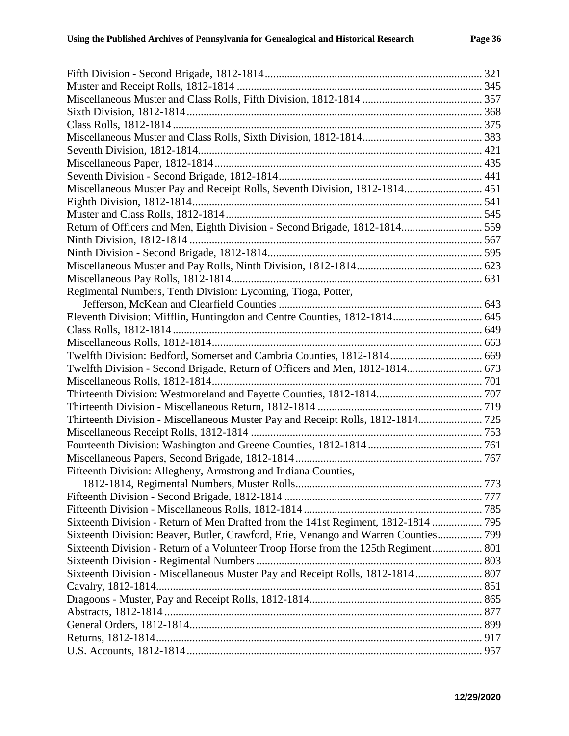Fifth Division - Second Brigade, 1812-1814 ............ 321
Muster and Receipt Rolls, 1812-1814 ............ 345
Miscellaneous Muster and Class Rolls, Fifth Division, 1812-1814 ............ 357
Sixth Division, 1812-1814 ............ 368
Class Rolls, 1812-1814 ............ 375
Miscellaneous Muster and Class Rolls, Sixth Division, 1812-1814 ............ 383
Seventh Division, 1812-1814 ............ 421
Miscellaneous Paper, 1812-1814 ............ 435
Seventh Division - Second Brigade, 1812-1814 ............ 441
Miscellaneous Muster Pay and Receipt Rolls, Seventh Division, 1812-1814 ............ 451
Eighth Division, 1812-1814 ............ 541
Muster and Class Rolls, 1812-1814 ............ 545
Return of Officers and Men, Eighth Division - Second Brigade, 1812-1814 ............ 559
Ninth Division, 1812-1814 ............ 567
Ninth Division - Second Brigade, 1812-1814 ............ 595
Miscellaneous Muster and Pay Rolls, Ninth Division, 1812-1814 ............ 623
Miscellaneous Pay Rolls, 1812-1814 ............ 631
Regimental Numbers, Tenth Division: Lycoming, Tioga, Potter,
  Jefferson, McKean and Clearfield Counties ............ 643
Eleventh Division: Mifflin, Huntingdon and Centre Counties, 1812-1814 ............ 645
Class Rolls, 1812-1814 ............ 649
Miscellaneous Rolls, 1812-1814 ............ 663
Twelfth Division: Bedford, Somerset and Cambria Counties, 1812-1814 ............ 669
Twelfth Division - Second Brigade, Return of Officers and Men, 1812-1814 ............ 673
Miscellaneous Rolls, 1812-1814 ............ 701
Thirteenth Division: Westmoreland and Fayette Counties, 1812-1814 ............ 707
Thirteenth Division - Miscellaneous Return, 1812-1814 ............ 719
Thirteenth Division - Miscellaneous Muster Pay and Receipt Rolls, 1812-1814 ............ 725
Miscellaneous Receipt Rolls, 1812-1814 ............ 753
Fourteenth Division: Washington and Greene Counties, 1812-1814 ............ 761
Miscellaneous Papers, Second Brigade, 1812-1814 ............ 767
Fifteenth Division: Allegheny, Armstrong and Indiana Counties,
  1812-1814, Regimental Numbers, Muster Rolls ............ 773
Fifteenth Division - Second Brigade, 1812-1814 ............ 777
Fifteenth Division - Miscellaneous Rolls, 1812-1814 ............ 785
Sixteenth Division - Return of Men Drafted from the 141st Regiment, 1812-1814 ............ 795
Sixteenth Division: Beaver, Butler, Crawford, Erie, Venango and Warren Counties ............ 799
Sixteenth Division - Return of a Volunteer Troop Horse from the 125th Regiment ............ 801
Sixteenth Division - Regimental Numbers ............ 803
Sixteenth Division - Miscellaneous Muster Pay and Receipt Rolls, 1812-1814 ............ 807
Cavalry, 1812-1814 ............ 851
Dragoons - Muster, Pay and Receipt Rolls, 1812-1814 ............ 865
Abstracts, 1812-1814 ............ 877
General Orders, 1812-1814 ............ 899
Returns, 1812-1814 ............ 917
U.S. Accounts, 1812-1814 ............ 957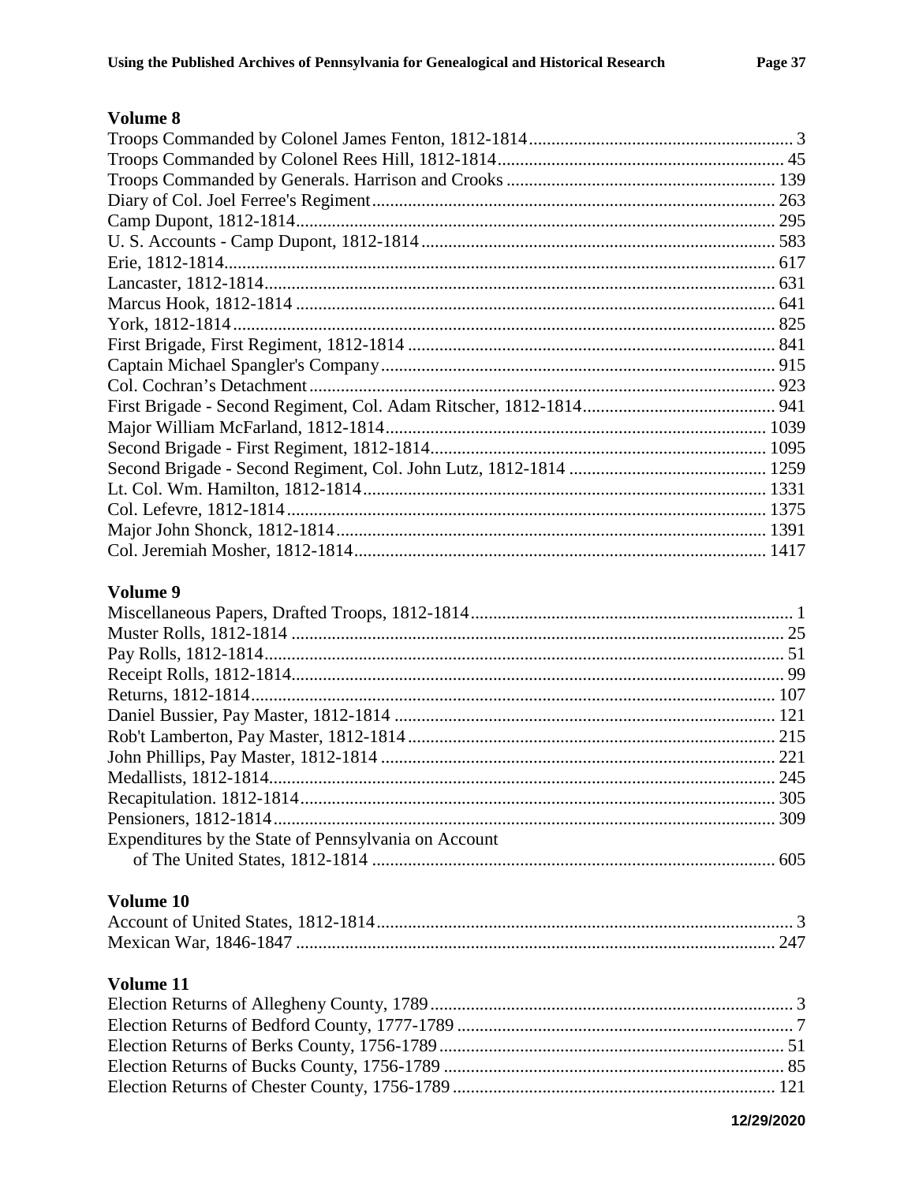### Volume 8

| | |
|---|---|
| Troops Commanded by Colonel James Fenton, 1812-1814 | 3 |
| Troops Commanded by Colonel Rees Hill, 1812-1814 | 45 |
| Troops Commanded by Generals. Harrison and Crooks | 139 |
| Diary of Col. Joel Ferree's Regiment | 263 |
| Camp Dupont, 1812-1814 | 295 |
| U. S. Accounts - Camp Dupont, 1812-1814 | 583 |
| Erie, 1812-1814 | 617 |
| Lancaster, 1812-1814 | 631 |
| Marcus Hook, 1812-1814 | 641 |
| York, 1812-1814 | 825 |
| First Brigade, First Regiment, 1812-1814 | 841 |
| Captain Michael Spangler's Company | 915 |
| Col. Cochran's Detachment | 923 |
| First Brigade - Second Regiment, Col. Adam Ritscher, 1812-1814 | 941 |
| Major William McFarland, 1812-1814 | 1039 |
| Second Brigade - First Regiment, 1812-1814 | 1095 |
| Second Brigade - Second Regiment, Col. John Lutz, 1812-1814 | 1259 |
| Lt. Col. Wm. Hamilton, 1812-1814 | 1331 |
| Col. Lefevre, 1812-1814 | 1375 |
| Major John Shonck, 1812-1814 | 1391 |
| Col. Jeremiah Mosher, 1812-1814 | 1417 |

### Volume 9

| | |
|---|---|
| Miscellaneous Papers, Drafted Troops, 1812-1814 | 1 |
| Muster Rolls, 1812-1814 | 25 |
| Pay Rolls, 1812-1814 | 51 |
| Receipt Rolls, 1812-1814 | 99 |
| Returns, 1812-1814 | 107 |
| Daniel Bussier, Pay Master, 1812-1814 | 121 |
| Rob't Lamberton, Pay Master, 1812-1814 | 215 |
| John Phillips, Pay Master, 1812-1814 | 221 |
| Medallists, 1812-1814 | 245 |
| Recapitulation. 1812-1814 | 305 |
| Pensioners, 1812-1814 | 309 |
| Expenditures by the State of Pennsylvania on Account of The United States, 1812-1814 | 605 |

### Volume 10

| | |
|---|---|
| Account of United States, 1812-1814 | 3 |
| Mexican War, 1846-1847 | 247 |

### Volume 11

| | |
|---|---|
| Election Returns of Allegheny County, 1789 | 3 |
| Election Returns of Bedford County, 1777-1789 | 7 |
| Election Returns of Berks County, 1756-1789 | 51 |
| Election Returns of Bucks County, 1756-1789 | 85 |
| Election Returns of Chester County, 1756-1789 | 121 |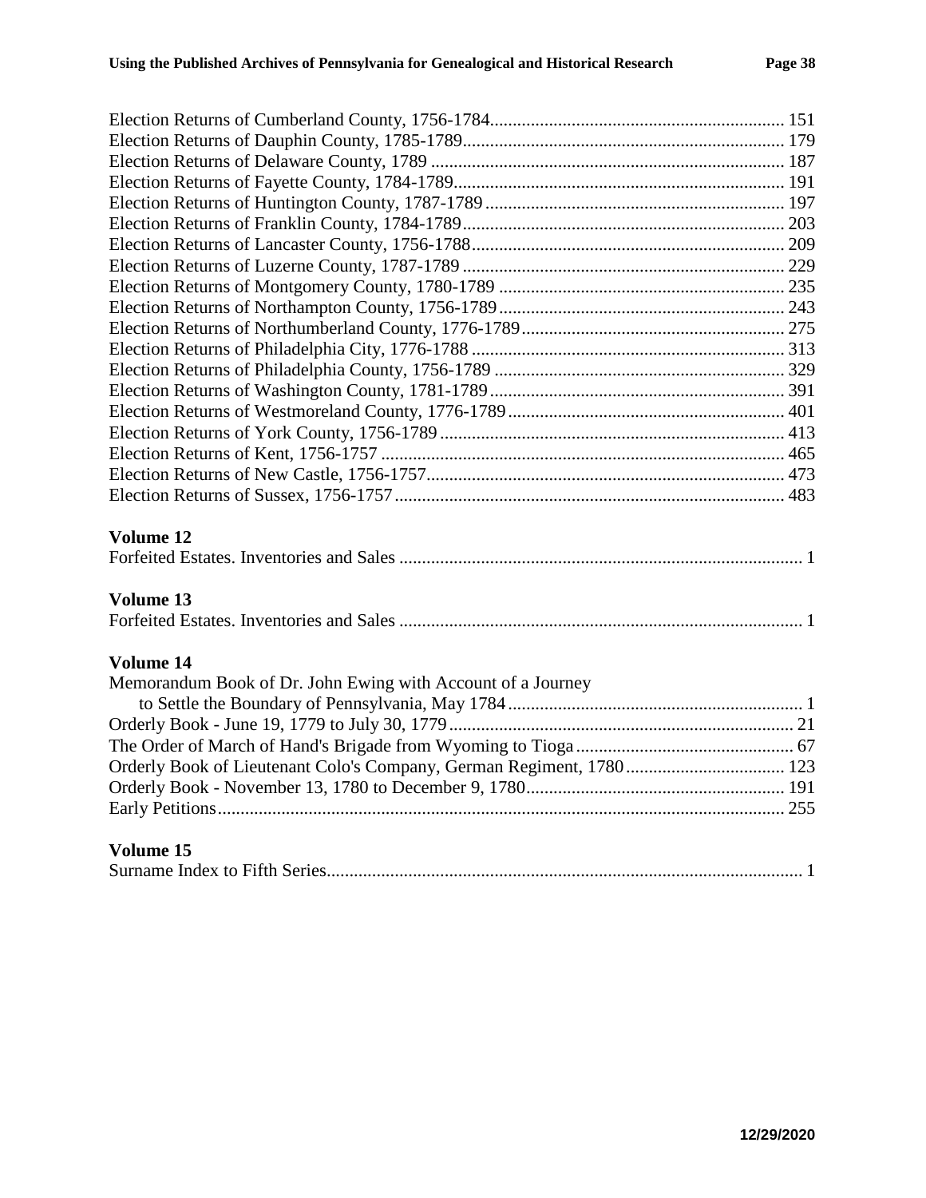Election Returns of Cumberland County, 1756-1784 ........ 151
Election Returns of Dauphin County, 1785-1789 ........ 179
Election Returns of Delaware County, 1789 ........ 187
Election Returns of Fayette County, 1784-1789 ........ 191
Election Returns of Huntington County, 1787-1789 ........ 197
Election Returns of Franklin County, 1784-1789 ........ 203
Election Returns of Lancaster County, 1756-1788 ........ 209
Election Returns of Luzerne County, 1787-1789 ........ 229
Election Returns of Montgomery County, 1780-1789 ........ 235
Election Returns of Northampton County, 1756-1789 ........ 243
Election Returns of Northumberland County, 1776-1789 ........ 275
Election Returns of Philadelphia City, 1776-1788 ........ 313
Election Returns of Philadelphia County, 1756-1789 ........ 329
Election Returns of Washington County, 1781-1789 ........ 391
Election Returns of Westmoreland County, 1776-1789 ........ 401
Election Returns of York County, 1756-1789 ........ 413
Election Returns of Kent, 1756-1757 ........ 465
Election Returns of New Castle, 1756-1757 ........ 473
Election Returns of Sussex, 1756-1757 ........ 483

### Volume 12

Forfeited Estates. Inventories and Sales ........ 1

### Volume 13

Forfeited Estates. Inventories and Sales ........ 1

### Volume 14

Memorandum Book of Dr. John Ewing with Account of a Journey
to Settle the Boundary of Pennsylvania, May 1784 ........ 1
Orderly Book - June 19, 1779 to July 30, 1779 ........ 21
The Order of March of Hand's Brigade from Wyoming to Tioga ........ 67
Orderly Book of Lieutenant Colo's Company, German Regiment, 1780 ........ 123
Orderly Book - November 13, 1780 to December 9, 1780 ........ 191
Early Petitions ........ 255

### Volume 15

Surname Index to Fifth Series ........ 1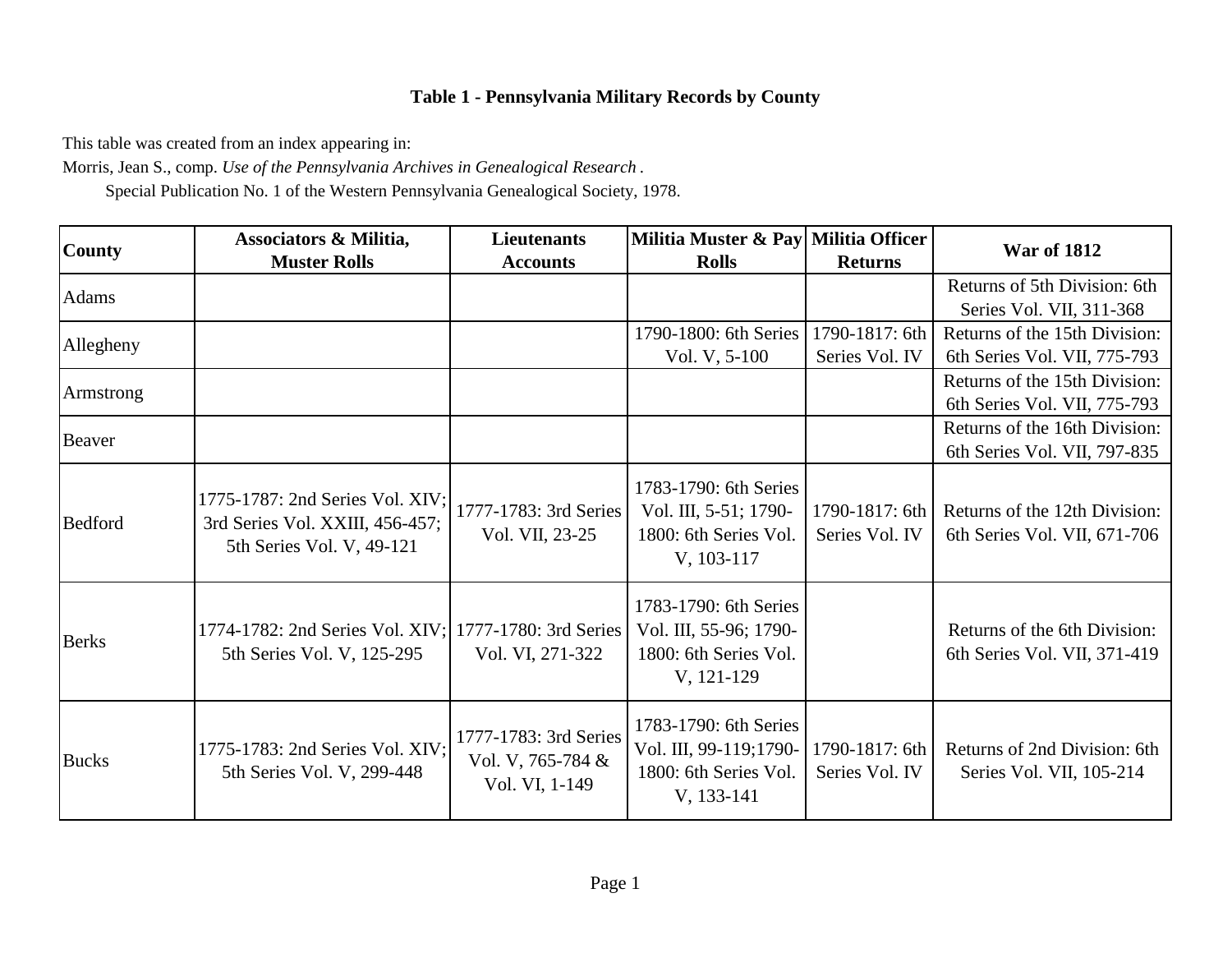## Table 1 - Pennsylvania Military Records by County

This table was created from an index appearing in:

Morris, Jean S., comp. *Use of the Pennsylvania Archives in Genealogical Research*.
Special Publication No. 1 of the Western Pennsylvania Genealogical Society, 1978.

| County | Associators & Militia, Muster Rolls | Lieutenants Accounts | Militia Muster & Pay Rolls | Militia Officer Returns | War of 1812 |
|---|---|---|---|---|---|
| Adams | | | | | Returns of 5th Division: 6th Series Vol. VII, 311-368 |
| Allegheny | | | 1790-1800: 6th Series Vol. V, 5-100 | 1790-1817: 6th Series Vol. IV | Returns of the 15th Division: 6th Series Vol. VII, 775-793 |
| Armstrong | | | | | Returns of the 15th Division: 6th Series Vol. VII, 775-793 |
| Beaver | | | | | Returns of the 16th Division: 6th Series Vol. VII, 797-835 |
| Bedford | 1775-1787: 2nd Series Vol. XIV; 3rd Series Vol. XXIII, 456-457; 5th Series Vol. V, 49-121 | 1777-1783: 3rd Series Vol. VII, 23-25 | 1783-1790: 6th Series Vol. III, 5-51; 1790-1800: 6th Series Vol. V, 103-117 | 1790-1817: 6th Series Vol. IV | Returns of the 12th Division: 6th Series Vol. VII, 671-706 |
| Berks | 1774-1782: 2nd Series Vol. XIV; 5th Series Vol. V, 125-295 | 1777-1780: 3rd Series Vol. VI, 271-322 | 1783-1790: 6th Series Vol. III, 55-96; 1790-1800: 6th Series Vol. V, 121-129 | | Returns of the 6th Division: 6th Series Vol. VII, 371-419 |
| Bucks | 1775-1783: 2nd Series Vol. XIV; 5th Series Vol. V, 299-448 | 1777-1783: 3rd Series Vol. V, 765-784 & Vol. VI, 1-149 | 1783-1790: 6th Series Vol. III, 99-119;1790-1800: 6th Series Vol. V, 133-141 | 1790-1817: 6th Series Vol. IV | Returns of 2nd Division: 6th Series Vol. VII, 105-214 |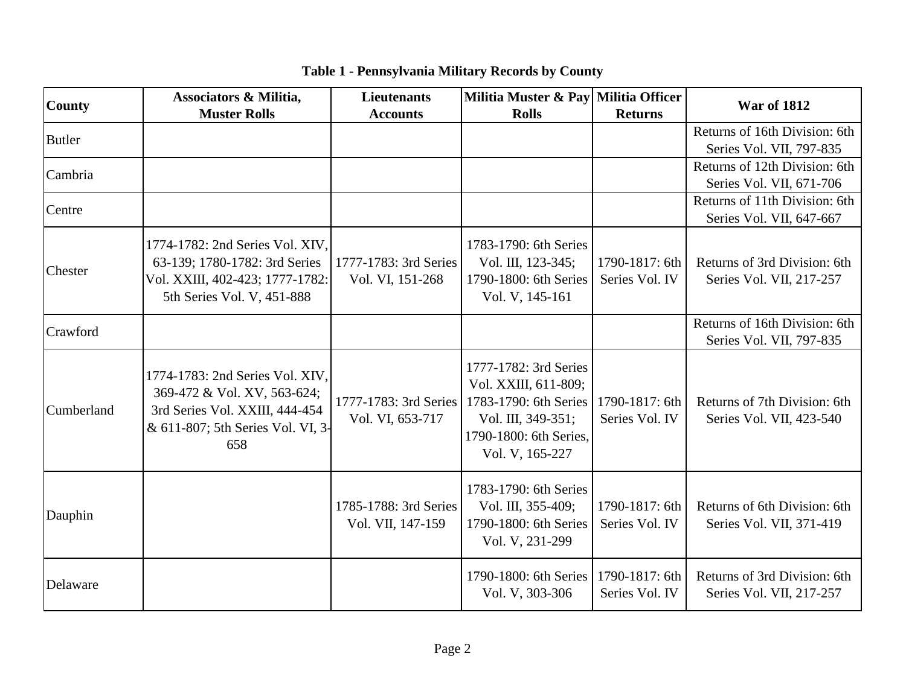**Table 1 - Pennsylvania Military Records by County**

| County | Associators & Militia, Muster Rolls | Lieutenants Accounts | Militia Muster & Pay Rolls | Militia Officer Returns | War of 1812 |
|---|---|---|---|---|---|
| Butler | | | | | Returns of 16th Division: 6th Series Vol. VII, 797-835 |
| Cambria | | | | | Returns of 12th Division: 6th Series Vol. VII, 671-706 |
| Centre | | | | | Returns of 11th Division: 6th Series Vol. VII, 647-667 |
| Chester | 1774-1782: 2nd Series Vol. XIV, 63-139; 1780-1782: 3rd Series Vol. XXIII, 402-423; 1777-1782: 5th Series Vol. V, 451-888 | 1777-1783: 3rd Series Vol. VI, 151-268 | 1783-1790: 6th Series Vol. III, 123-345; 1790-1800: 6th Series Vol. V, 145-161 | 1790-1817: 6th Series Vol. IV | Returns of 3rd Division: 6th Series Vol. VII, 217-257 |
| Crawford | | | | | Returns of 16th Division: 6th Series Vol. VII, 797-835 |
| Cumberland | 1774-1783: 2nd Series Vol. XIV, 369-472 & Vol. XV, 563-624; 3rd Series Vol. XXIII, 444-454 & 611-807; 5th Series Vol. VI, 3-658 | 1777-1783: 3rd Series Vol. VI, 653-717 | 1777-1782: 3rd Series Vol. XXIII, 611-809; 1783-1790: 6th Series Vol. III, 349-351; 1790-1800: 6th Series, Vol. V, 165-227 | 1790-1817: 6th Series Vol. IV | Returns of 7th Division: 6th Series Vol. VII, 423-540 |
| Dauphin | | 1785-1788: 3rd Series Vol. VII, 147-159 | 1783-1790: 6th Series Vol. III, 355-409; 1790-1800: 6th Series Vol. V, 231-299 | 1790-1817: 6th Series Vol. IV | Returns of 6th Division: 6th Series Vol. VII, 371-419 |
| Delaware | | | 1790-1800: 6th Series Vol. V, 303-306 | 1790-1817: 6th Series Vol. IV | Returns of 3rd Division: 6th Series Vol. VII, 217-257 |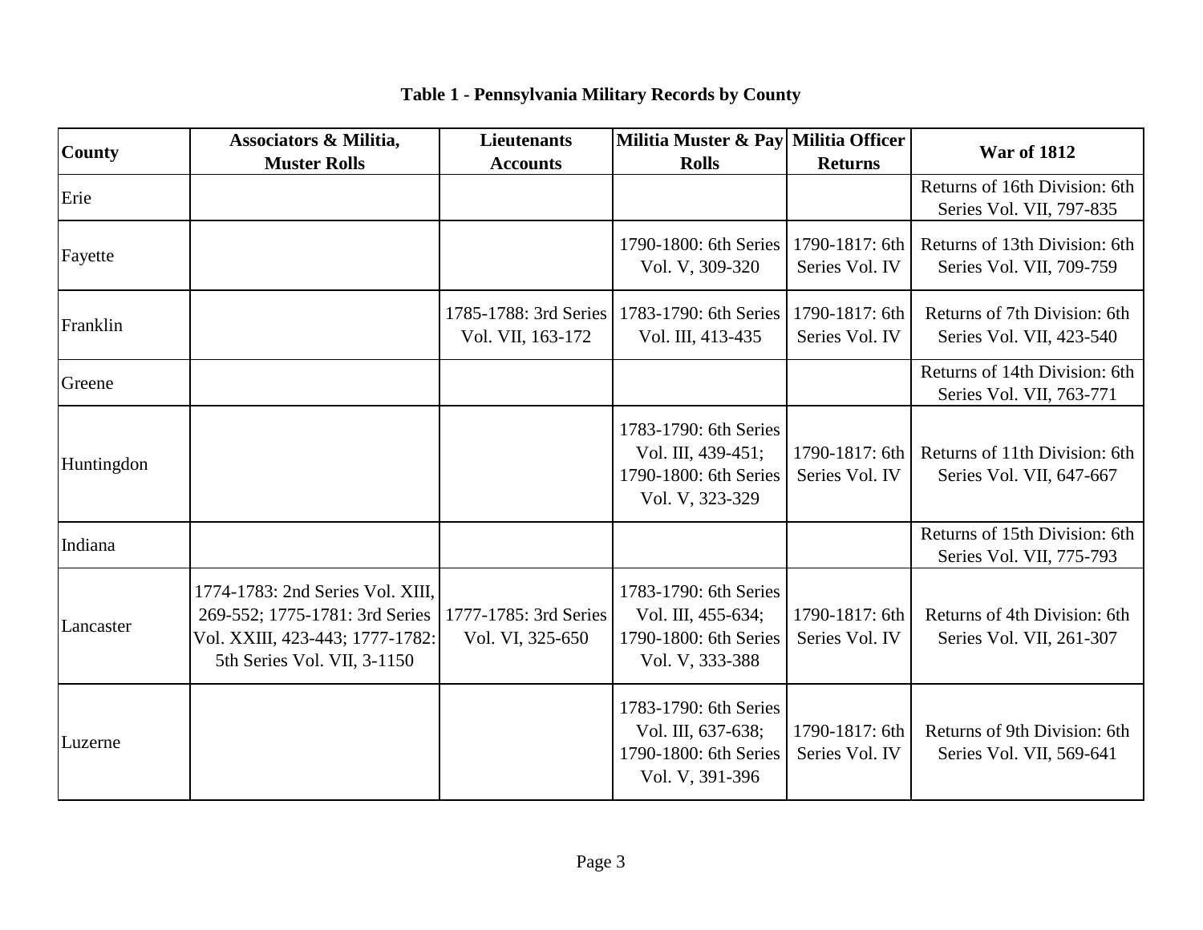**Table 1 - Pennsylvania Military Records by County**

| County | Associators & Militia, Muster Rolls | Lieutenants Accounts | Militia Muster & Pay Rolls | Militia Officer Returns | War of 1812 |
|---|---|---|---|---|---|
| Erie | | | | | Returns of 16th Division: 6th Series Vol. VII, 797-835 |
| Fayette | | | 1790-1800: 6th Series Vol. V, 309-320 | 1790-1817: 6th Series Vol. IV | Returns of 13th Division: 6th Series Vol. VII, 709-759 |
| Franklin | | 1785-1788: 3rd Series Vol. VII, 163-172 | 1783-1790: 6th Series Vol. III, 413-435 | 1790-1817: 6th Series Vol. IV | Returns of 7th Division: 6th Series Vol. VII, 423-540 |
| Greene | | | | | Returns of 14th Division: 6th Series Vol. VII, 763-771 |
| Huntingdon | | | 1783-1790: 6th Series Vol. III, 439-451; 1790-1800: 6th Series Vol. V, 323-329 | 1790-1817: 6th Series Vol. IV | Returns of 11th Division: 6th Series Vol. VII, 647-667 |
| Indiana | | | | | Returns of 15th Division: 6th Series Vol. VII, 775-793 |
| Lancaster | 1774-1783: 2nd Series Vol. XIII, 269-552; 1775-1781: 3rd Series Vol. XXIII, 423-443; 1777-1782: 5th Series Vol. VII, 3-1150 | 1777-1785: 3rd Series Vol. VI, 325-650 | 1783-1790: 6th Series Vol. III, 455-634; 1790-1800: 6th Series Vol. V, 333-388 | 1790-1817: 6th Series Vol. IV | Returns of 4th Division: 6th Series Vol. VII, 261-307 |
| Luzerne | | | 1783-1790: 6th Series Vol. III, 637-638; 1790-1800: 6th Series Vol. V, 391-396 | 1790-1817: 6th Series Vol. IV | Returns of 9th Division: 6th Series Vol. VII, 569-641 |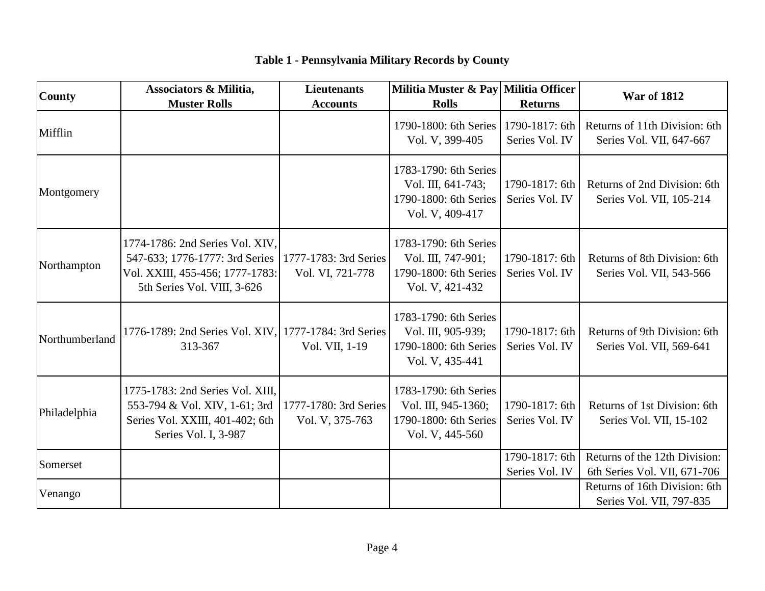**Table 1 - Pennsylvania Military Records by County**

| County | Associators & Militia, Muster Rolls | Lieutenants Accounts | Militia Muster & Pay Rolls | Militia Officer Returns | War of 1812 |
|---|---|---|---|---|---|
| Mifflin | | | 1790-1800: 6th Series Vol. V, 399-405 | 1790-1817: 6th Series Vol. IV | Returns of 11th Division: 6th Series Vol. VII, 647-667 |
| Montgomery | | | 1783-1790: 6th Series Vol. III, 641-743; 1790-1800: 6th Series Vol. V, 409-417 | 1790-1817: 6th Series Vol. IV | Returns of 2nd Division: 6th Series Vol. VII, 105-214 |
| Northampton | 1774-1786: 2nd Series Vol. XIV, 547-633; 1776-1777: 3rd Series Vol. XXIII, 455-456; 1777-1783: 5th Series Vol. VIII, 3-626 | 1777-1783: 3rd Series Vol. VI, 721-778 | 1783-1790: 6th Series Vol. III, 747-901; 1790-1800: 6th Series Vol. V, 421-432 | 1790-1817: 6th Series Vol. IV | Returns of 8th Division: 6th Series Vol. VII, 543-566 |
| Northumberland | 1776-1789: 2nd Series Vol. XIV, 313-367 | 1777-1784: 3rd Series Vol. VII, 1-19 | 1783-1790: 6th Series Vol. III, 905-939; 1790-1800: 6th Series Vol. V, 435-441 | 1790-1817: 6th Series Vol. IV | Returns of 9th Division: 6th Series Vol. VII, 569-641 |
| Philadelphia | 1775-1783: 2nd Series Vol. XIII, 553-794 & Vol. XIV, 1-61; 3rd Series Vol. XXIII, 401-402; 6th Series Vol. I, 3-987 | 1777-1780: 3rd Series Vol. V, 375-763 | 1783-1790: 6th Series Vol. III, 945-1360; 1790-1800: 6th Series Vol. V, 445-560 | 1790-1817: 6th Series Vol. IV | Returns of 1st Division: 6th Series Vol. VII, 15-102 |
| Somerset | | | | 1790-1817: 6th Series Vol. IV | Returns of the 12th Division: 6th Series Vol. VII, 671-706 |
| Venango | | | | | Returns of 16th Division: 6th Series Vol. VII, 797-835 |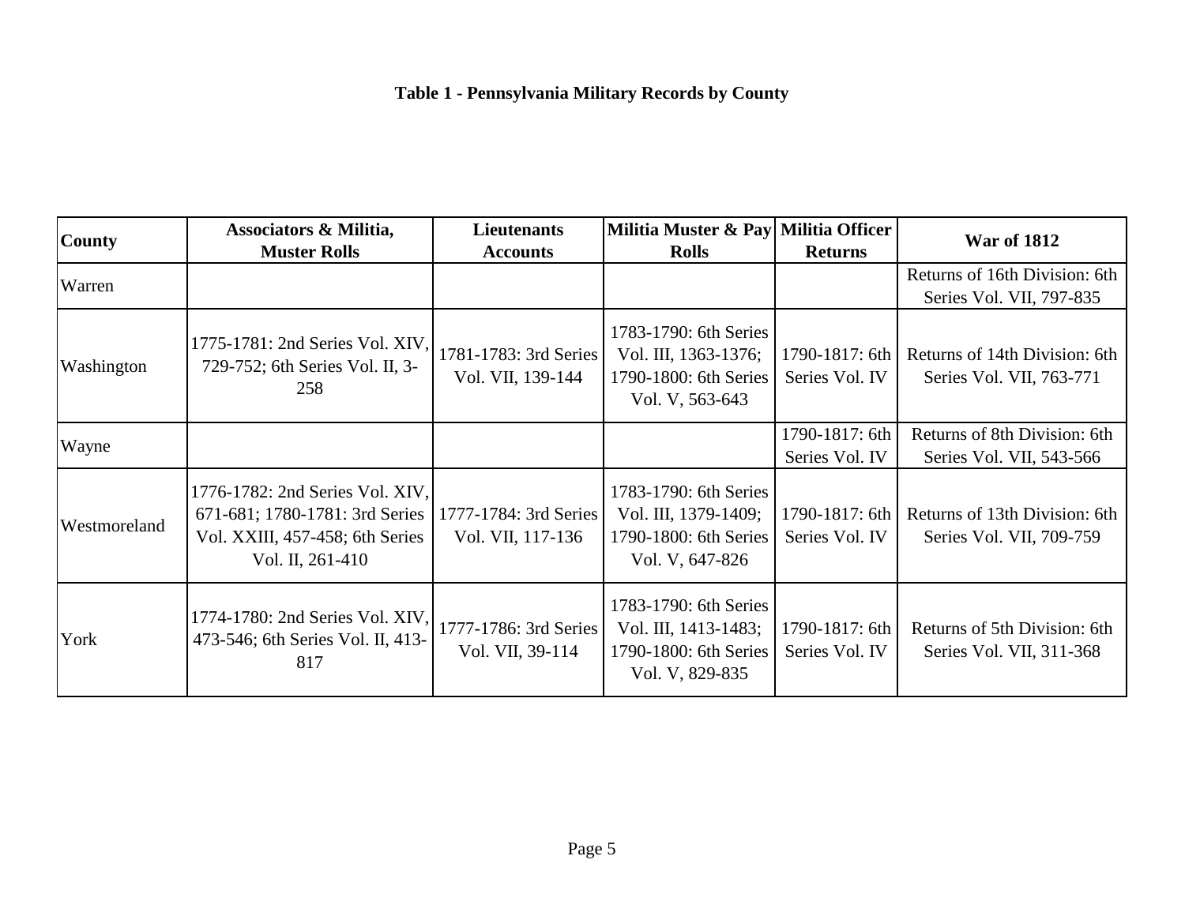**Table 1 - Pennsylvania Military Records by County**

| County | Associators & Militia, Muster Rolls | Lieutenants Accounts | Militia Muster & Pay Rolls | Militia Officer Returns | War of 1812 |
|---|---|---|---|---|---|
| Warren | | | | | Returns of 16th Division: 6th Series Vol. VII, 797-835 |
| Washington | 1775-1781: 2nd Series Vol. XIV, 729-752; 6th Series Vol. II, 3-258 | 1781-1783: 3rd Series Vol. VII, 139-144 | 1783-1790: 6th Series Vol. III, 1363-1376; 1790-1800: 6th Series Vol. V, 563-643 | 1790-1817: 6th Series Vol. IV | Returns of 14th Division: 6th Series Vol. VII, 763-771 |
| Wayne | | | | 1790-1817: 6th Series Vol. IV | Returns of 8th Division: 6th Series Vol. VII, 543-566 |
| Westmoreland | 1776-1782: 2nd Series Vol. XIV, 671-681; 1780-1781: 3rd Series Vol. XXIII, 457-458; 6th Series Vol. II, 261-410 | 1777-1784: 3rd Series Vol. VII, 117-136 | 1783-1790: 6th Series Vol. III, 1379-1409; 1790-1800: 6th Series Vol. V, 647-826 | 1790-1817: 6th Series Vol. IV | Returns of 13th Division: 6th Series Vol. VII, 709-759 |
| York | 1774-1780: 2nd Series Vol. XIV, 473-546; 6th Series Vol. II, 413-817 | 1777-1786: 3rd Series Vol. VII, 39-114 | 1783-1790: 6th Series Vol. III, 1413-1483; 1790-1800: 6th Series Vol. V, 829-835 | 1790-1817: 6th Series Vol. IV | Returns of 5th Division: 6th Series Vol. VII, 311-368 |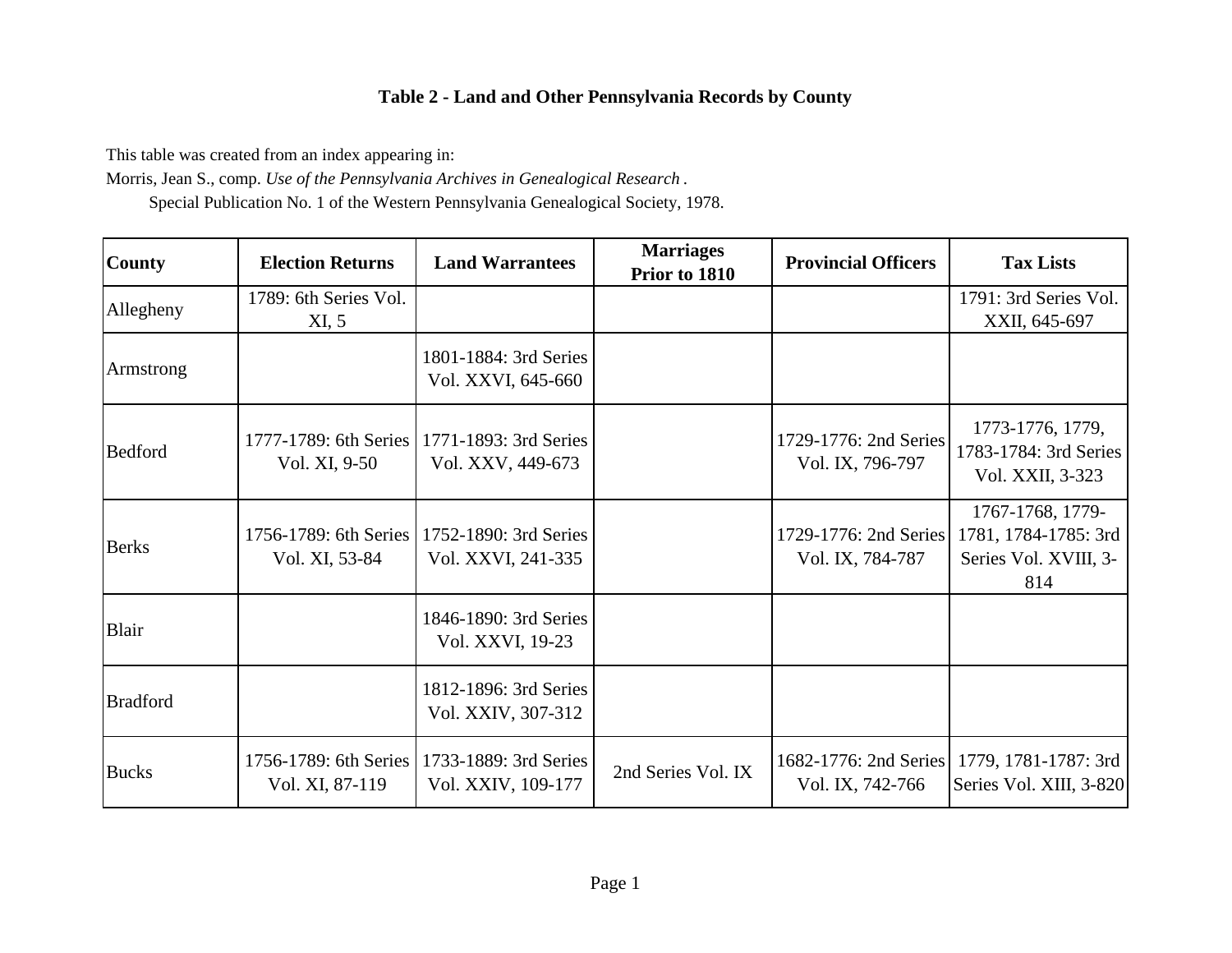## Table 2 - Land and Other Pennsylvania Records by County

This table was created from an index appearing in:

Morris, Jean S., comp. *Use of the Pennsylvania Archives in Genealogical Research* .
Special Publication No. 1 of the Western Pennsylvania Genealogical Society, 1978.

| County | Election Returns | Land Warrantees | Marriages Prior to 1810 | Provincial Officers | Tax Lists |
|---|---|---|---|---|---|
| Allegheny | 1789: 6th Series Vol. XI, 5 | | | | 1791: 3rd Series Vol. XXII, 645-697 |
| Armstrong | | 1801-1884: 3rd Series Vol. XXVI, 645-660 | | | |
| Bedford | 1777-1789: 6th Series Vol. XI, 9-50 | 1771-1893: 3rd Series Vol. XXV, 449-673 | | 1729-1776: 2nd Series Vol. IX, 796-797 | 1773-1776, 1779, 1783-1784: 3rd Series Vol. XXII, 3-323 |
| Berks | 1756-1789: 6th Series Vol. XI, 53-84 | 1752-1890: 3rd Series Vol. XXVI, 241-335 | | 1729-1776: 2nd Series Vol. IX, 784-787 | 1767-1768, 1779-1781, 1784-1785: 3rd Series Vol. XVIII, 3-814 |
| Blair | | 1846-1890: 3rd Series Vol. XXVI, 19-23 | | | |
| Bradford | | 1812-1896: 3rd Series Vol. XXIV, 307-312 | | | |
| Bucks | 1756-1789: 6th Series Vol. XI, 87-119 | 1733-1889: 3rd Series Vol. XXIV, 109-177 | 2nd Series Vol. IX | 1682-1776: 2nd Series Vol. IX, 742-766 | 1779, 1781-1787: 3rd Series Vol. XIII, 3-820 |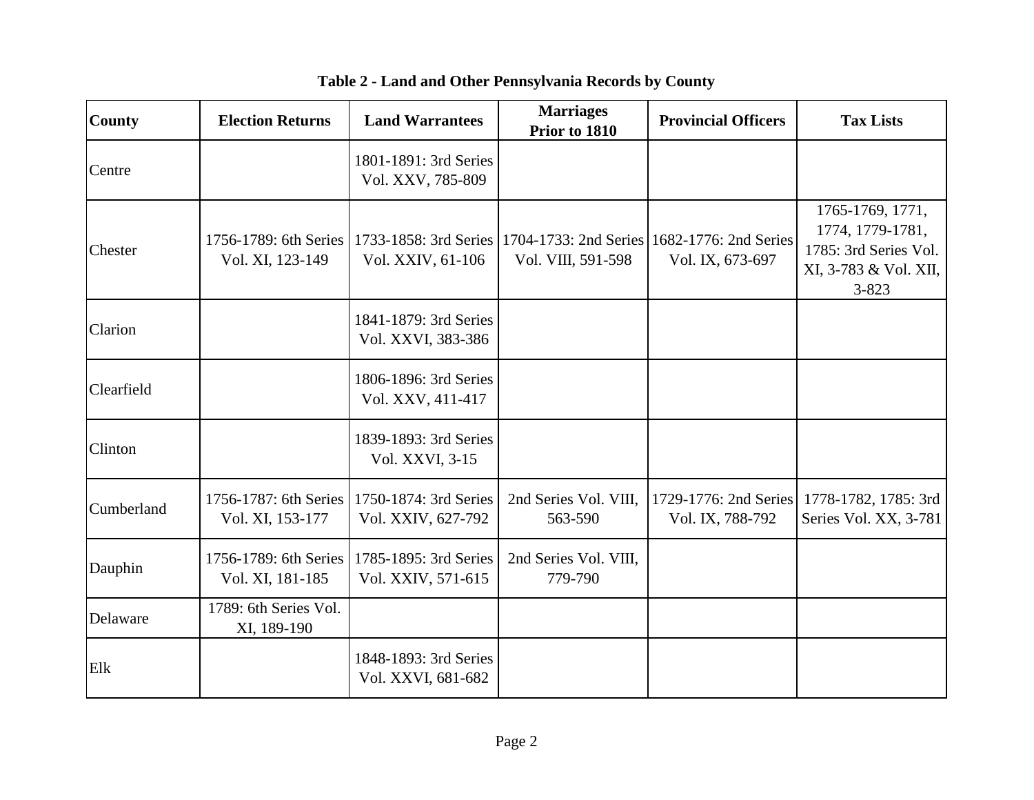**Table 2 - Land and Other Pennsylvania Records by County**

| County | Election Returns | Land Warrantees | Marriages Prior to 1810 | Provincial Officers | Tax Lists |
|---|---|---|---|---|---|
| Centre | | 1801-1891: 3rd Series Vol. XXV, 785-809 | | | |
| Chester | 1756-1789: 6th Series Vol. XI, 123-149 | 1733-1858: 3rd Series Vol. XXIV, 61-106 | 1704-1733: 2nd Series Vol. VIII, 591-598 | 1682-1776: 2nd Series Vol. IX, 673-697 | 1765-1769, 1771, 1774, 1779-1781, 1785: 3rd Series Vol. XI, 3-783 & Vol. XII, 3-823 |
| Clarion | | 1841-1879: 3rd Series Vol. XXVI, 383-386 | | | |
| Clearfield | | 1806-1896: 3rd Series Vol. XXV, 411-417 | | | |
| Clinton | | 1839-1893: 3rd Series Vol. XXVI, 3-15 | | | |
| Cumberland | 1756-1787: 6th Series Vol. XI, 153-177 | 1750-1874: 3rd Series Vol. XXIV, 627-792 | 2nd Series Vol. VIII, 563-590 | 1729-1776: 2nd Series Vol. IX, 788-792 | 1778-1782, 1785: 3rd Series Vol. XX, 3-781 |
| Dauphin | 1756-1789: 6th Series Vol. XI, 181-185 | 1785-1895: 3rd Series Vol. XXIV, 571-615 | 2nd Series Vol. VIII, 779-790 | | |
| Delaware | 1789: 6th Series Vol. XI, 189-190 | | | | |
| Elk | | 1848-1893: 3rd Series Vol. XXVI, 681-682 | | | |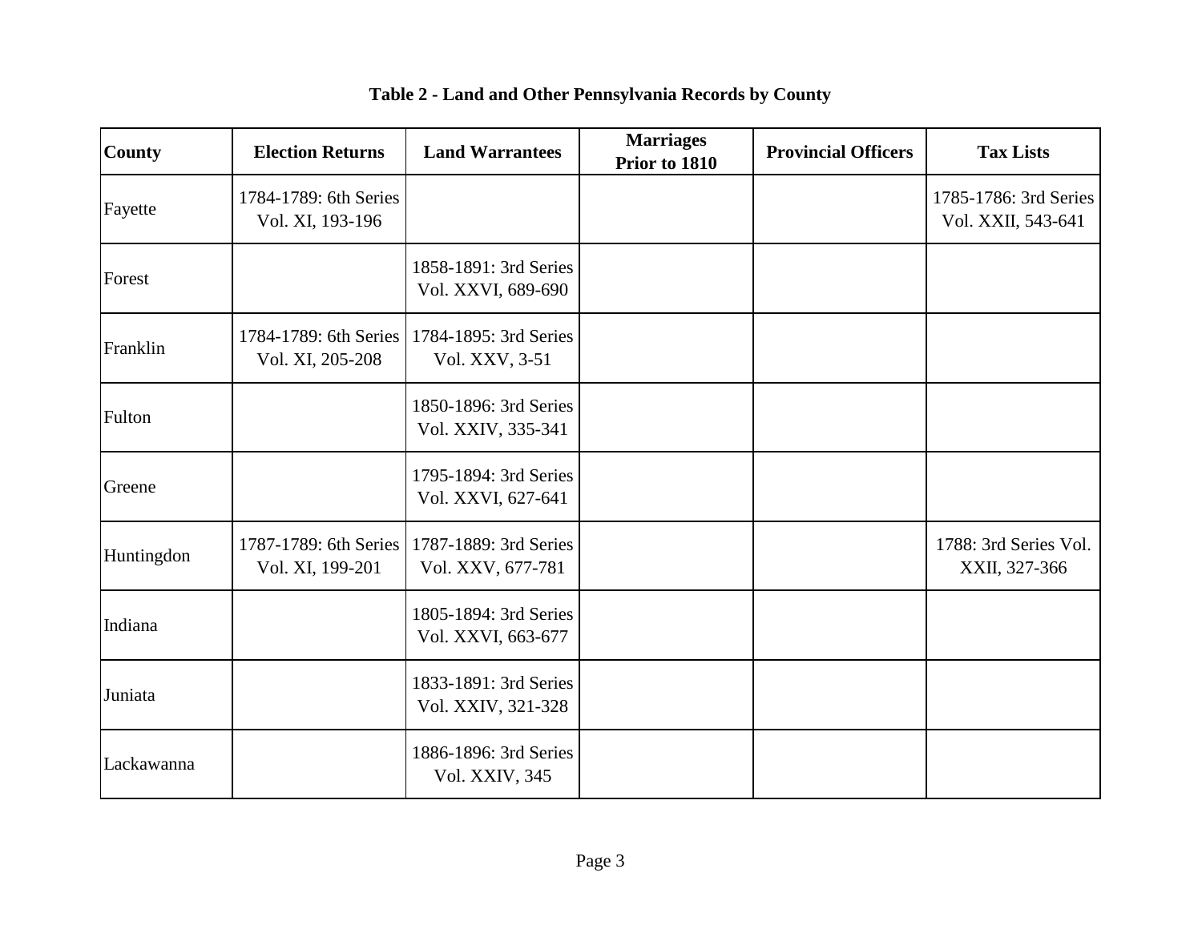**Table 2 - Land and Other Pennsylvania Records by County**

| County | Election Returns | Land Warrantees | Marriages Prior to 1810 | Provincial Officers | Tax Lists |
|---|---|---|---|---|---|
| Fayette | 1784-1789: 6th Series Vol. XI, 193-196 | | | | 1785-1786: 3rd Series Vol. XXII, 543-641 |
| Forest | | 1858-1891: 3rd Series Vol. XXVI, 689-690 | | | |
| Franklin | 1784-1789: 6th Series Vol. XI, 205-208 | 1784-1895: 3rd Series Vol. XXV, 3-51 | | | |
| Fulton | | 1850-1896: 3rd Series Vol. XXIV, 335-341 | | | |
| Greene | | 1795-1894: 3rd Series Vol. XXVI, 627-641 | | | |
| Huntingdon | 1787-1789: 6th Series Vol. XI, 199-201 | 1787-1889: 3rd Series Vol. XXV, 677-781 | | | 1788: 3rd Series Vol. XXII, 327-366 |
| Indiana | | 1805-1894: 3rd Series Vol. XXVI, 663-677 | | | |
| Juniata | | 1833-1891: 3rd Series Vol. XXIV, 321-328 | | | |
| Lackawanna | | 1886-1896: 3rd Series Vol. XXIV, 345 | | | |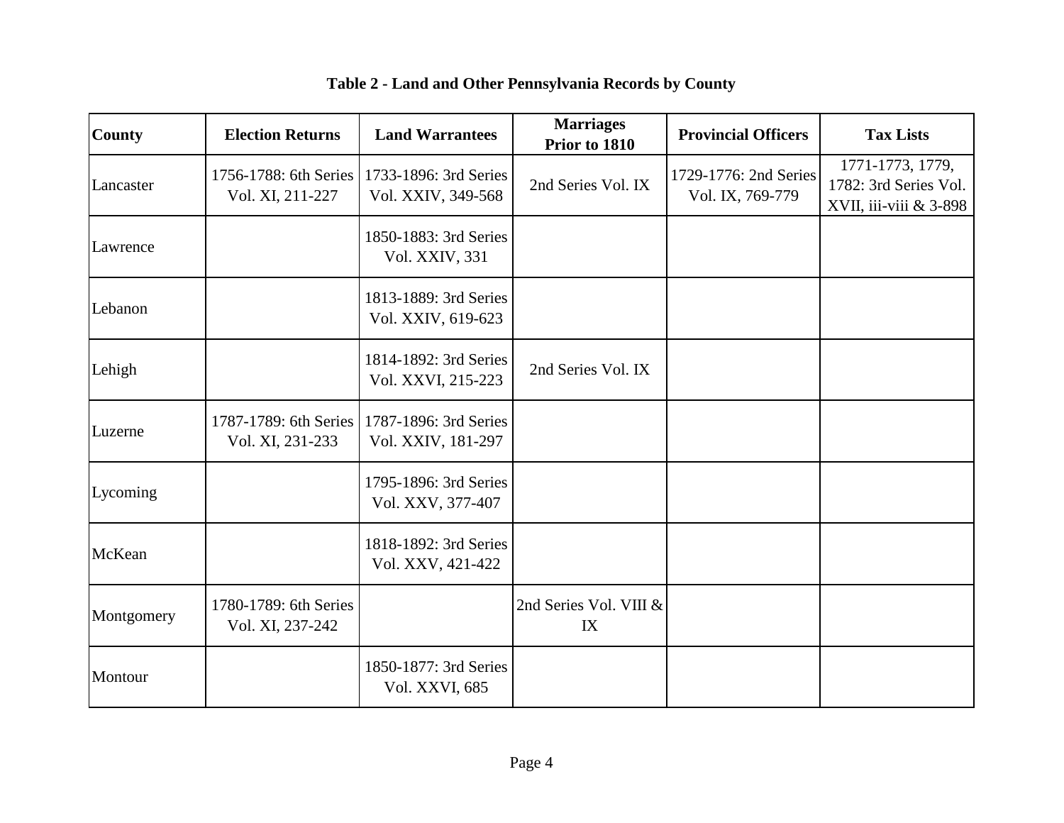**Table 2 - Land and Other Pennsylvania Records by County**

| County | Election Returns | Land Warrantees | Marriages Prior to 1810 | Provincial Officers | Tax Lists |
|---|---|---|---|---|---|
| Lancaster | 1756-1788: 6th Series Vol. XI, 211-227 | 1733-1896: 3rd Series Vol. XXIV, 349-568 | 2nd Series Vol. IX | 1729-1776: 2nd Series Vol. IX, 769-779 | 1771-1773, 1779, 1782: 3rd Series Vol. XVII, iii-viii & 3-898 |
| Lawrence | | 1850-1883: 3rd Series Vol. XXIV, 331 | | | |
| Lebanon | | 1813-1889: 3rd Series Vol. XXIV, 619-623 | | | |
| Lehigh | | 1814-1892: 3rd Series Vol. XXVI, 215-223 | 2nd Series Vol. IX | | |
| Luzerne | 1787-1789: 6th Series Vol. XI, 231-233 | 1787-1896: 3rd Series Vol. XXIV, 181-297 | | | |
| Lycoming | | 1795-1896: 3rd Series Vol. XXV, 377-407 | | | |
| McKean | | 1818-1892: 3rd Series Vol. XXV, 421-422 | | | |
| Montgomery | 1780-1789: 6th Series Vol. XI, 237-242 | | 2nd Series Vol. VIII & IX | | |
| Montour | | 1850-1877: 3rd Series Vol. XXVI, 685 | | | |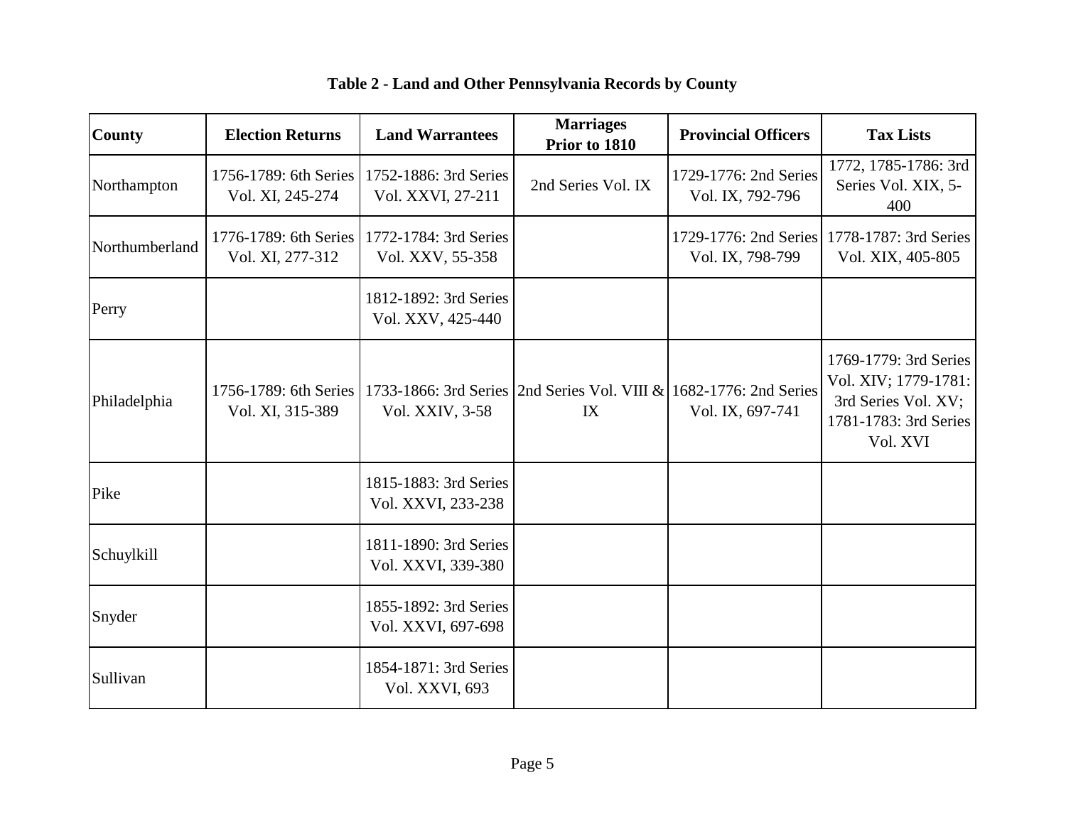**Table 2 - Land and Other Pennsylvania Records by County**

| County | Election Returns | Land Warrantees | Marriages Prior to 1810 | Provincial Officers | Tax Lists |
|---|---|---|---|---|---|
| Northampton | 1756-1789: 6th Series Vol. XI, 245-274 | 1752-1886: 3rd Series Vol. XXVI, 27-211 | 2nd Series Vol. IX | 1729-1776: 2nd Series Vol. IX, 792-796 | 1772, 1785-1786: 3rd Series Vol. XIX, 5-400 |
| Northumberland | 1776-1789: 6th Series Vol. XI, 277-312 | 1772-1784: 3rd Series Vol. XXV, 55-358 | | 1729-1776: 2nd Series Vol. IX, 798-799 | 1778-1787: 3rd Series Vol. XIX, 405-805 |
| Perry | | 1812-1892: 3rd Series Vol. XXV, 425-440 | | | |
| Philadelphia | 1756-1789: 6th Series Vol. XI, 315-389 | 1733-1866: 3rd Series Vol. XXIV, 3-58 | 2nd Series Vol. VIII & IX | 1682-1776: 2nd Series Vol. IX, 697-741 | 1769-1779: 3rd Series Vol. XIV; 1779-1781: 3rd Series Vol. XV; 1781-1783: 3rd Series Vol. XVI |
| Pike | | 1815-1883: 3rd Series Vol. XXVI, 233-238 | | | |
| Schuylkill | | 1811-1890: 3rd Series Vol. XXVI, 339-380 | | | |
| Snyder | | 1855-1892: 3rd Series Vol. XXVI, 697-698 | | | |
| Sullivan | | 1854-1871: 3rd Series Vol. XXVI, 693 | | | |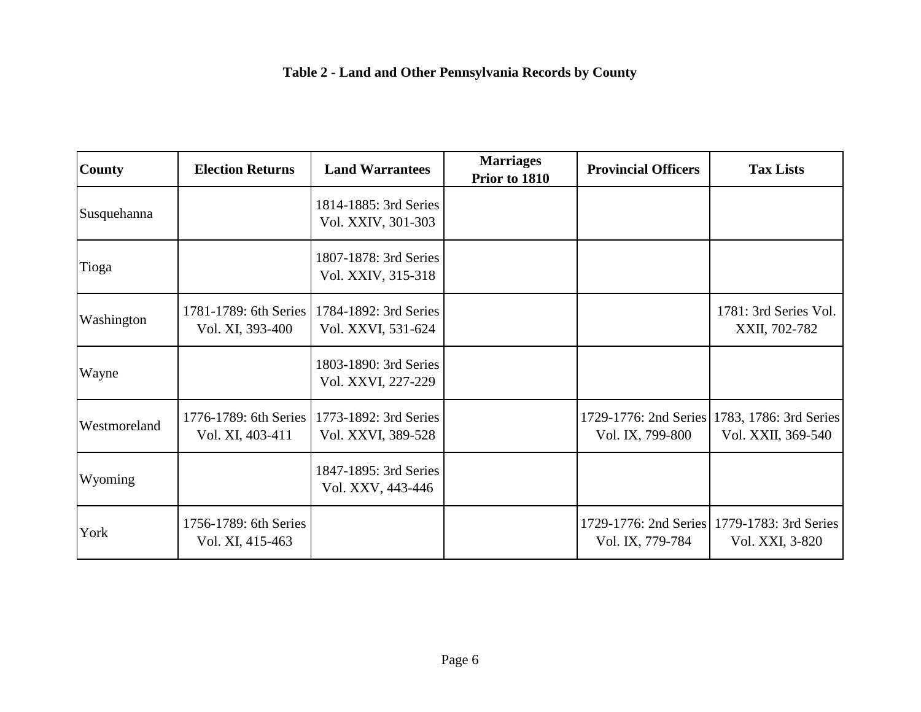**Table 2 - Land and Other Pennsylvania Records by County**

| County | Election Returns | Land Warrantees | Marriages Prior to 1810 | Provincial Officers | Tax Lists |
|---|---|---|---|---|---|
| Susquehanna | | 1814-1885: 3rd Series Vol. XXIV, 301-303 | | | |
| Tioga | | 1807-1878: 3rd Series Vol. XXIV, 315-318 | | | |
| Washington | 1781-1789: 6th Series Vol. XI, 393-400 | 1784-1892: 3rd Series Vol. XXVI, 531-624 | | | 1781: 3rd Series Vol. XXII, 702-782 |
| Wayne | | 1803-1890: 3rd Series Vol. XXVI, 227-229 | | | |
| Westmoreland | 1776-1789: 6th Series Vol. XI, 403-411 | 1773-1892: 3rd Series Vol. XXVI, 389-528 | | 1729-1776: 2nd Series Vol. IX, 799-800 | 1783, 1786: 3rd Series Vol. XXII, 369-540 |
| Wyoming | | 1847-1895: 3rd Series Vol. XXV, 443-446 | | | |
| York | 1756-1789: 6th Series Vol. XI, 415-463 | | | 1729-1776: 2nd Series Vol. IX, 779-784 | 1779-1783: 3rd Series Vol. XXI, 3-820 |